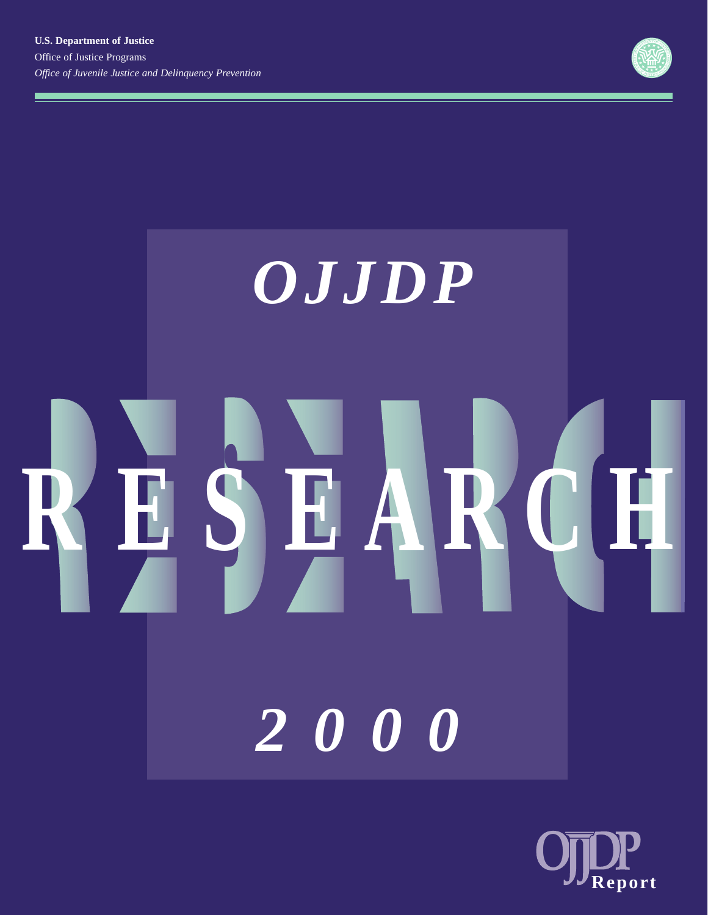**U.S. Department of Justice**

Office of Justice Programs

*Office of Juvenile Justice and Delinquency Prevention*

# *OJJDP*

# RESEARCH

# *2000*

OJJDP **Report**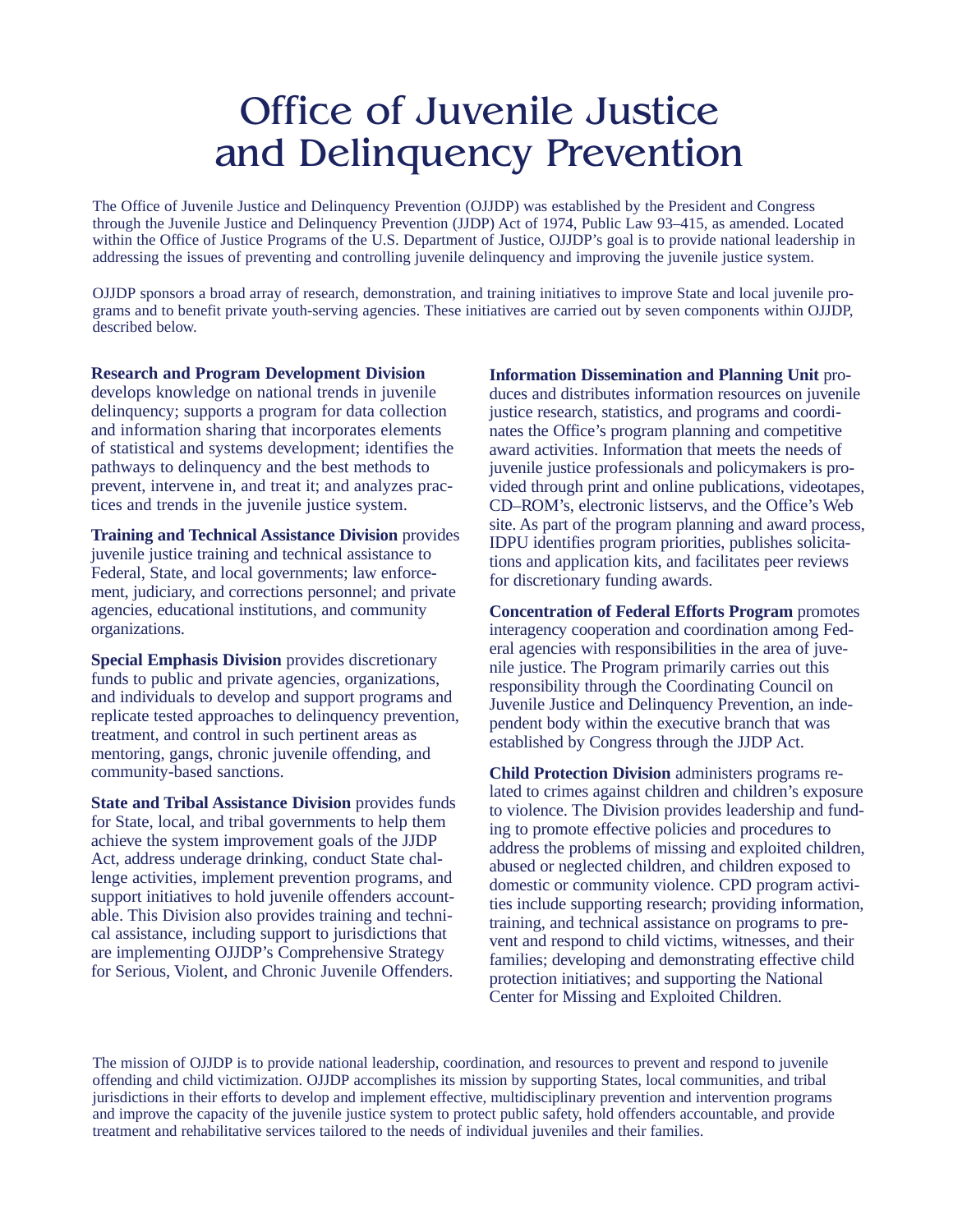# Office of Juvenile Justice and Delinquency Prevention

The Office of Juvenile Justice and Delinquency Prevention (OJJDP) was established by the President and Congress through the Juvenile Justice and Delinquency Prevention (JJDP) Act of 1974, Public Law 93–415, as amended. Located within the Office of Justice Programs of the U.S. Department of Justice, OJJDP's goal is to provide national leadership in addressing the issues of preventing and controlling juvenile delinquency and improving the juvenile justice system.

OJJDP sponsors a broad array of research, demonstration, and training initiatives to improve State and local juvenile programs and to benefit private youth-serving agencies. These initiatives are carried out by seven components within OJJDP, described below.

**Research and Program Development Division** develops knowledge on national trends in juvenile delinquency; supports a program for data collection and information sharing that incorporates elements of statistical and systems development; identifies the pathways to delinquency and the best methods to prevent, intervene in, and treat it; and analyzes practices and trends in the juvenile justice system.

**Training and Technical Assistance Division** provides juvenile justice training and technical assistance to Federal, State, and local governments; law enforcement, judiciary, and corrections personnel; and private agencies, educational institutions, and community organizations.

**Special Emphasis Division** provides discretionary funds to public and private agencies, organizations, and individuals to develop and support programs and replicate tested approaches to delinquency prevention, treatment, and control in such pertinent areas as mentoring, gangs, chronic juvenile offending, and community-based sanctions.

**State and Tribal Assistance Division** provides funds for State, local, and tribal governments to help them achieve the system improvement goals of the JJDP Act, address underage drinking, conduct State challenge activities, implement prevention programs, and support initiatives to hold juvenile offenders accountable. This Division also provides training and technical assistance, including support to jurisdictions that are implementing OJJDP's Comprehensive Strategy for Serious, Violent, and Chronic Juvenile Offenders.

**Information Dissemination and Planning Unit** produces and distributes information resources on juvenile justice research, statistics, and programs and coordinates the Office's program planning and competitive award activities. Information that meets the needs of juvenile justice professionals and policymakers is provided through print and online publications, videotapes, CD–ROM's, electronic listservs, and the Office's Web site. As part of the program planning and award process, IDPU identifies program priorities, publishes solicitations and application kits, and facilitates peer reviews for discretionary funding awards.

**Concentration of Federal Efforts Program** promotes interagency cooperation and coordination among Federal agencies with responsibilities in the area of juvenile justice. The Program primarily carries out this responsibility through the Coordinating Council on Juvenile Justice and Delinquency Prevention, an independent body within the executive branch that was established by Congress through the JJDP Act.

**Child Protection Division** administers programs related to crimes against children and children's exposure to violence. The Division provides leadership and funding to promote effective policies and procedures to address the problems of missing and exploited children, abused or neglected children, and children exposed to domestic or community violence. CPD program activities include supporting research; providing information, training, and technical assistance on programs to prevent and respond to child victims, witnesses, and their families; developing and demonstrating effective child protection initiatives; and supporting the National Center for Missing and Exploited Children.

The mission of OJJDP is to provide national leadership, coordination, and resources to prevent and respond to juvenile offending and child victimization. OJJDP accomplishes its mission by supporting States, local communities, and tribal jurisdictions in their efforts to develop and implement effective, multidisciplinary prevention and intervention programs and improve the capacity of the juvenile justice system to protect public safety, hold offenders accountable, and provide treatment and rehabilitative services tailored to the needs of individual juveniles and their families.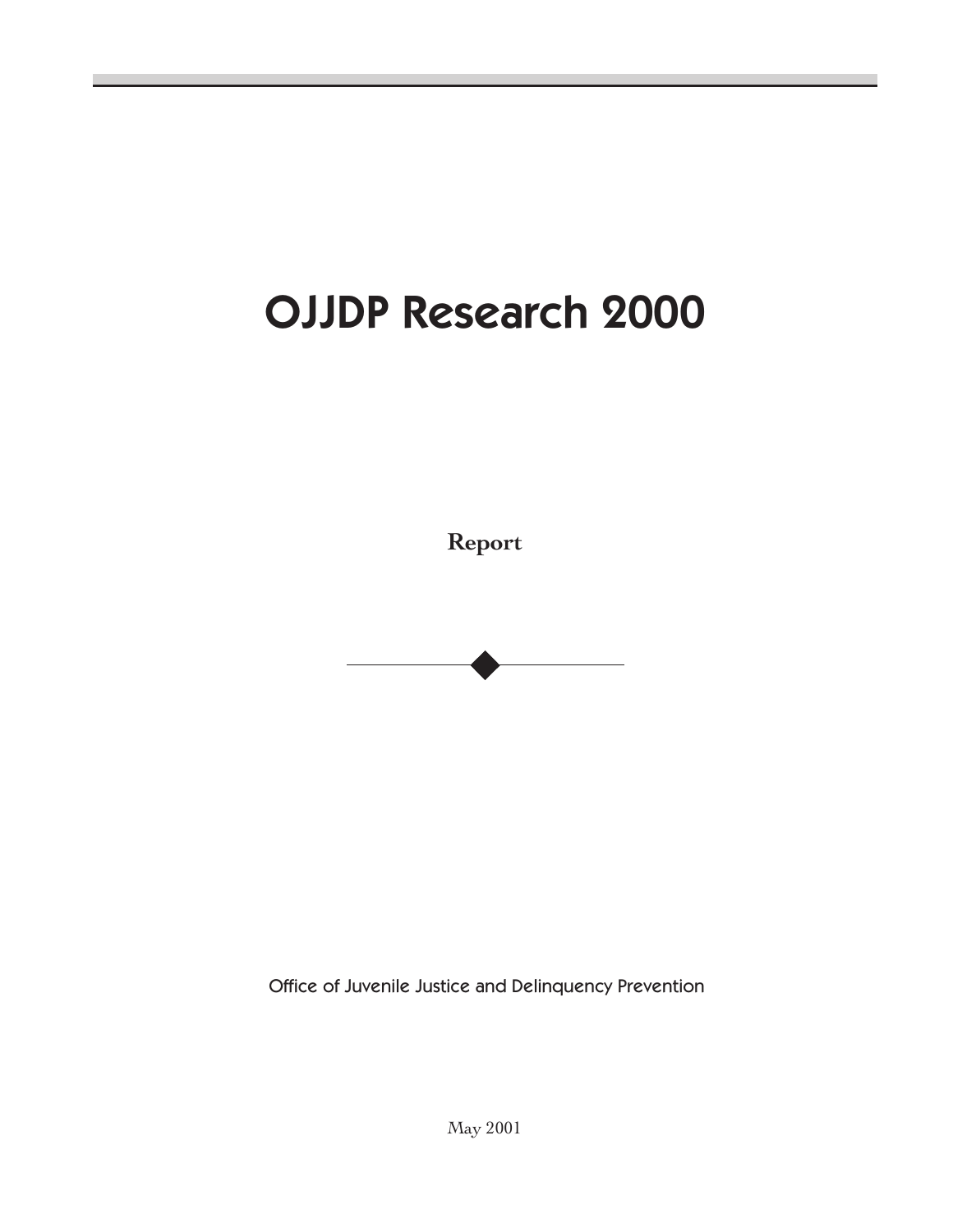# OJJDP Research 2000

**Report**

Office of Juvenile Justice and Delinquency Prevention

May 2001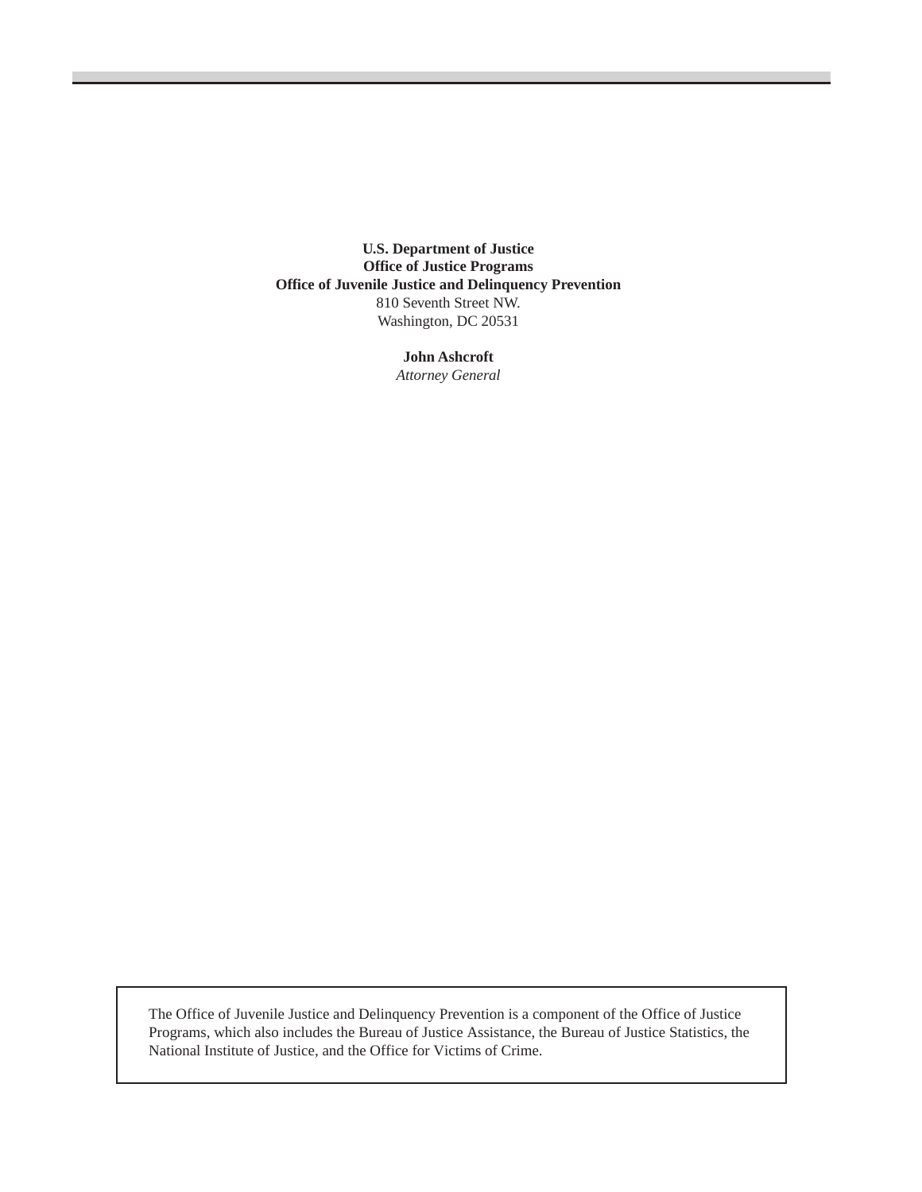**U.S. Department of Justice**
**Office of Justice Programs**
**Office of Juvenile Justice and Delinquency Prevention**
810 Seventh Street NW.
Washington, DC 20531

**John Ashcroft**
*Attorney General*

The Office of Juvenile Justice and Delinquency Prevention is a component of the Office of Justice Programs, which also includes the Bureau of Justice Assistance, the Bureau of Justice Statistics, the National Institute of Justice, and the Office for Victims of Crime.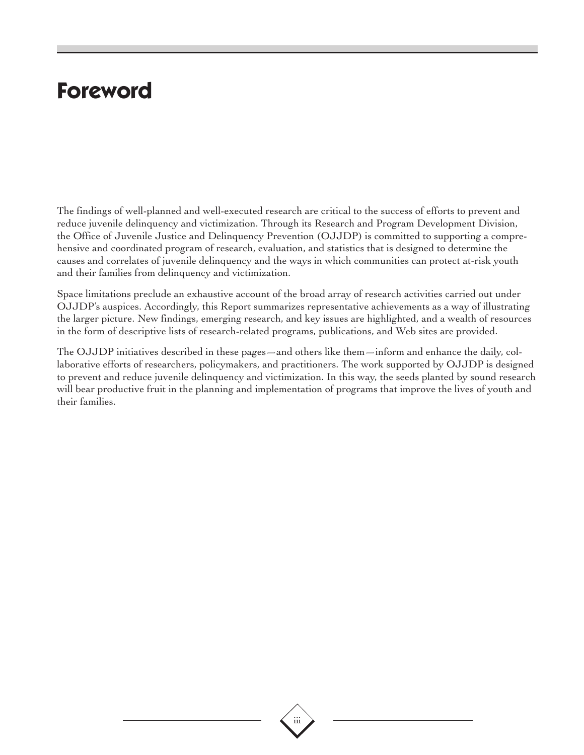# Foreword

The findings of well-planned and well-executed research are critical to the success of efforts to prevent and reduce juvenile delinquency and victimization. Through its Research and Program Development Division, the Office of Juvenile Justice and Delinquency Prevention (OJJDP) is committed to supporting a comprehensive and coordinated program of research, evaluation, and statistics that is designed to determine the causes and correlates of juvenile delinquency and the ways in which communities can protect at-risk youth and their families from delinquency and victimization.

Space limitations preclude an exhaustive account of the broad array of research activities carried out under OJJDP's auspices. Accordingly, this Report summarizes representative achievements as a way of illustrating the larger picture. New findings, emerging research, and key issues are highlighted, and a wealth of resources in the form of descriptive lists of research-related programs, publications, and Web sites are provided.

The OJJDP initiatives described in these pages—and others like them—inform and enhance the daily, collaborative efforts of researchers, policymakers, and practitioners. The work supported by OJJDP is designed to prevent and reduce juvenile delinquency and victimization. In this way, the seeds planted by sound research will bear productive fruit in the planning and implementation of programs that improve the lives of youth and their families.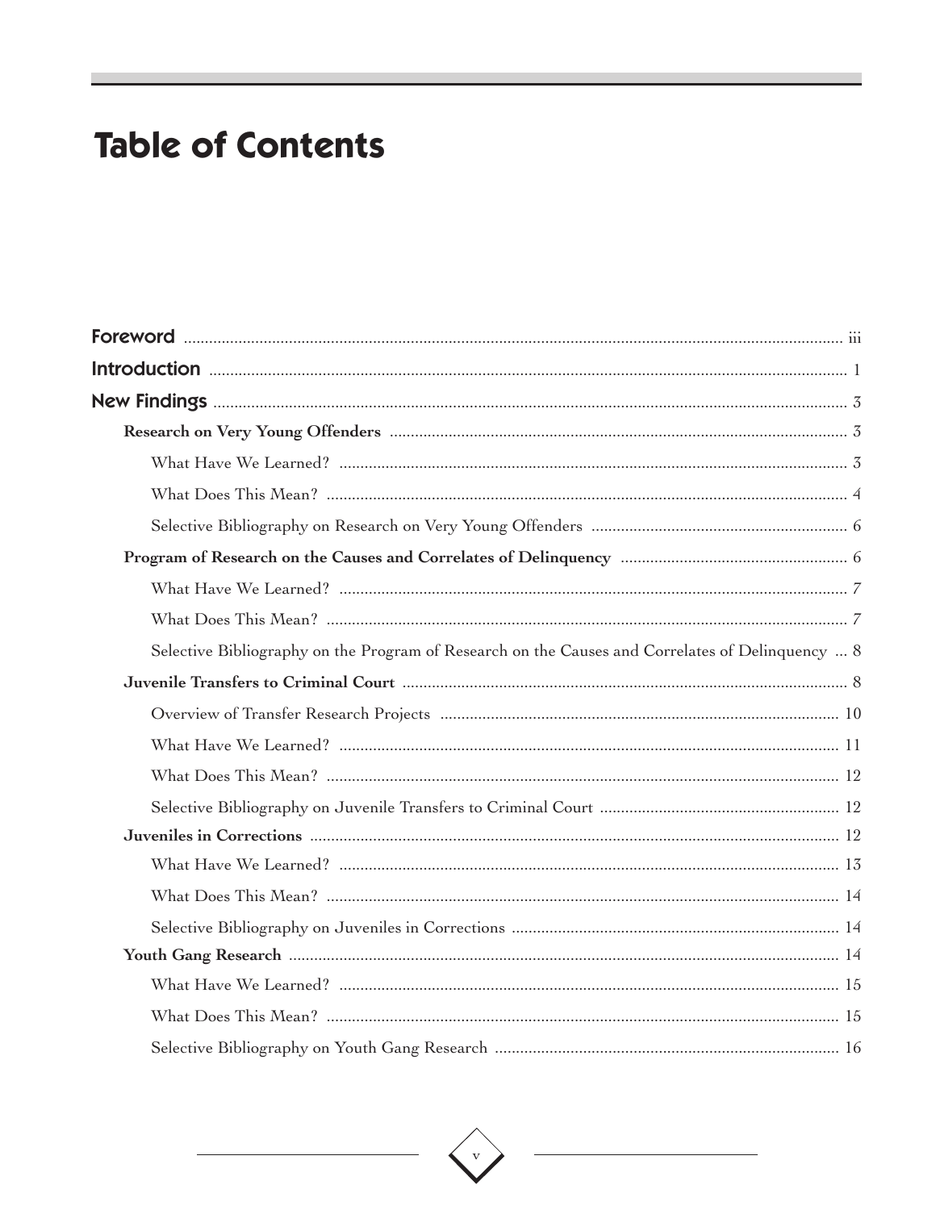# Table of Contents

- **Foreword** ... iii
- **Introduction** ... 1
- **New Findings** ... 3
  - **Research on Very Young Offenders** ... 3
    - What Have We Learned? ... 3
    - What Does This Mean? ... 4
    - Selective Bibliography on Research on Very Young Offenders ... 6
  - **Program of Research on the Causes and Correlates of Delinquency** ... 6
    - What Have We Learned? ... 7
    - What Does This Mean? ... 7
    - Selective Bibliography on the Program of Research on the Causes and Correlates of Delinquency ... 8
  - **Juvenile Transfers to Criminal Court** ... 8
    - Overview of Transfer Research Projects ... 10
    - What Have We Learned? ... 11
    - What Does This Mean? ... 12
    - Selective Bibliography on Juvenile Transfers to Criminal Court ... 12
  - **Juveniles in Corrections** ... 12
    - What Have We Learned? ... 13
    - What Does This Mean? ... 14
    - Selective Bibliography on Juveniles in Corrections ... 14
  - **Youth Gang Research** ... 14
    - What Have We Learned? ... 15
    - What Does This Mean? ... 15
    - Selective Bibliography on Youth Gang Research ... 16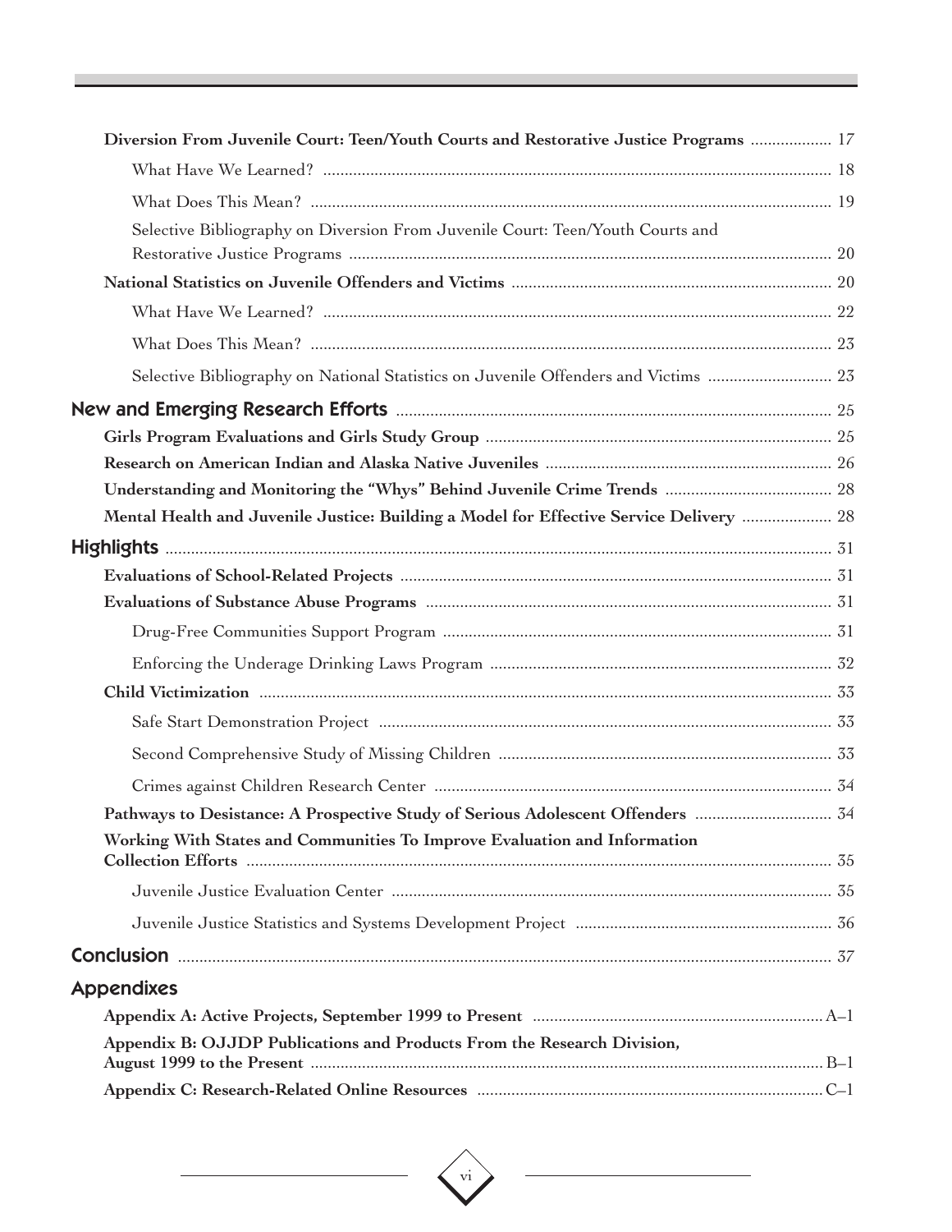**Diversion From Juvenile Court: Teen/Youth Courts and Restorative Justice Programs** .................. 17

What Have We Learned? ..................................................................................................... 18

What Does This Mean? ....................................................................................................... 19

Selective Bibliography on Diversion From Juvenile Court: Teen/Youth Courts and Restorative Justice Programs ............................................................................................... 20

**National Statistics on Juvenile Offenders and Victims** ......................................................................... 20

What Have We Learned? ..................................................................................................... 22

What Does This Mean? ....................................................................................................... 23

Selective Bibliography on National Statistics on Juvenile Offenders and Victims ............................ 23

## New and Emerging Research Efforts .................................................................................................... 25

**Girls Program Evaluations and Girls Study Group** ............................................................................... 25

**Research on American Indian and Alaska Native Juveniles** ................................................................. 26

**Understanding and Monitoring the "Whys" Behind Juvenile Crime Trends** ...................................... 28

**Mental Health and Juvenile Justice: Building a Model for Effective Service Delivery** .................... 28

## Highlights ............................................................................................................................................. 31

**Evaluations of School-Related Projects** ................................................................................................... 31

**Evaluations of Substance Abuse Programs** ............................................................................................. 31

Drug-Free Communities Support Program ........................................................................................ 31

Enforcing the Underage Drinking Laws Program .............................................................................. 32

**Child Victimization** .................................................................................................................................... 33

Safe Start Demonstration Project ....................................................................................................... 33

Second Comprehensive Study of Missing Children ........................................................................... 33

Crimes against Children Research Center .......................................................................................... 34

**Pathways to Desistance: A Prospective Study of Serious Adolescent Offenders** ............................... 34

**Working With States and Communities To Improve Evaluation and Information Collection Efforts** ....................................................................................................................................... 35

Juvenile Justice Evaluation Center ..................................................................................................... 35

Juvenile Justice Statistics and Systems Development Project .......................................................... 36

## Conclusion ............................................................................................................................................ 37

## Appendixes

**Appendix A: Active Projects, September 1999 to Present** ................................................................... A–1

**Appendix B: OJJDP Publications and Products From the Research Division, August 1999 to the Present** ....................................................................................................................... B–1

**Appendix C: Research-Related Online Resources** ................................................................................ C–1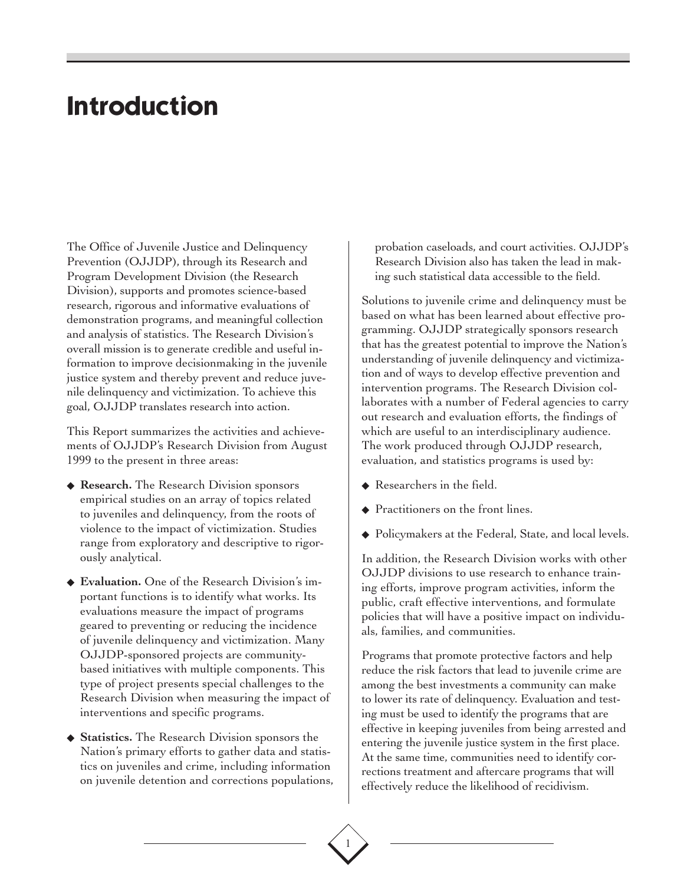# Introduction

The Office of Juvenile Justice and Delinquency Prevention (OJJDP), through its Research and Program Development Division (the Research Division), supports and promotes science-based research, rigorous and informative evaluations of demonstration programs, and meaningful collection and analysis of statistics. The Research Division's overall mission is to generate credible and useful information to improve decisionmaking in the juvenile justice system and thereby prevent and reduce juvenile delinquency and victimization. To achieve this goal, OJJDP translates research into action.

This Report summarizes the activities and achievements of OJJDP's Research Division from August 1999 to the present in three areas:

- **Research.** The Research Division sponsors empirical studies on an array of topics related to juveniles and delinquency, from the roots of violence to the impact of victimization. Studies range from exploratory and descriptive to rigorously analytical.
- **Evaluation.** One of the Research Division's important functions is to identify what works. Its evaluations measure the impact of programs geared to preventing or reducing the incidence of juvenile delinquency and victimization. Many OJJDP-sponsored projects are community-based initiatives with multiple components. This type of project presents special challenges to the Research Division when measuring the impact of interventions and specific programs.
- **Statistics.** The Research Division sponsors the Nation's primary efforts to gather data and statistics on juveniles and crime, including information on juvenile detention and corrections populations, probation caseloads, and court activities. OJJDP's Research Division also has taken the lead in making such statistical data accessible to the field.

Solutions to juvenile crime and delinquency must be based on what has been learned about effective programming. OJJDP strategically sponsors research that has the greatest potential to improve the Nation's understanding of juvenile delinquency and victimization and of ways to develop effective prevention and intervention programs. The Research Division collaborates with a number of Federal agencies to carry out research and evaluation efforts, the findings of which are useful to an interdisciplinary audience. The work produced through OJJDP research, evaluation, and statistics programs is used by:

- Researchers in the field.
- Practitioners on the front lines.
- Policymakers at the Federal, State, and local levels.

In addition, the Research Division works with other OJJDP divisions to use research to enhance training efforts, improve program activities, inform the public, craft effective interventions, and formulate policies that will have a positive impact on individuals, families, and communities.

Programs that promote protective factors and help reduce the risk factors that lead to juvenile crime are among the best investments a community can make to lower its rate of delinquency. Evaluation and testing must be used to identify the programs that are effective in keeping juveniles from being arrested and entering the juvenile justice system in the first place. At the same time, communities need to identify corrections treatment and aftercare programs that will effectively reduce the likelihood of recidivism.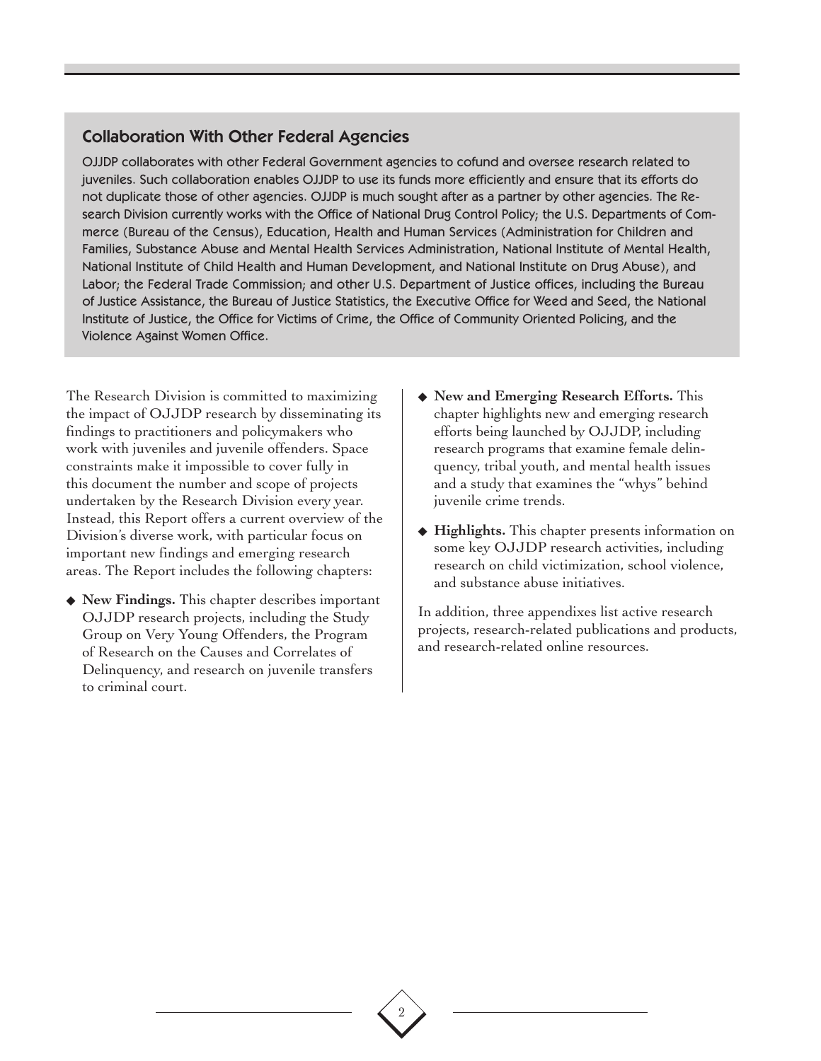## Collaboration With Other Federal Agencies

OJJDP collaborates with other Federal Government agencies to cofund and oversee research related to juveniles. Such collaboration enables OJJDP to use its funds more efficiently and ensure that its efforts do not duplicate those of other agencies. OJJDP is much sought after as a partner by other agencies. The Research Division currently works with the Office of National Drug Control Policy; the U.S. Departments of Commerce (Bureau of the Census), Education, Health and Human Services (Administration for Children and Families, Substance Abuse and Mental Health Services Administration, National Institute of Mental Health, National Institute of Child Health and Human Development, and National Institute on Drug Abuse), and Labor; the Federal Trade Commission; and other U.S. Department of Justice offices, including the Bureau of Justice Assistance, the Bureau of Justice Statistics, the Executive Office for Weed and Seed, the National Institute of Justice, the Office for Victims of Crime, the Office of Community Oriented Policing, and the Violence Against Women Office.

The Research Division is committed to maximizing the impact of OJJDP research by disseminating its findings to practitioners and policymakers who work with juveniles and juvenile offenders. Space constraints make it impossible to cover fully in this document the number and scope of projects undertaken by the Research Division every year. Instead, this Report offers a current overview of the Division's diverse work, with particular focus on important new findings and emerging research areas. The Report includes the following chapters:

- **New Findings.** This chapter describes important OJJDP research projects, including the Study Group on Very Young Offenders, the Program of Research on the Causes and Correlates of Delinquency, and research on juvenile transfers to criminal court.
- **New and Emerging Research Efforts.** This chapter highlights new and emerging research efforts being launched by OJJDP, including research programs that examine female delinquency, tribal youth, and mental health issues and a study that examines the "whys" behind juvenile crime trends.
- **Highlights.** This chapter presents information on some key OJJDP research activities, including research on child victimization, school violence, and substance abuse initiatives.

In addition, three appendixes list active research projects, research-related publications and products, and research-related online resources.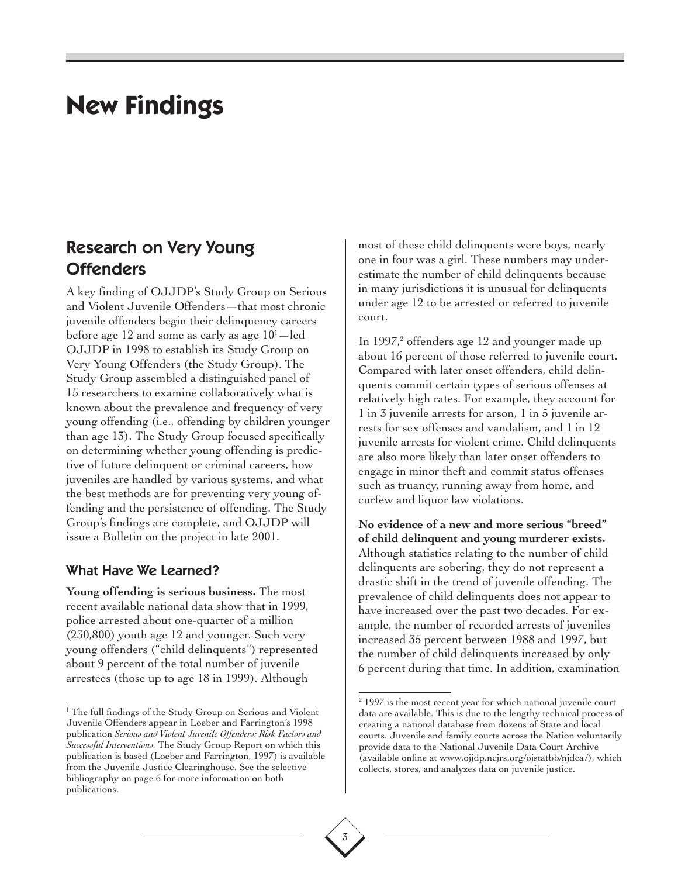# New Findings

## Research on Very Young Offenders

A key finding of OJJDP's Study Group on Serious and Violent Juvenile Offenders—that most chronic juvenile offenders begin their delinquency careers before age 12 and some as early as age 10[1]—led OJJDP in 1998 to establish its Study Group on Very Young Offenders (the Study Group). The Study Group assembled a distinguished panel of 15 researchers to examine collaboratively what is known about the prevalence and frequency of very young offending (i.e., offending by children younger than age 13). The Study Group focused specifically on determining whether young offending is predictive of future delinquent or criminal careers, how juveniles are handled by various systems, and what the best methods are for preventing very young offending and the persistence of offending. The Study Group's findings are complete, and OJJDP will issue a Bulletin on the project in late 2001.

### What Have We Learned?

**Young offending is serious business.** The most recent available national data show that in 1999, police arrested about one-quarter of a million (230,800) youth age 12 and younger. Such very young offenders ("child delinquents") represented about 9 percent of the total number of juvenile arrestees (those up to age 18 in 1999). Although most of these child delinquents were boys, nearly one in four was a girl. These numbers may underestimate the number of child delinquents because in many jurisdictions it is unusual for delinquents under age 12 to be arrested or referred to juvenile court.

In 1997,[2] offenders age 12 and younger made up about 16 percent of those referred to juvenile court. Compared with later onset offenders, child delinquents commit certain types of serious offenses at relatively high rates. For example, they account for 1 in 3 juvenile arrests for arson, 1 in 5 juvenile arrests for sex offenses and vandalism, and 1 in 12 juvenile arrests for violent crime. Child delinquents are also more likely than later onset offenders to engage in minor theft and commit status offenses such as truancy, running away from home, and curfew and liquor law violations.

**No evidence of a new and more serious "breed" of child delinquent and young murderer exists.** Although statistics relating to the number of child delinquents are sobering, they do not represent a drastic shift in the trend of juvenile offending. The prevalence of child delinquents does not appear to have increased over the past two decades. For example, the number of recorded arrests of juveniles increased 35 percent between 1988 and 1997, but the number of child delinquents increased by only 6 percent during that time. In addition, examination

---

[1] The full findings of the Study Group on Serious and Violent Juvenile Offenders appear in Loeber and Farrington's 1998 publication *Serious and Violent Juvenile Offenders: Risk Factors and Successful Interventions*. The Study Group Report on which this publication is based (Loeber and Farrington, 1997) is available from the Juvenile Justice Clearinghouse. See the selective bibliography on page 6 for more information on both publications.

[2] 1997 is the most recent year for which national juvenile court data are available. This is due to the lengthy technical process of creating a national database from dozens of State and local courts. Juvenile and family courts across the Nation voluntarily provide data to the National Juvenile Data Court Archive (available online at www.ojjdp.ncjrs.org/ojstatbb/njdca/), which collects, stores, and analyzes data on juvenile justice.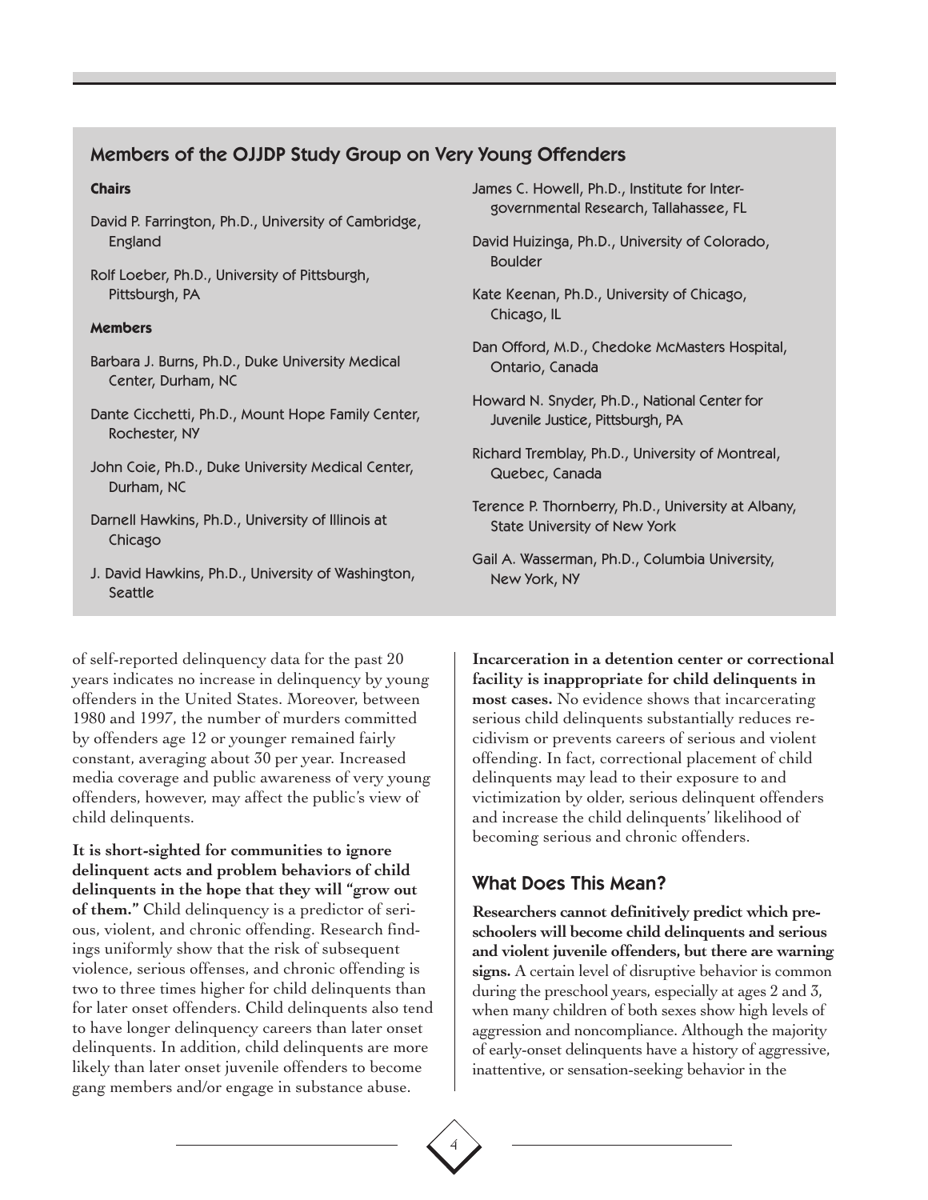## Members of the OJJDP Study Group on Very Young Offenders

**Chairs**

David P. Farrington, Ph.D., University of Cambridge, England

Rolf Loeber, Ph.D., University of Pittsburgh, Pittsburgh, PA

**Members**

Barbara J. Burns, Ph.D., Duke University Medical Center, Durham, NC

Dante Cicchetti, Ph.D., Mount Hope Family Center, Rochester, NY

John Coie, Ph.D., Duke University Medical Center, Durham, NC

Darnell Hawkins, Ph.D., University of Illinois at Chicago

J. David Hawkins, Ph.D., University of Washington, Seattle

James C. Howell, Ph.D., Institute for Intergovernmental Research, Tallahassee, FL

David Huizinga, Ph.D., University of Colorado, Boulder

Kate Keenan, Ph.D., University of Chicago, Chicago, IL

Dan Offord, M.D., Chedoke McMasters Hospital, Ontario, Canada

Howard N. Snyder, Ph.D., National Center for Juvenile Justice, Pittsburgh, PA

Richard Tremblay, Ph.D., University of Montreal, Quebec, Canada

Terence P. Thornberry, Ph.D., University at Albany, State University of New York

Gail A. Wasserman, Ph.D., Columbia University, New York, NY

of self-reported delinquency data for the past 20 years indicates no increase in delinquency by young offenders in the United States. Moreover, between 1980 and 1997, the number of murders committed by offenders age 12 or younger remained fairly constant, averaging about 30 per year. Increased media coverage and public awareness of very young offenders, however, may affect the public's view of child delinquents.

**It is short-sighted for communities to ignore delinquent acts and problem behaviors of child delinquents in the hope that they will "grow out of them."** Child delinquency is a predictor of serious, violent, and chronic offending. Research findings uniformly show that the risk of subsequent violence, serious offenses, and chronic offending is two to three times higher for child delinquents than for later onset offenders. Child delinquents also tend to have longer delinquency careers than later onset delinquents. In addition, child delinquents are more likely than later onset juvenile offenders to become gang members and/or engage in substance abuse.

**Incarceration in a detention center or correctional facility is inappropriate for child delinquents in most cases.** No evidence shows that incarcerating serious child delinquents substantially reduces recidivism or prevents careers of serious and violent offending. In fact, correctional placement of child delinquents may lead to their exposure to and victimization by older, serious delinquent offenders and increase the child delinquents' likelihood of becoming serious and chronic offenders.

## What Does This Mean?

**Researchers cannot definitively predict which preschoolers will become child delinquents and serious and violent juvenile offenders, but there are warning signs.** A certain level of disruptive behavior is common during the preschool years, especially at ages 2 and 3, when many children of both sexes show high levels of aggression and noncompliance. Although the majority of early-onset delinquents have a history of aggressive, inattentive, or sensation-seeking behavior in the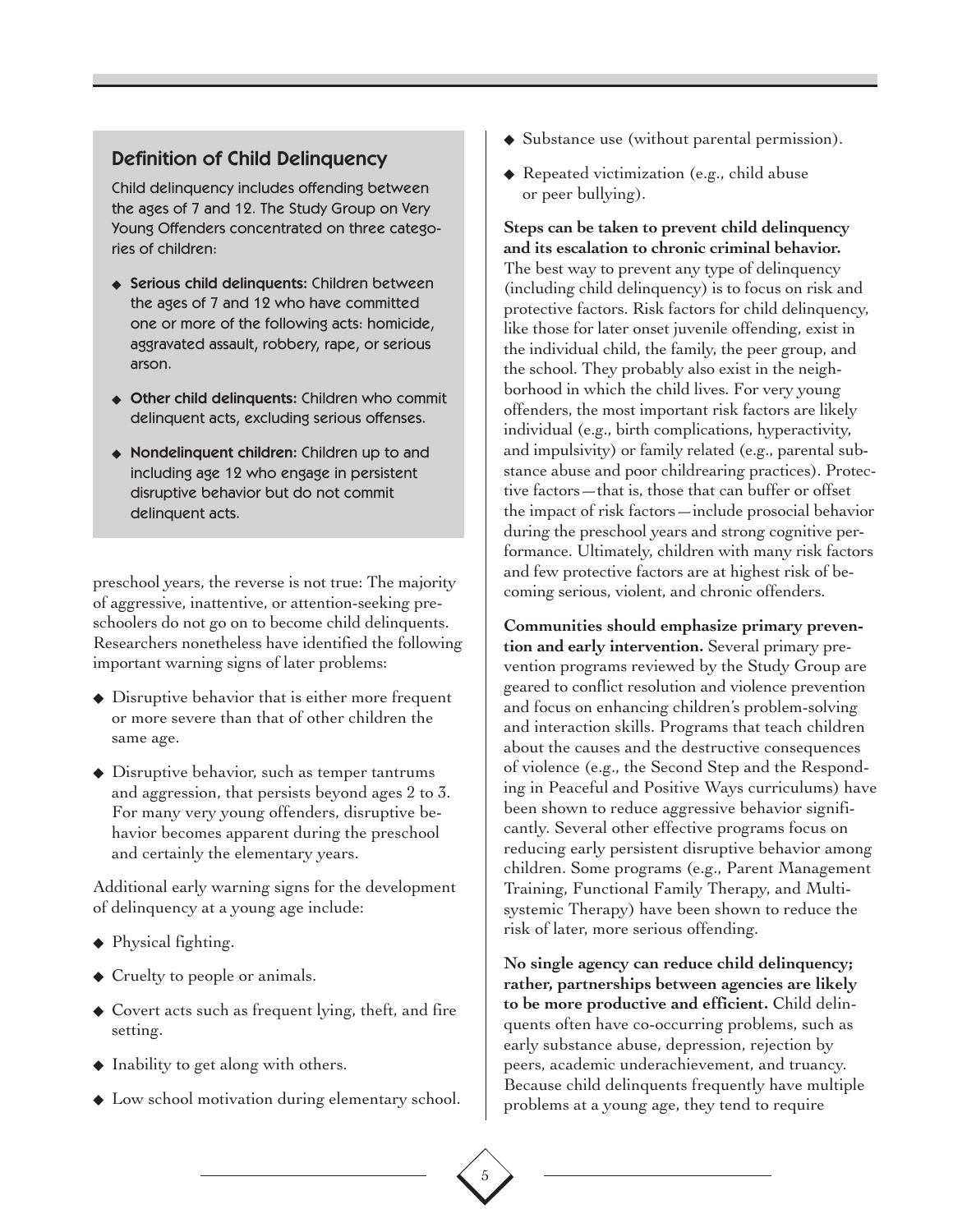## Definition of Child Delinquency

Child delinquency includes offending between the ages of 7 and 12. The Study Group on Very Young Offenders concentrated on three categories of children:

- **Serious child delinquents:** Children between the ages of 7 and 12 who have committed one or more of the following acts: homicide, aggravated assault, robbery, rape, or serious arson.
- **Other child delinquents:** Children who commit delinquent acts, excluding serious offenses.
- **Nondelinquent children:** Children up to and including age 12 who engage in persistent disruptive behavior but do not commit delinquent acts.

preschool years, the reverse is not true: The majority of aggressive, inattentive, or attention-seeking preschoolers do not go on to become child delinquents. Researchers nonetheless have identified the following important warning signs of later problems:

- Disruptive behavior that is either more frequent or more severe than that of other children the same age.
- Disruptive behavior, such as temper tantrums and aggression, that persists beyond ages 2 to 3. For many very young offenders, disruptive behavior becomes apparent during the preschool and certainly the elementary years.

Additional early warning signs for the development of delinquency at a young age include:

- Physical fighting.
- Cruelty to people or animals.
- Covert acts such as frequent lying, theft, and fire setting.
- Inability to get along with others.
- Low school motivation during elementary school.
- Substance use (without parental permission).
- Repeated victimization (e.g., child abuse or peer bullying).

**Steps can be taken to prevent child delinquency and its escalation to chronic criminal behavior.** The best way to prevent any type of delinquency (including child delinquency) is to focus on risk and protective factors. Risk factors for child delinquency, like those for later onset juvenile offending, exist in the individual child, the family, the peer group, and the school. They probably also exist in the neighborhood in which the child lives. For very young offenders, the most important risk factors are likely individual (e.g., birth complications, hyperactivity, and impulsivity) or family related (e.g., parental substance abuse and poor childrearing practices). Protective factors—that is, those that can buffer or offset the impact of risk factors—include prosocial behavior during the preschool years and strong cognitive performance. Ultimately, children with many risk factors and few protective factors are at highest risk of becoming serious, violent, and chronic offenders.

**Communities should emphasize primary prevention and early intervention.** Several primary prevention programs reviewed by the Study Group are geared to conflict resolution and violence prevention and focus on enhancing children's problem-solving and interaction skills. Programs that teach children about the causes and the destructive consequences of violence (e.g., the Second Step and the Responding in Peaceful and Positive Ways curriculums) have been shown to reduce aggressive behavior significantly. Several other effective programs focus on reducing early persistent disruptive behavior among children. Some programs (e.g., Parent Management Training, Functional Family Therapy, and Multisystemic Therapy) have been shown to reduce the risk of later, more serious offending.

**No single agency can reduce child delinquency; rather, partnerships between agencies are likely to be more productive and efficient.** Child delinquents often have co-occurring problems, such as early substance abuse, depression, rejection by peers, academic underachievement, and truancy. Because child delinquents frequently have multiple problems at a young age, they tend to require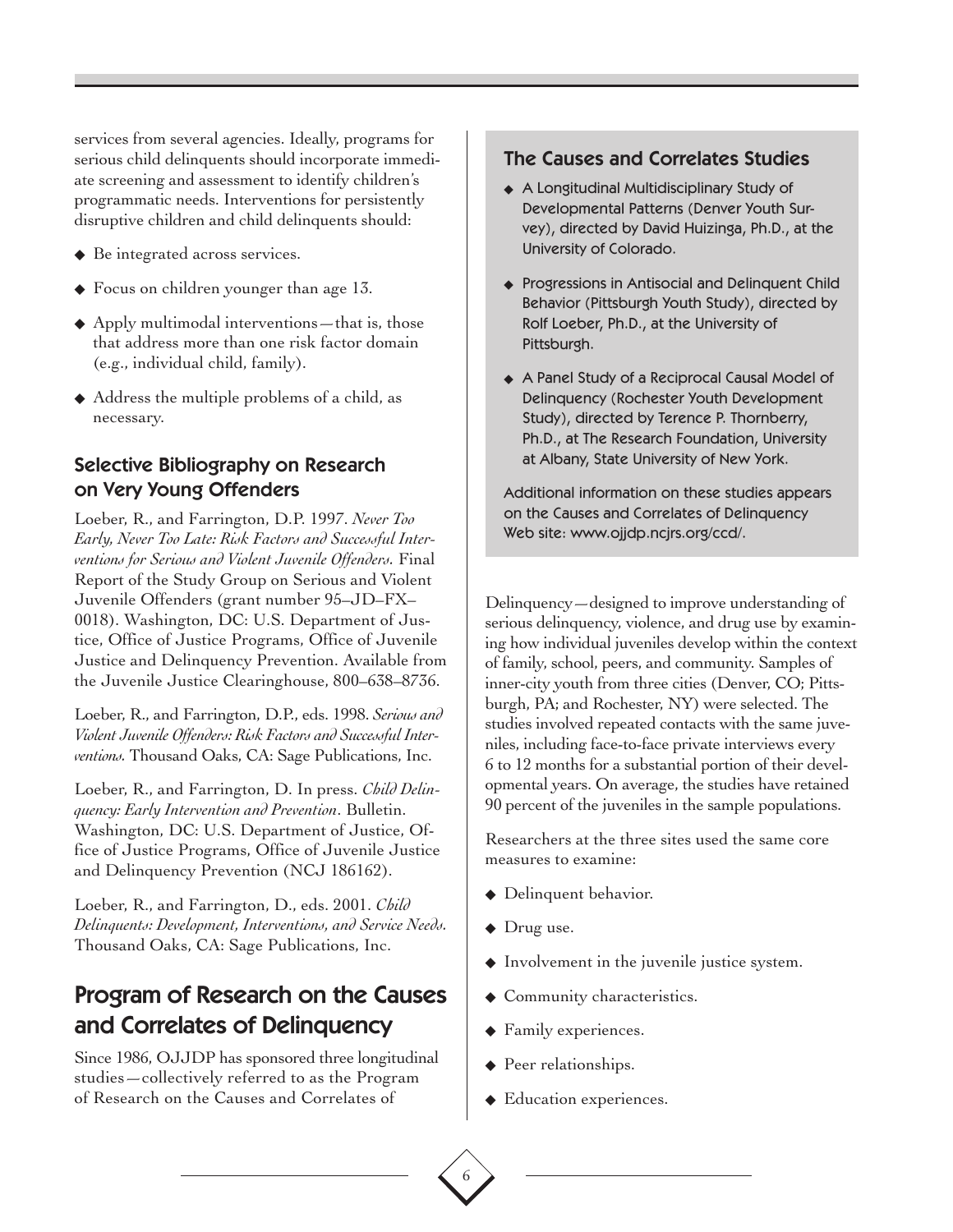services from several agencies. Ideally, programs for serious child delinquents should incorporate immediate screening and assessment to identify children's programmatic needs. Interventions for persistently disruptive children and child delinquents should:

- Be integrated across services.
- Focus on children younger than age 13.
- Apply multimodal interventions—that is, those that address more than one risk factor domain (e.g., individual child, family).
- Address the multiple problems of a child, as necessary.

### Selective Bibliography on Research on Very Young Offenders

Loeber, R., and Farrington, D.P. 1997. *Never Too Early, Never Too Late: Risk Factors and Successful Interventions for Serious and Violent Juvenile Offenders.* Final Report of the Study Group on Serious and Violent Juvenile Offenders (grant number 95–JD–FX–0018). Washington, DC: U.S. Department of Justice, Office of Justice Programs, Office of Juvenile Justice and Delinquency Prevention. Available from the Juvenile Justice Clearinghouse, 800–638–8736.

Loeber, R., and Farrington, D.P., eds. 1998. *Serious and Violent Juvenile Offenders: Risk Factors and Successful Interventions.* Thousand Oaks, CA: Sage Publications, Inc.

Loeber, R., and Farrington, D. In press. *Child Delinquency: Early Intervention and Prevention*. Bulletin. Washington, DC: U.S. Department of Justice, Office of Justice Programs, Office of Juvenile Justice and Delinquency Prevention (NCJ 186162).

Loeber, R., and Farrington, D., eds. 2001. *Child Delinquents: Development, Interventions, and Service Needs.* Thousand Oaks, CA: Sage Publications, Inc.

## Program of Research on the Causes and Correlates of Delinquency

Since 1986, OJJDP has sponsored three longitudinal studies—collectively referred to as the Program of Research on the Causes and Correlates of Delinquency—designed to improve understanding of serious delinquency, violence, and drug use by examining how individual juveniles develop within the context of family, school, peers, and community. Samples of inner-city youth from three cities (Denver, CO; Pittsburgh, PA; and Rochester, NY) were selected. The studies involved repeated contacts with the same juveniles, including face-to-face private interviews every 6 to 12 months for a substantial portion of their developmental years. On average, the studies have retained 90 percent of the juveniles in the sample populations.

Researchers at the three sites used the same core measures to examine:

- Delinquent behavior.
- Drug use.
- Involvement in the juvenile justice system.
- Community characteristics.
- Family experiences.
- Peer relationships.
- Education experiences.

### The Causes and Correlates Studies

- A Longitudinal Multidisciplinary Study of Developmental Patterns (Denver Youth Survey), directed by David Huizinga, Ph.D., at the University of Colorado.
- Progressions in Antisocial and Delinquent Child Behavior (Pittsburgh Youth Study), directed by Rolf Loeber, Ph.D., at the University of Pittsburgh.
- A Panel Study of a Reciprocal Causal Model of Delinquency (Rochester Youth Development Study), directed by Terence P. Thornberry, Ph.D., at The Research Foundation, University at Albany, State University of New York.

Additional information on these studies appears on the Causes and Correlates of Delinquency Web site: www.ojjdp.ncjrs.org/ccd/.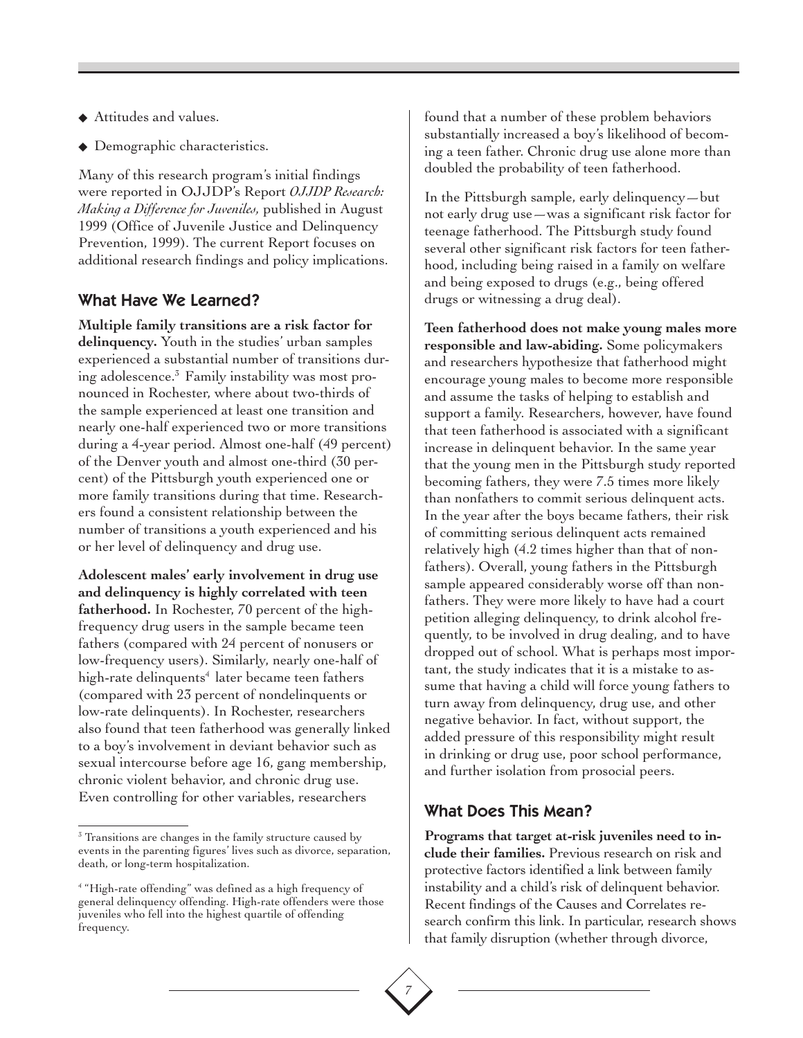- Attitudes and values.
- Demographic characteristics.

Many of this research program's initial findings were reported in OJJDP's Report *OJJDP Research: Making a Difference for Juveniles,* published in August 1999 (Office of Juvenile Justice and Delinquency Prevention, 1999). The current Report focuses on additional research findings and policy implications.

## What Have We Learned?

**Multiple family transitions are a risk factor for delinquency.** Youth in the studies' urban samples experienced a substantial number of transitions during adolescence.[3] Family instability was most pronounced in Rochester, where about two-thirds of the sample experienced at least one transition and nearly one-half experienced two or more transitions during a 4-year period. Almost one-half (49 percent) of the Denver youth and almost one-third (30 percent) of the Pittsburgh youth experienced one or more family transitions during that time. Researchers found a consistent relationship between the number of transitions a youth experienced and his or her level of delinquency and drug use.

**Adolescent males' early involvement in drug use and delinquency is highly correlated with teen fatherhood.** In Rochester, 70 percent of the high-frequency drug users in the sample became teen fathers (compared with 24 percent of nonusers or low-frequency users). Similarly, nearly one-half of high-rate delinquents[4] later became teen fathers (compared with 23 percent of nondelinquents or low-rate delinquents). In Rochester, researchers also found that teen fatherhood was generally linked to a boy's involvement in deviant behavior such as sexual intercourse before age 16, gang membership, chronic violent behavior, and chronic drug use. Even controlling for other variables, researchers found that a number of these problem behaviors substantially increased a boy's likelihood of becoming a teen father. Chronic drug use alone more than doubled the probability of teen fatherhood.

In the Pittsburgh sample, early delinquency—but not early drug use—was a significant risk factor for teenage fatherhood. The Pittsburgh study found several other significant risk factors for teen fatherhood, including being raised in a family on welfare and being exposed to drugs (e.g., being offered drugs or witnessing a drug deal).

**Teen fatherhood does not make young males more responsible and law-abiding.** Some policymakers and researchers hypothesize that fatherhood might encourage young males to become more responsible and assume the tasks of helping to establish and support a family. Researchers, however, have found that teen fatherhood is associated with a significant increase in delinquent behavior. In the same year that the young men in the Pittsburgh study reported becoming fathers, they were 7.5 times more likely than nonfathers to commit serious delinquent acts. In the year after the boys became fathers, their risk of committing serious delinquent acts remained relatively high (4.2 times higher than that of nonfathers). Overall, young fathers in the Pittsburgh sample appeared considerably worse off than nonfathers. They were more likely to have had a court petition alleging delinquency, to drink alcohol frequently, to be involved in drug dealing, and to have dropped out of school. What is perhaps most important, the study indicates that it is a mistake to assume that having a child will force young fathers to turn away from delinquency, drug use, and other negative behavior. In fact, without support, the added pressure of this responsibility might result in drinking or drug use, poor school performance, and further isolation from prosocial peers.

## What Does This Mean?

**Programs that target at-risk juveniles need to include their families.** Previous research on risk and protective factors identified a link between family instability and a child's risk of delinquent behavior. Recent findings of the Causes and Correlates research confirm this link. In particular, research shows that family disruption (whether through divorce,

---

[3] Transitions are changes in the family structure caused by events in the parenting figures' lives such as divorce, separation, death, or long-term hospitalization.

[4] "High-rate offending" was defined as a high frequency of general delinquency offending. High-rate offenders were those juveniles who fell into the highest quartile of offending frequency.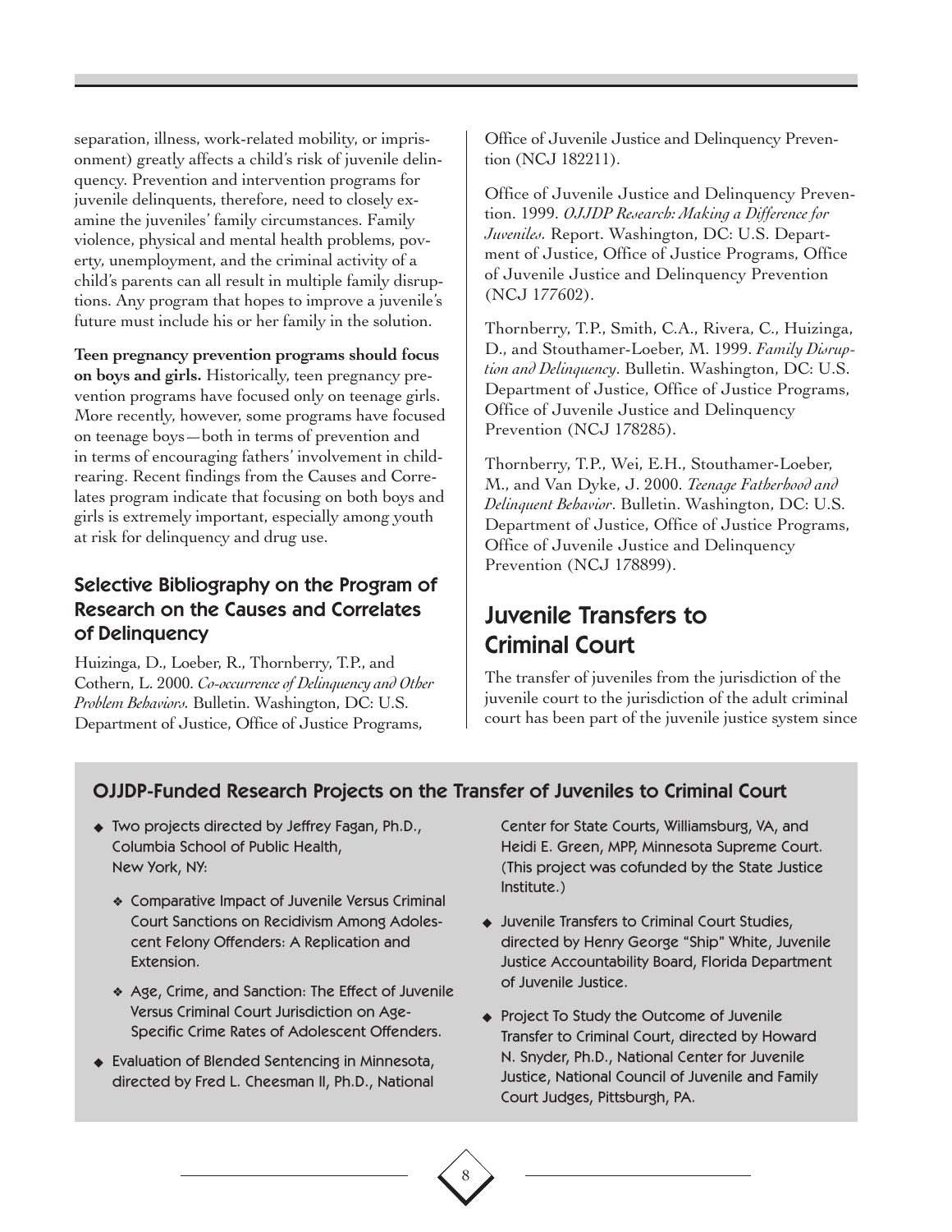separation, illness, work-related mobility, or imprisonment) greatly affects a child's risk of juvenile delinquency. Prevention and intervention programs for juvenile delinquents, therefore, need to closely examine the juveniles' family circumstances. Family violence, physical and mental health problems, poverty, unemployment, and the criminal activity of a child's parents can all result in multiple family disruptions. Any program that hopes to improve a juvenile's future must include his or her family in the solution.

**Teen pregnancy prevention programs should focus on boys and girls.** Historically, teen pregnancy prevention programs have focused only on teenage girls. More recently, however, some programs have focused on teenage boys—both in terms of prevention and in terms of encouraging fathers' involvement in childrearing. Recent findings from the Causes and Correlates program indicate that focusing on both boys and girls is extremely important, especially among youth at risk for delinquency and drug use.

### Selective Bibliography on the Program of Research on the Causes and Correlates of Delinquency

Huizinga, D., Loeber, R., Thornberry, T.P., and Cothern, L. 2000. *Co-occurrence of Delinquency and Other Problem Behaviors.* Bulletin. Washington, DC: U.S. Department of Justice, Office of Justice Programs, Office of Juvenile Justice and Delinquency Prevention (NCJ 182211).

Office of Juvenile Justice and Delinquency Prevention. 1999. *OJJDP Research: Making a Difference for Juveniles.* Report. Washington, DC: U.S. Department of Justice, Office of Justice Programs, Office of Juvenile Justice and Delinquency Prevention (NCJ 177602).

Thornberry, T.P., Smith, C.A., Rivera, C., Huizinga, D., and Stouthamer-Loeber, M. 1999. *Family Disruption and Delinquency*. Bulletin. Washington, DC: U.S. Department of Justice, Office of Justice Programs, Office of Juvenile Justice and Delinquency Prevention (NCJ 178285).

Thornberry, T.P., Wei, E.H., Stouthamer-Loeber, M., and Van Dyke, J. 2000. *Teenage Fatherhood and Delinquent Behavior*. Bulletin. Washington, DC: U.S. Department of Justice, Office of Justice Programs, Office of Juvenile Justice and Delinquency Prevention (NCJ 178899).

## Juvenile Transfers to Criminal Court

The transfer of juveniles from the jurisdiction of the juvenile court to the jurisdiction of the adult criminal court has been part of the juvenile justice system since

### OJJDP-Funded Research Projects on the Transfer of Juveniles to Criminal Court

- Two projects directed by Jeffrey Fagan, Ph.D., Columbia School of Public Health, New York, NY:
  - Comparative Impact of Juvenile Versus Criminal Court Sanctions on Recidivism Among Adolescent Felony Offenders: A Replication and Extension.
  - Age, Crime, and Sanction: The Effect of Juvenile Versus Criminal Court Jurisdiction on Age-Specific Crime Rates of Adolescent Offenders.
- Evaluation of Blended Sentencing in Minnesota, directed by Fred L. Cheesman II, Ph.D., National Center for State Courts, Williamsburg, VA, and Heidi E. Green, MPP, Minnesota Supreme Court. (This project was cofunded by the State Justice Institute.)
- Juvenile Transfers to Criminal Court Studies, directed by Henry George "Ship" White, Juvenile Justice Accountability Board, Florida Department of Juvenile Justice.
- Project To Study the Outcome of Juvenile Transfer to Criminal Court, directed by Howard N. Snyder, Ph.D., National Center for Juvenile Justice, National Council of Juvenile and Family Court Judges, Pittsburgh, PA.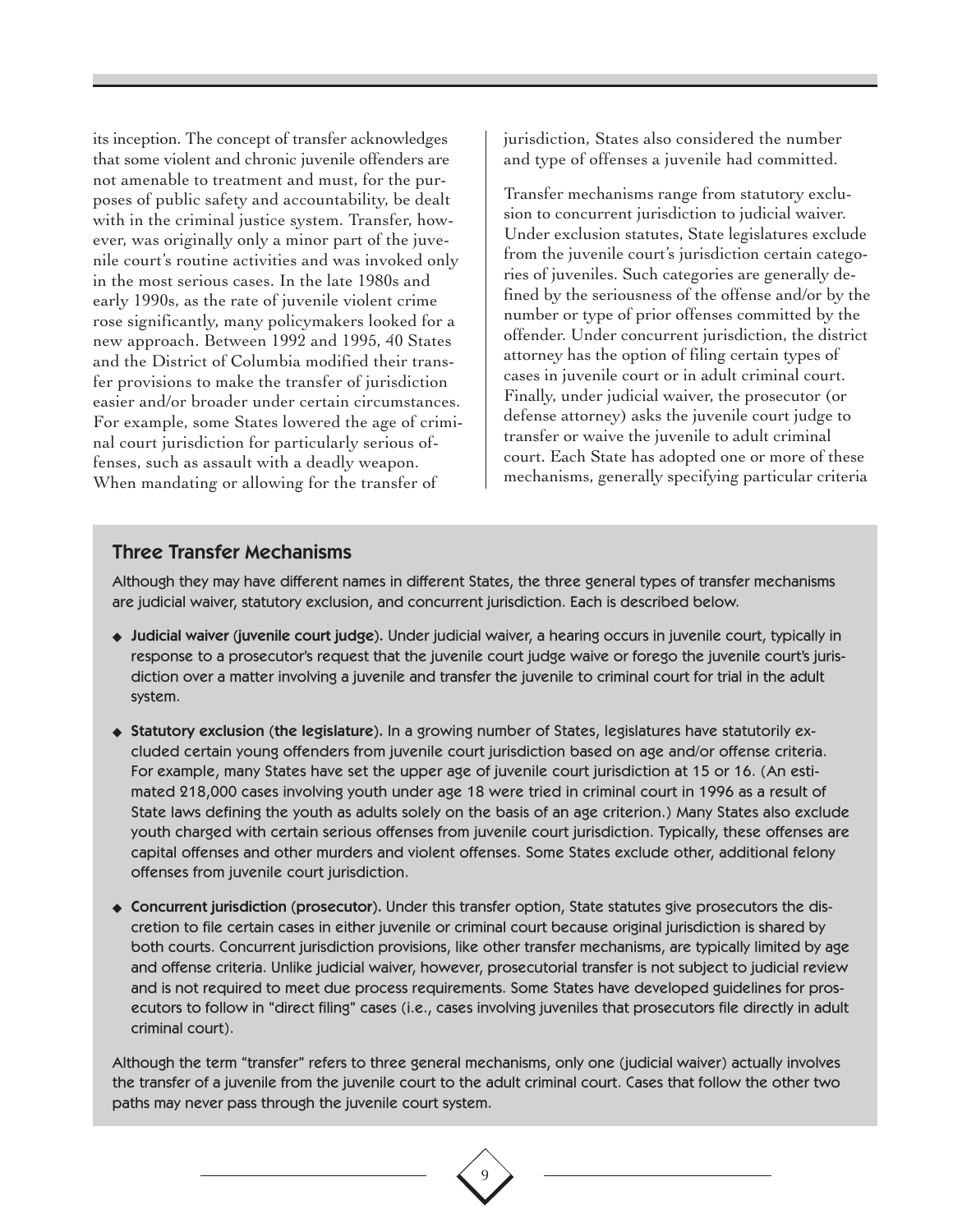its inception. The concept of transfer acknowledges that some violent and chronic juvenile offenders are not amenable to treatment and must, for the purposes of public safety and accountability, be dealt with in the criminal justice system. Transfer, however, was originally only a minor part of the juvenile court's routine activities and was invoked only in the most serious cases. In the late 1980s and early 1990s, as the rate of juvenile violent crime rose significantly, many policymakers looked for a new approach. Between 1992 and 1995, 40 States and the District of Columbia modified their transfer provisions to make the transfer of jurisdiction easier and/or broader under certain circumstances. For example, some States lowered the age of criminal court jurisdiction for particularly serious offenses, such as assault with a deadly weapon. When mandating or allowing for the transfer of jurisdiction, States also considered the number and type of offenses a juvenile had committed.

Transfer mechanisms range from statutory exclusion to concurrent jurisdiction to judicial waiver. Under exclusion statutes, State legislatures exclude from the juvenile court's jurisdiction certain categories of juveniles. Such categories are generally defined by the seriousness of the offense and/or by the number or type of prior offenses committed by the offender. Under concurrent jurisdiction, the district attorney has the option of filing certain types of cases in juvenile court or in adult criminal court. Finally, under judicial waiver, the prosecutor (or defense attorney) asks the juvenile court judge to transfer or waive the juvenile to adult criminal court. Each State has adopted one or more of these mechanisms, generally specifying particular criteria

## Three Transfer Mechanisms

Although they may have different names in different States, the three general types of transfer mechanisms are judicial waiver, statutory exclusion, and concurrent jurisdiction. Each is described below.

- **Judicial waiver (juvenile court judge).** Under judicial waiver, a hearing occurs in juvenile court, typically in response to a prosecutor's request that the juvenile court judge waive or forego the juvenile court's jurisdiction over a matter involving a juvenile and transfer the juvenile to criminal court for trial in the adult system.
- **Statutory exclusion (the legislature).** In a growing number of States, legislatures have statutorily excluded certain young offenders from juvenile court jurisdiction based on age and/or offense criteria. For example, many States have set the upper age of juvenile court jurisdiction at 15 or 16. (An estimated 218,000 cases involving youth under age 18 were tried in criminal court in 1996 as a result of State laws defining the youth as adults solely on the basis of an age criterion.) Many States also exclude youth charged with certain serious offenses from juvenile court jurisdiction. Typically, these offenses are capital offenses and other murders and violent offenses. Some States exclude other, additional felony offenses from juvenile court jurisdiction.
- **Concurrent jurisdiction (prosecutor).** Under this transfer option, State statutes give prosecutors the discretion to file certain cases in either juvenile or criminal court because original jurisdiction is shared by both courts. Concurrent jurisdiction provisions, like other transfer mechanisms, are typically limited by age and offense criteria. Unlike judicial waiver, however, prosecutorial transfer is not subject to judicial review and is not required to meet due process requirements. Some States have developed guidelines for prosecutors to follow in "direct filing" cases (i.e., cases involving juveniles that prosecutors file directly in adult criminal court).

Although the term "transfer" refers to three general mechanisms, only one (judicial waiver) actually involves the transfer of a juvenile from the juvenile court to the adult criminal court. Cases that follow the other two paths may never pass through the juvenile court system.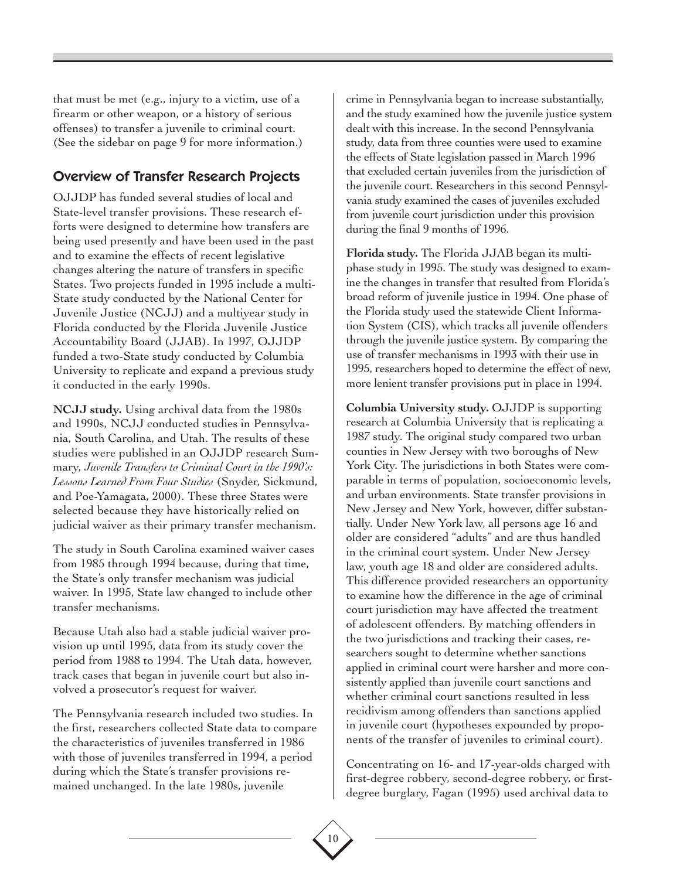that must be met (e.g., injury to a victim, use of a firearm or other weapon, or a history of serious offenses) to transfer a juvenile to criminal court. (See the sidebar on page 9 for more information.)

## Overview of Transfer Research Projects

OJJDP has funded several studies of local and State-level transfer provisions. These research efforts were designed to determine how transfers are being used presently and have been used in the past and to examine the effects of recent legislative changes altering the nature of transfers in specific States. Two projects funded in 1995 include a multi-State study conducted by the National Center for Juvenile Justice (NCJJ) and a multiyear study in Florida conducted by the Florida Juvenile Justice Accountability Board (JJAB). In 1997, OJJDP funded a two-State study conducted by Columbia University to replicate and expand a previous study it conducted in the early 1990s.

**NCJJ study.** Using archival data from the 1980s and 1990s, NCJJ conducted studies in Pennsylvania, South Carolina, and Utah. The results of these studies were published in an OJJDP research Summary, *Juvenile Transfers to Criminal Court in the 1990's: Lessons Learned From Four Studies* (Snyder, Sickmund, and Poe-Yamagata, 2000). These three States were selected because they have historically relied on judicial waiver as their primary transfer mechanism.

The study in South Carolina examined waiver cases from 1985 through 1994 because, during that time, the State's only transfer mechanism was judicial waiver. In 1995, State law changed to include other transfer mechanisms.

Because Utah also had a stable judicial waiver provision up until 1995, data from its study cover the period from 1988 to 1994. The Utah data, however, track cases that began in juvenile court but also involved a prosecutor's request for waiver.

The Pennsylvania research included two studies. In the first, researchers collected State data to compare the characteristics of juveniles transferred in 1986 with those of juveniles transferred in 1994, a period during which the State's transfer provisions remained unchanged. In the late 1980s, juvenile crime in Pennsylvania began to increase substantially, and the study examined how the juvenile justice system dealt with this increase. In the second Pennsylvania study, data from three counties were used to examine the effects of State legislation passed in March 1996 that excluded certain juveniles from the jurisdiction of the juvenile court. Researchers in this second Pennsylvania study examined the cases of juveniles excluded from juvenile court jurisdiction under this provision during the final 9 months of 1996.

**Florida study.** The Florida JJAB began its multiphase study in 1995. The study was designed to examine the changes in transfer that resulted from Florida's broad reform of juvenile justice in 1994. One phase of the Florida study used the statewide Client Information System (CIS), which tracks all juvenile offenders through the juvenile justice system. By comparing the use of transfer mechanisms in 1993 with their use in 1995, researchers hoped to determine the effect of new, more lenient transfer provisions put in place in 1994.

**Columbia University study.** OJJDP is supporting research at Columbia University that is replicating a 1987 study. The original study compared two urban counties in New Jersey with two boroughs of New York City. The jurisdictions in both States were comparable in terms of population, socioeconomic levels, and urban environments. State transfer provisions in New Jersey and New York, however, differ substantially. Under New York law, all persons age 16 and older are considered "adults" and are thus handled in the criminal court system. Under New Jersey law, youth age 18 and older are considered adults. This difference provided researchers an opportunity to examine how the difference in the age of criminal court jurisdiction may have affected the treatment of adolescent offenders. By matching offenders in the two jurisdictions and tracking their cases, researchers sought to determine whether sanctions applied in criminal court were harsher and more consistently applied than juvenile court sanctions and whether criminal court sanctions resulted in less recidivism among offenders than sanctions applied in juvenile court (hypotheses expounded by proponents of the transfer of juveniles to criminal court).

Concentrating on 16- and 17-year-olds charged with first-degree robbery, second-degree robbery, or first-degree burglary, Fagan (1995) used archival data to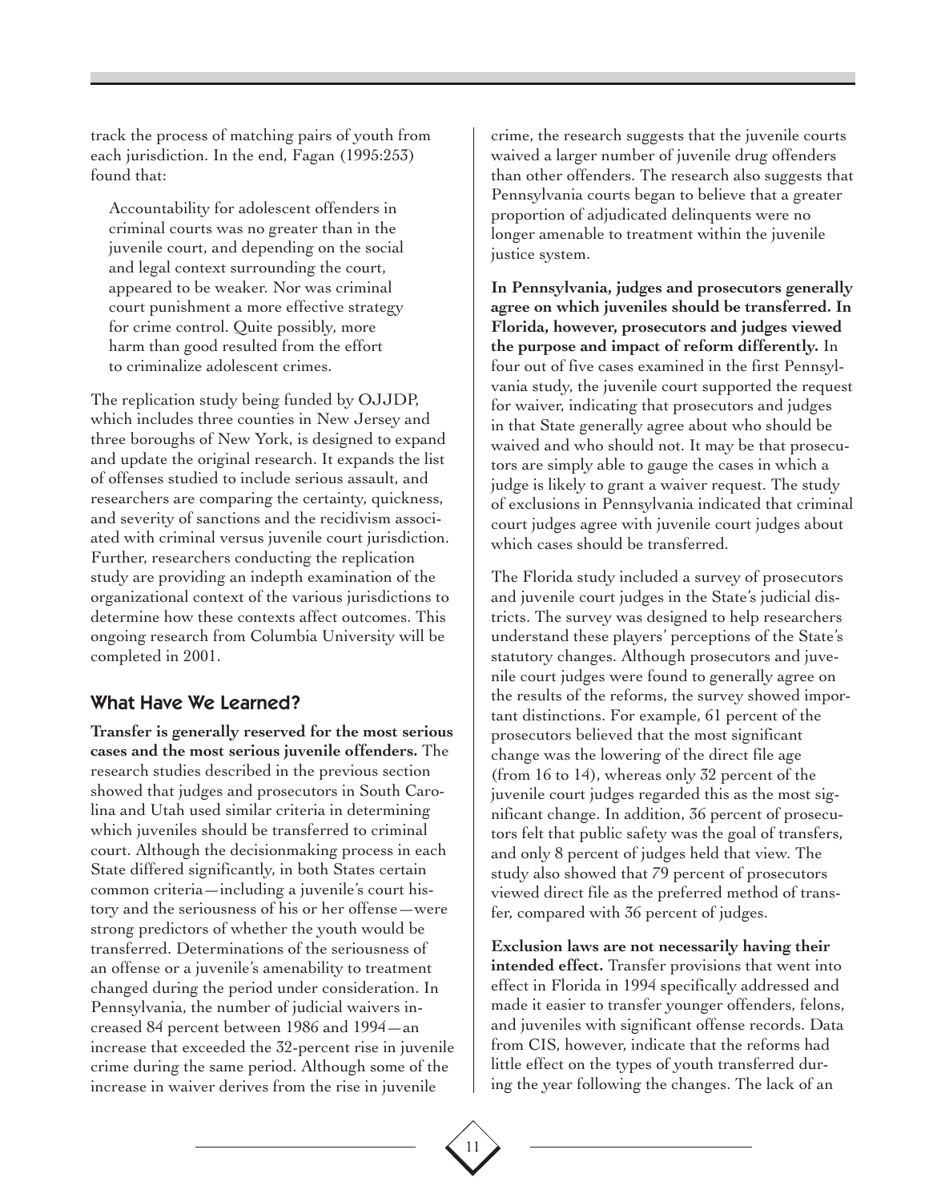track the process of matching pairs of youth from each jurisdiction. In the end, Fagan (1995:253) found that:

> Accountability for adolescent offenders in criminal courts was no greater than in the juvenile court, and depending on the social and legal context surrounding the court, appeared to be weaker. Nor was criminal court punishment a more effective strategy for crime control. Quite possibly, more harm than good resulted from the effort to criminalize adolescent crimes.

The replication study being funded by OJJDP, which includes three counties in New Jersey and three boroughs of New York, is designed to expand and update the original research. It expands the list of offenses studied to include serious assault, and researchers are comparing the certainty, quickness, and severity of sanctions and the recidivism associated with criminal versus juvenile court jurisdiction. Further, researchers conducting the replication study are providing an indepth examination of the organizational context of the various jurisdictions to determine how these contexts affect outcomes. This ongoing research from Columbia University will be completed in 2001.

## What Have We Learned?

**Transfer is generally reserved for the most serious cases and the most serious juvenile offenders.** The research studies described in the previous section showed that judges and prosecutors in South Carolina and Utah used similar criteria in determining which juveniles should be transferred to criminal court. Although the decisionmaking process in each State differed significantly, in both States certain common criteria—including a juvenile's court history and the seriousness of his or her offense—were strong predictors of whether the youth would be transferred. Determinations of the seriousness of an offense or a juvenile's amenability to treatment changed during the period under consideration. In Pennsylvania, the number of judicial waivers increased 84 percent between 1986 and 1994—an increase that exceeded the 32-percent rise in juvenile crime during the same period. Although some of the increase in waiver derives from the rise in juvenile crime, the research suggests that the juvenile courts waived a larger number of juvenile drug offenders than other offenders. The research also suggests that Pennsylvania courts began to believe that a greater proportion of adjudicated delinquents were no longer amenable to treatment within the juvenile justice system.

**In Pennsylvania, judges and prosecutors generally agree on which juveniles should be transferred. In Florida, however, prosecutors and judges viewed the purpose and impact of reform differently.** In four out of five cases examined in the first Pennsylvania study, the juvenile court supported the request for waiver, indicating that prosecutors and judges in that State generally agree about who should be waived and who should not. It may be that prosecutors are simply able to gauge the cases in which a judge is likely to grant a waiver request. The study of exclusions in Pennsylvania indicated that criminal court judges agree with juvenile court judges about which cases should be transferred.

The Florida study included a survey of prosecutors and juvenile court judges in the State's judicial districts. The survey was designed to help researchers understand these players' perceptions of the State's statutory changes. Although prosecutors and juvenile court judges were found to generally agree on the results of the reforms, the survey showed important distinctions. For example, 61 percent of the prosecutors believed that the most significant change was the lowering of the direct file age (from 16 to 14), whereas only 32 percent of the juvenile court judges regarded this as the most significant change. In addition, 36 percent of prosecutors felt that public safety was the goal of transfers, and only 8 percent of judges held that view. The study also showed that 79 percent of prosecutors viewed direct file as the preferred method of transfer, compared with 36 percent of judges.

**Exclusion laws are not necessarily having their intended effect.** Transfer provisions that went into effect in Florida in 1994 specifically addressed and made it easier to transfer younger offenders, felons, and juveniles with significant offense records. Data from CIS, however, indicate that the reforms had little effect on the types of youth transferred during the year following the changes. The lack of an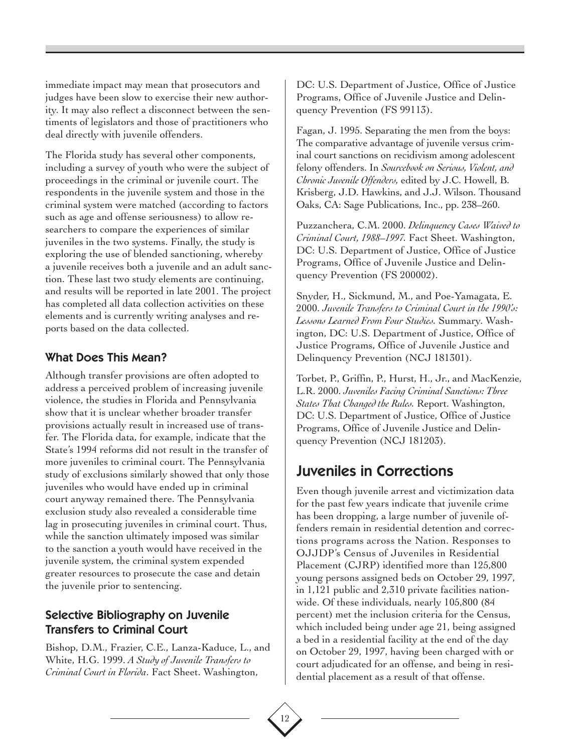immediate impact may mean that prosecutors and judges have been slow to exercise their new authority. It may also reflect a disconnect between the sentiments of legislators and those of practitioners who deal directly with juvenile offenders.

The Florida study has several other components, including a survey of youth who were the subject of proceedings in the criminal or juvenile court. The respondents in the juvenile system and those in the criminal system were matched (according to factors such as age and offense seriousness) to allow researchers to compare the experiences of similar juveniles in the two systems. Finally, the study is exploring the use of blended sanctioning, whereby a juvenile receives both a juvenile and an adult sanction. These last two study elements are continuing, and results will be reported in late 2001. The project has completed all data collection activities on these elements and is currently writing analyses and reports based on the data collected.

### What Does This Mean?

Although transfer provisions are often adopted to address a perceived problem of increasing juvenile violence, the studies in Florida and Pennsylvania show that it is unclear whether broader transfer provisions actually result in increased use of transfer. The Florida data, for example, indicate that the State's 1994 reforms did not result in the transfer of more juveniles to criminal court. The Pennsylvania study of exclusions similarly showed that only those juveniles who would have ended up in criminal court anyway remained there. The Pennsylvania exclusion study also revealed a considerable time lag in prosecuting juveniles in criminal court. Thus, while the sanction ultimately imposed was similar to the sanction a youth would have received in the juvenile system, the criminal system expended greater resources to prosecute the case and detain the juvenile prior to sentencing.

### Selective Bibliography on Juvenile Transfers to Criminal Court

Bishop, D.M., Frazier, C.E., Lanza-Kaduce, L., and White, H.G. 1999. *A Study of Juvenile Transfers to Criminal Court in Florida*. Fact Sheet. Washington, DC: U.S. Department of Justice, Office of Justice Programs, Office of Juvenile Justice and Delinquency Prevention (FS 99113).

Fagan, J. 1995. Separating the men from the boys: The comparative advantage of juvenile versus criminal court sanctions on recidivism among adolescent felony offenders. In *Sourcebook on Serious, Violent, and Chronic Juvenile Offenders,* edited by J.C. Howell, B. Krisberg, J.D. Hawkins, and J.J. Wilson. Thousand Oaks, CA: Sage Publications, Inc., pp. 238–260.

Puzzanchera, C.M. 2000. *Delinquency Cases Waived to Criminal Court, 1988–1997.* Fact Sheet. Washington, DC: U.S. Department of Justice, Office of Justice Programs, Office of Juvenile Justice and Delinquency Prevention (FS 200002).

Snyder, H., Sickmund, M., and Poe-Yamagata, E. 2000. *Juvenile Transfers to Criminal Court in the 1990's: Lessons Learned From Four Studies.* Summary. Washington, DC: U.S. Department of Justice, Office of Justice Programs, Office of Juvenile Justice and Delinquency Prevention (NCJ 181301).

Torbet, P., Griffin, P., Hurst, H., Jr., and MacKenzie, L.R. 2000. *Juveniles Facing Criminal Sanctions: Three States That Changed the Rules.* Report. Washington, DC: U.S. Department of Justice, Office of Justice Programs, Office of Juvenile Justice and Delinquency Prevention (NCJ 181203).

## Juveniles in Corrections

Even though juvenile arrest and victimization data for the past few years indicate that juvenile crime has been dropping, a large number of juvenile offenders remain in residential detention and corrections programs across the Nation. Responses to OJJDP's Census of Juveniles in Residential Placement (CJRP) identified more than 125,800 young persons assigned beds on October 29, 1997, in 1,121 public and 2,310 private facilities nationwide. Of these individuals, nearly 105,800 (84 percent) met the inclusion criteria for the Census, which included being under age 21, being assigned a bed in a residential facility at the end of the day on October 29, 1997, having been charged with or court adjudicated for an offense, and being in residential placement as a result of that offense.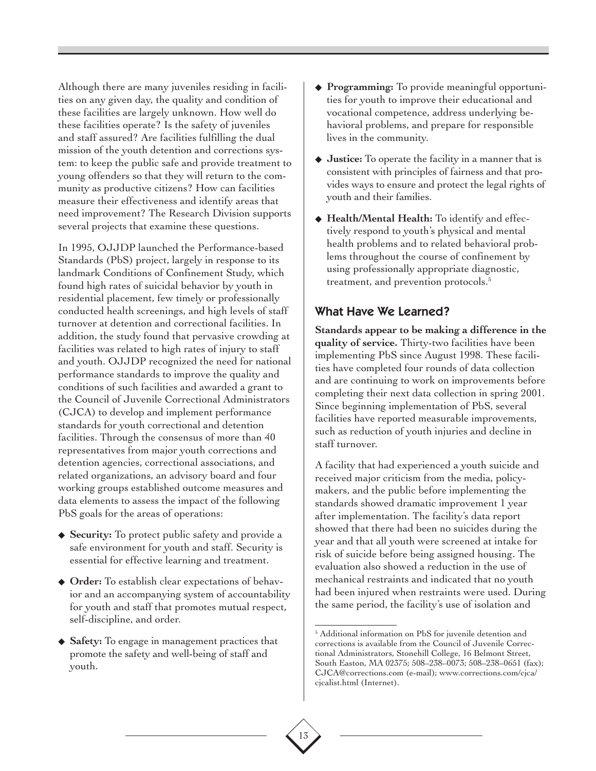Although there are many juveniles residing in facilities on any given day, the quality and condition of these facilities are largely unknown. How well do these facilities operate? Is the safety of juveniles and staff assured? Are facilities fulfilling the dual mission of the youth detention and corrections system: to keep the public safe and provide treatment to young offenders so that they will return to the community as productive citizens? How can facilities measure their effectiveness and identify areas that need improvement? The Research Division supports several projects that examine these questions.

In 1995, OJJDP launched the Performance-based Standards (PbS) project, largely in response to its landmark Conditions of Confinement Study, which found high rates of suicidal behavior by youth in residential placement, few timely or professionally conducted health screenings, and high levels of staff turnover at detention and correctional facilities. In addition, the study found that pervasive crowding at facilities was related to high rates of injury to staff and youth. OJJDP recognized the need for national performance standards to improve the quality and conditions of such facilities and awarded a grant to the Council of Juvenile Correctional Administrators (CJCA) to develop and implement performance standards for youth correctional and detention facilities. Through the consensus of more than 40 representatives from major youth corrections and detention agencies, correctional associations, and related organizations, an advisory board and four working groups established outcome measures and data elements to assess the impact of the following PbS goals for the areas of operations:

- **Security:** To protect public safety and provide a safe environment for youth and staff. Security is essential for effective learning and treatment.
- **Order:** To establish clear expectations of behavior and an accompanying system of accountability for youth and staff that promotes mutual respect, self-discipline, and order.
- **Safety:** To engage in management practices that promote the safety and well-being of staff and youth.
- **Programming:** To provide meaningful opportunities for youth to improve their educational and vocational competence, address underlying behavioral problems, and prepare for responsible lives in the community.
- **Justice:** To operate the facility in a manner that is consistent with principles of fairness and that provides ways to ensure and protect the legal rights of youth and their families.
- **Health/Mental Health:** To identify and effectively respond to youth's physical and mental health problems and to related behavioral problems throughout the course of confinement by using professionally appropriate diagnostic, treatment, and prevention protocols.[5]

## What Have We Learned?

**Standards appear to be making a difference in the quality of service.** Thirty-two facilities have been implementing PbS since August 1998. These facilities have completed four rounds of data collection and are continuing to work on improvements before completing their next data collection in spring 2001. Since beginning implementation of PbS, several facilities have reported measurable improvements, such as reduction of youth injuries and decline in staff turnover.

A facility that had experienced a youth suicide and received major criticism from the media, policymakers, and the public before implementing the standards showed dramatic improvement 1 year after implementation. The facility's data report showed that there had been no suicides during the year and that all youth were screened at intake for risk of suicide before being assigned housing. The evaluation also showed a reduction in the use of mechanical restraints and indicated that no youth had been injured when restraints were used. During the same period, the facility's use of isolation and

---

[5] Additional information on PbS for juvenile detention and corrections is available from the Council of Juvenile Correctional Administrators, Stonehill College, 16 Belmont Street, South Easton, MA 02375; 508–238–0073; 508–238–0651 (fax); CJCA@corrections.com (e-mail); www.corrections.com/cjca/cjcalist.html (Internet).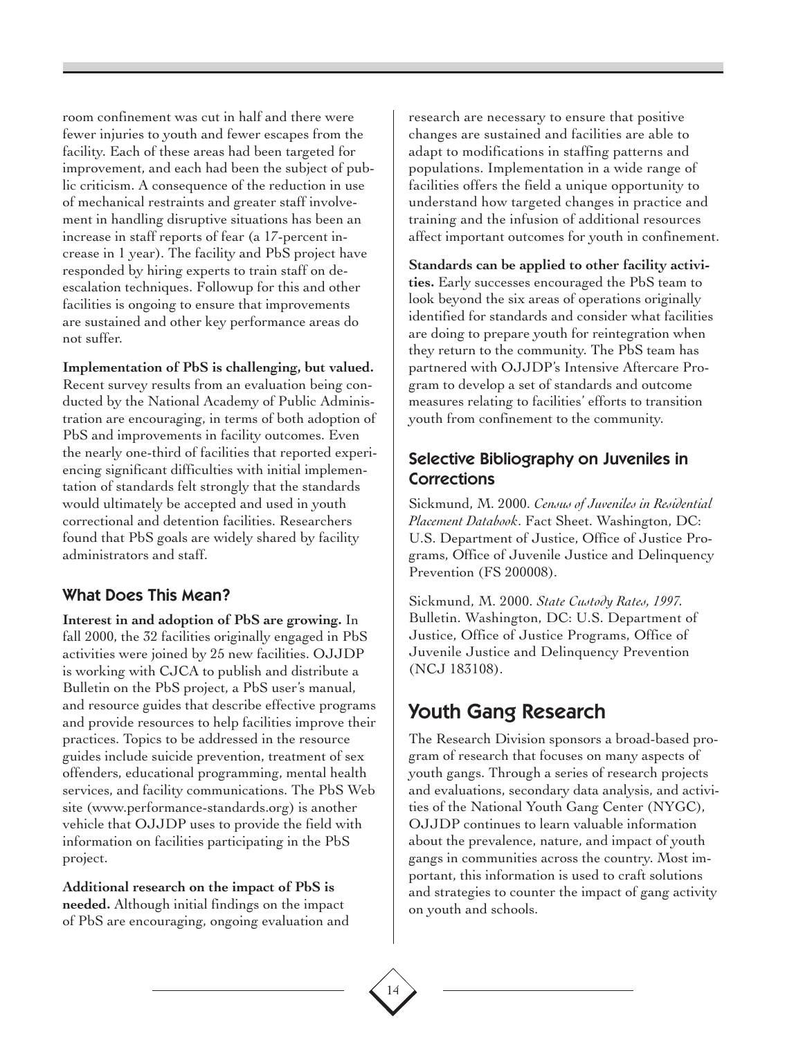room confinement was cut in half and there were fewer injuries to youth and fewer escapes from the facility. Each of these areas had been targeted for improvement, and each had been the subject of public criticism. A consequence of the reduction in use of mechanical restraints and greater staff involvement in handling disruptive situations has been an increase in staff reports of fear (a 17-percent increase in 1 year). The facility and PbS project have responded by hiring experts to train staff on de-escalation techniques. Followup for this and other facilities is ongoing to ensure that improvements are sustained and other key performance areas do not suffer.

**Implementation of PbS is challenging, but valued.** Recent survey results from an evaluation being conducted by the National Academy of Public Administration are encouraging, in terms of both adoption of PbS and improvements in facility outcomes. Even the nearly one-third of facilities that reported experiencing significant difficulties with initial implementation of standards felt strongly that the standards would ultimately be accepted and used in youth correctional and detention facilities. Researchers found that PbS goals are widely shared by facility administrators and staff.

### What Does This Mean?

**Interest in and adoption of PbS are growing.** In fall 2000, the 32 facilities originally engaged in PbS activities were joined by 25 new facilities. OJJDP is working with CJCA to publish and distribute a Bulletin on the PbS project, a PbS user's manual, and resource guides that describe effective programs and provide resources to help facilities improve their practices. Topics to be addressed in the resource guides include suicide prevention, treatment of sex offenders, educational programming, mental health services, and facility communications. The PbS Web site (www.performance-standards.org) is another vehicle that OJJDP uses to provide the field with information on facilities participating in the PbS project.

**Additional research on the impact of PbS is needed.** Although initial findings on the impact of PbS are encouraging, ongoing evaluation and research are necessary to ensure that positive changes are sustained and facilities are able to adapt to modifications in staffing patterns and populations. Implementation in a wide range of facilities offers the field a unique opportunity to understand how targeted changes in practice and training and the infusion of additional resources affect important outcomes for youth in confinement.

**Standards can be applied to other facility activities.** Early successes encouraged the PbS team to look beyond the six areas of operations originally identified for standards and consider what facilities are doing to prepare youth for reintegration when they return to the community. The PbS team has partnered with OJJDP's Intensive Aftercare Program to develop a set of standards and outcome measures relating to facilities' efforts to transition youth from confinement to the community.

### Selective Bibliography on Juveniles in Corrections

Sickmund, M. 2000. *Census of Juveniles in Residential Placement Databook*. Fact Sheet. Washington, DC: U.S. Department of Justice, Office of Justice Programs, Office of Juvenile Justice and Delinquency Prevention (FS 200008).

Sickmund, M. 2000. *State Custody Rates, 1997.* Bulletin. Washington, DC: U.S. Department of Justice, Office of Justice Programs, Office of Juvenile Justice and Delinquency Prevention (NCJ 183108).

## Youth Gang Research

The Research Division sponsors a broad-based program of research that focuses on many aspects of youth gangs. Through a series of research projects and evaluations, secondary data analysis, and activities of the National Youth Gang Center (NYGC), OJJDP continues to learn valuable information about the prevalence, nature, and impact of youth gangs in communities across the country. Most important, this information is used to craft solutions and strategies to counter the impact of gang activity on youth and schools.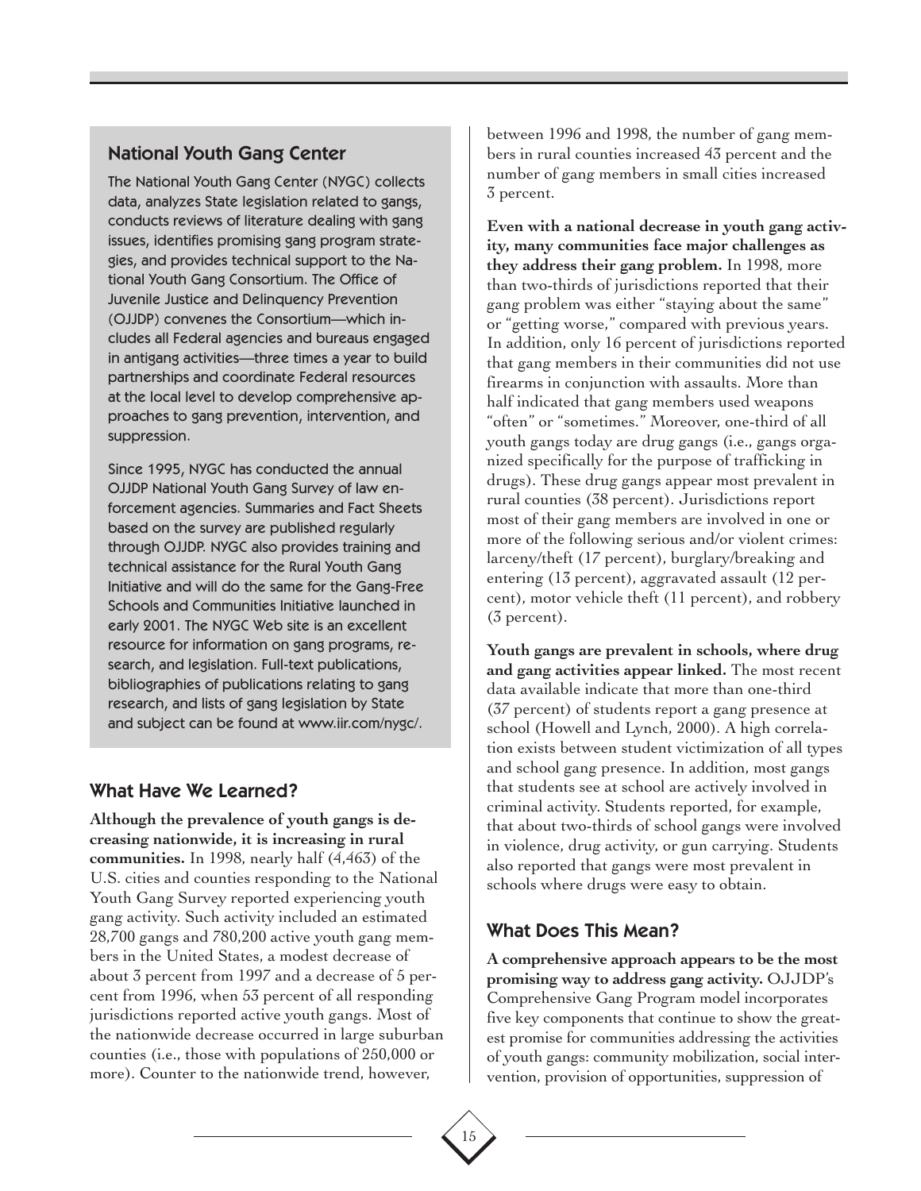## National Youth Gang Center

The National Youth Gang Center (NYGC) collects data, analyzes State legislation related to gangs, conducts reviews of literature dealing with gang issues, identifies promising gang program strategies, and provides technical support to the National Youth Gang Consortium. The Office of Juvenile Justice and Delinquency Prevention (OJJDP) convenes the Consortium—which includes all Federal agencies and bureaus engaged in antigang activities—three times a year to build partnerships and coordinate Federal resources at the local level to develop comprehensive approaches to gang prevention, intervention, and suppression.

Since 1995, NYGC has conducted the annual OJJDP National Youth Gang Survey of law enforcement agencies. Summaries and Fact Sheets based on the survey are published regularly through OJJDP. NYGC also provides training and technical assistance for the Rural Youth Gang Initiative and will do the same for the Gang-Free Schools and Communities Initiative launched in early 2001. The NYGC Web site is an excellent resource for information on gang programs, research, and legislation. Full-text publications, bibliographies of publications relating to gang research, and lists of gang legislation by State and subject can be found at www.iir.com/nygc/.

## What Have We Learned?

**Although the prevalence of youth gangs is decreasing nationwide, it is increasing in rural communities.** In 1998, nearly half (4,463) of the U.S. cities and counties responding to the National Youth Gang Survey reported experiencing youth gang activity. Such activity included an estimated 28,700 gangs and 780,200 active youth gang members in the United States, a modest decrease of about 3 percent from 1997 and a decrease of 5 percent from 1996, when 53 percent of all responding jurisdictions reported active youth gangs. Most of the nationwide decrease occurred in large suburban counties (i.e., those with populations of 250,000 or more). Counter to the nationwide trend, however, between 1996 and 1998, the number of gang members in rural counties increased 43 percent and the number of gang members in small cities increased 3 percent.

**Even with a national decrease in youth gang activity, many communities face major challenges as they address their gang problem.** In 1998, more than two-thirds of jurisdictions reported that their gang problem was either "staying about the same" or "getting worse," compared with previous years. In addition, only 16 percent of jurisdictions reported that gang members in their communities did not use firearms in conjunction with assaults. More than half indicated that gang members used weapons "often" or "sometimes." Moreover, one-third of all youth gangs today are drug gangs (i.e., gangs organized specifically for the purpose of trafficking in drugs). These drug gangs appear most prevalent in rural counties (38 percent). Jurisdictions report most of their gang members are involved in one or more of the following serious and/or violent crimes: larceny/theft (17 percent), burglary/breaking and entering (13 percent), aggravated assault (12 percent), motor vehicle theft (11 percent), and robbery (3 percent).

**Youth gangs are prevalent in schools, where drug and gang activities appear linked.** The most recent data available indicate that more than one-third (37 percent) of students report a gang presence at school (Howell and Lynch, 2000). A high correlation exists between student victimization of all types and school gang presence. In addition, most gangs that students see at school are actively involved in criminal activity. Students reported, for example, that about two-thirds of school gangs were involved in violence, drug activity, or gun carrying. Students also reported that gangs were most prevalent in schools where drugs were easy to obtain.

## What Does This Mean?

**A comprehensive approach appears to be the most promising way to address gang activity.** OJJDP's Comprehensive Gang Program model incorporates five key components that continue to show the greatest promise for communities addressing the activities of youth gangs: community mobilization, social intervention, provision of opportunities, suppression of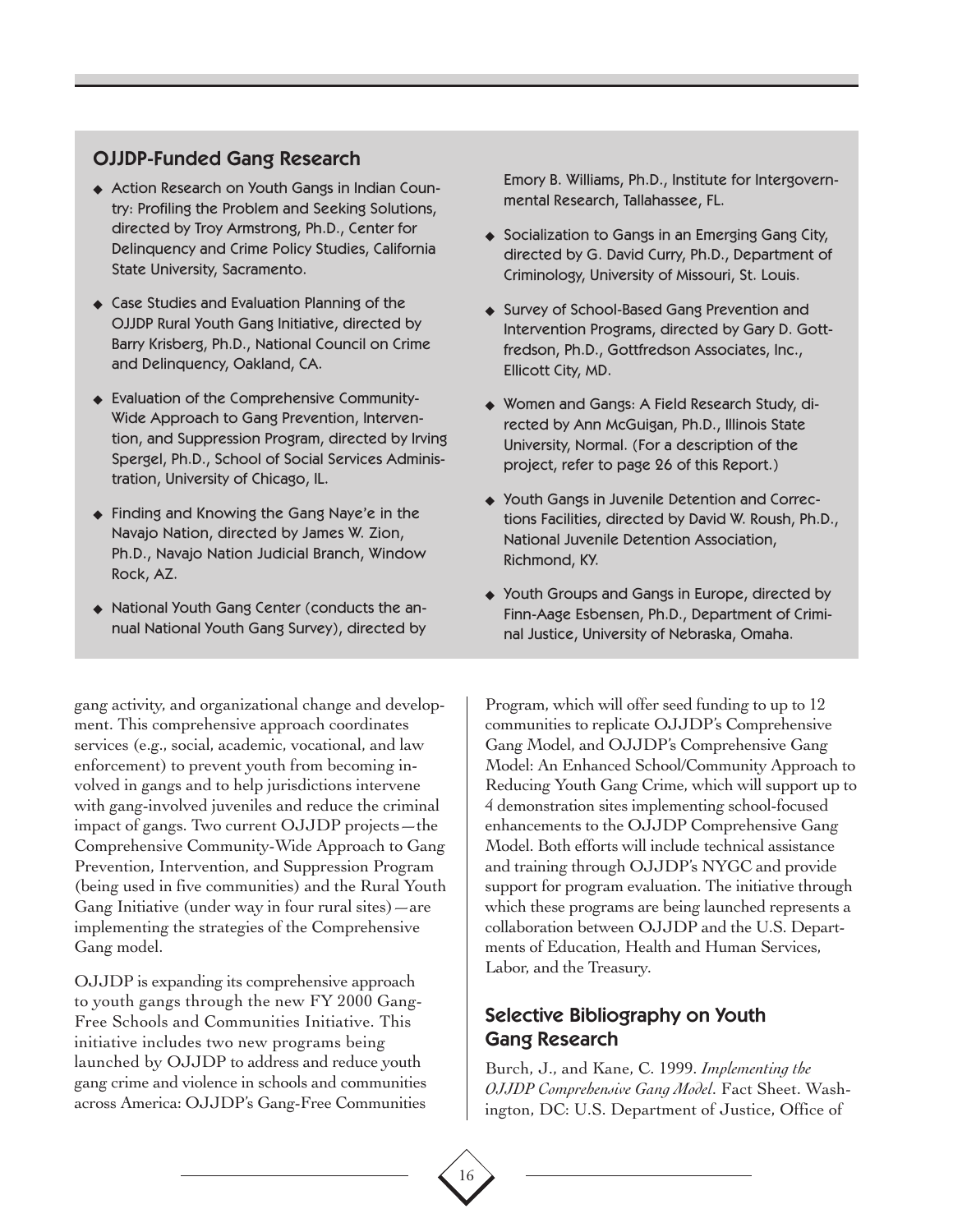## OJJDP-Funded Gang Research

- Action Research on Youth Gangs in Indian Country: Profiling the Problem and Seeking Solutions, directed by Troy Armstrong, Ph.D., Center for Delinquency and Crime Policy Studies, California State University, Sacramento.
- Case Studies and Evaluation Planning of the OJJDP Rural Youth Gang Initiative, directed by Barry Krisberg, Ph.D., National Council on Crime and Delinquency, Oakland, CA.
- Evaluation of the Comprehensive Community-Wide Approach to Gang Prevention, Intervention, and Suppression Program, directed by Irving Spergel, Ph.D., School of Social Services Administration, University of Chicago, IL.
- Finding and Knowing the Gang Naye'e in the Navajo Nation, directed by James W. Zion, Ph.D., Navajo Nation Judicial Branch, Window Rock, AZ.
- National Youth Gang Center (conducts the annual National Youth Gang Survey), directed by Emory B. Williams, Ph.D., Institute for Intergovernmental Research, Tallahassee, FL.
- Socialization to Gangs in an Emerging Gang City, directed by G. David Curry, Ph.D., Department of Criminology, University of Missouri, St. Louis.
- Survey of School-Based Gang Prevention and Intervention Programs, directed by Gary D. Gottfredson, Ph.D., Gottfredson Associates, Inc., Ellicott City, MD.
- Women and Gangs: A Field Research Study, directed by Ann McGuigan, Ph.D., Illinois State University, Normal. (For a description of the project, refer to page 26 of this Report.)
- Youth Gangs in Juvenile Detention and Corrections Facilities, directed by David W. Roush, Ph.D., National Juvenile Detention Association, Richmond, KY.
- Youth Groups and Gangs in Europe, directed by Finn-Aage Esbensen, Ph.D., Department of Criminal Justice, University of Nebraska, Omaha.

gang activity, and organizational change and development. This comprehensive approach coordinates services (e.g., social, academic, vocational, and law enforcement) to prevent youth from becoming involved in gangs and to help jurisdictions intervene with gang-involved juveniles and reduce the criminal impact of gangs. Two current OJJDP projects—the Comprehensive Community-Wide Approach to Gang Prevention, Intervention, and Suppression Program (being used in five communities) and the Rural Youth Gang Initiative (under way in four rural sites)—are implementing the strategies of the Comprehensive Gang model.

OJJDP is expanding its comprehensive approach to youth gangs through the new FY 2000 Gang-Free Schools and Communities Initiative. This initiative includes two new programs being launched by OJJDP to address and reduce youth gang crime and violence in schools and communities across America: OJJDP's Gang-Free Communities Program, which will offer seed funding to up to 12 communities to replicate OJJDP's Comprehensive Gang Model, and OJJDP's Comprehensive Gang Model: An Enhanced School/Community Approach to Reducing Youth Gang Crime, which will support up to 4 demonstration sites implementing school-focused enhancements to the OJJDP Comprehensive Gang Model. Both efforts will include technical assistance and training through OJJDP's NYGC and provide support for program evaluation. The initiative through which these programs are being launched represents a collaboration between OJJDP and the U.S. Departments of Education, Health and Human Services, Labor, and the Treasury.

## Selective Bibliography on Youth Gang Research

Burch, J., and Kane, C. 1999. *Implementing the OJJDP Comprehensive Gang Model*. Fact Sheet. Washington, DC: U.S. Department of Justice, Office of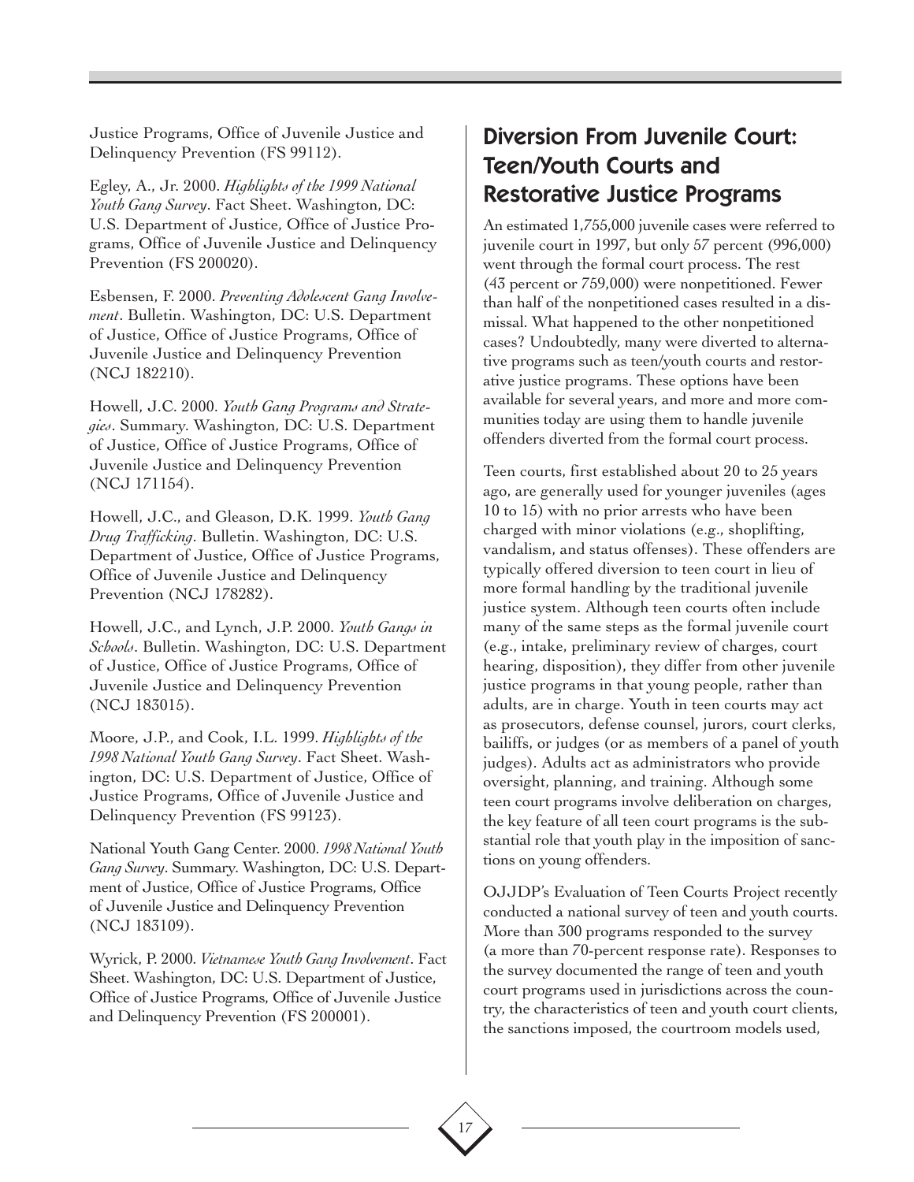Justice Programs, Office of Juvenile Justice and Delinquency Prevention (FS 99112).

Egley, A., Jr. 2000. *Highlights of the 1999 National Youth Gang Survey*. Fact Sheet. Washington, DC: U.S. Department of Justice, Office of Justice Programs, Office of Juvenile Justice and Delinquency Prevention (FS 200020).

Esbensen, F. 2000. *Preventing Adolescent Gang Involvement*. Bulletin. Washington, DC: U.S. Department of Justice, Office of Justice Programs, Office of Juvenile Justice and Delinquency Prevention (NCJ 182210).

Howell, J.C. 2000. *Youth Gang Programs and Strategies*. Summary. Washington, DC: U.S. Department of Justice, Office of Justice Programs, Office of Juvenile Justice and Delinquency Prevention (NCJ 171154).

Howell, J.C., and Gleason, D.K. 1999. *Youth Gang Drug Trafficking*. Bulletin. Washington, DC: U.S. Department of Justice, Office of Justice Programs, Office of Juvenile Justice and Delinquency Prevention (NCJ 178282).

Howell, J.C., and Lynch, J.P. 2000. *Youth Gangs in Schools*. Bulletin. Washington, DC: U.S. Department of Justice, Office of Justice Programs, Office of Juvenile Justice and Delinquency Prevention (NCJ 183015).

Moore, J.P., and Cook, I.L. 1999. *Highlights of the 1998 National Youth Gang Survey*. Fact Sheet. Washington, DC: U.S. Department of Justice, Office of Justice Programs, Office of Juvenile Justice and Delinquency Prevention (FS 99123).

National Youth Gang Center. 2000. *1998 National Youth Gang Survey*. Summary. Washington, DC: U.S. Department of Justice, Office of Justice Programs, Office of Juvenile Justice and Delinquency Prevention (NCJ 183109).

Wyrick, P. 2000. *Vietnamese Youth Gang Involvement*. Fact Sheet. Washington, DC: U.S. Department of Justice, Office of Justice Programs, Office of Juvenile Justice and Delinquency Prevention (FS 200001).

## Diversion From Juvenile Court: Teen/Youth Courts and Restorative Justice Programs

An estimated 1,755,000 juvenile cases were referred to juvenile court in 1997, but only 57 percent (996,000) went through the formal court process. The rest (43 percent or 759,000) were nonpetitioned. Fewer than half of the nonpetitioned cases resulted in a dismissal. What happened to the other nonpetitioned cases? Undoubtedly, many were diverted to alternative programs such as teen/youth courts and restorative justice programs. These options have been available for several years, and more and more communities today are using them to handle juvenile offenders diverted from the formal court process.

Teen courts, first established about 20 to 25 years ago, are generally used for younger juveniles (ages 10 to 15) with no prior arrests who have been charged with minor violations (e.g., shoplifting, vandalism, and status offenses). These offenders are typically offered diversion to teen court in lieu of more formal handling by the traditional juvenile justice system. Although teen courts often include many of the same steps as the formal juvenile court (e.g., intake, preliminary review of charges, court hearing, disposition), they differ from other juvenile justice programs in that young people, rather than adults, are in charge. Youth in teen courts may act as prosecutors, defense counsel, jurors, court clerks, bailiffs, or judges (or as members of a panel of youth judges). Adults act as administrators who provide oversight, planning, and training. Although some teen court programs involve deliberation on charges, the key feature of all teen court programs is the substantial role that youth play in the imposition of sanctions on young offenders.

OJJDP's Evaluation of Teen Courts Project recently conducted a national survey of teen and youth courts. More than 300 programs responded to the survey (a more than 70-percent response rate). Responses to the survey documented the range of teen and youth court programs used in jurisdictions across the country, the characteristics of teen and youth court clients, the sanctions imposed, the courtroom models used,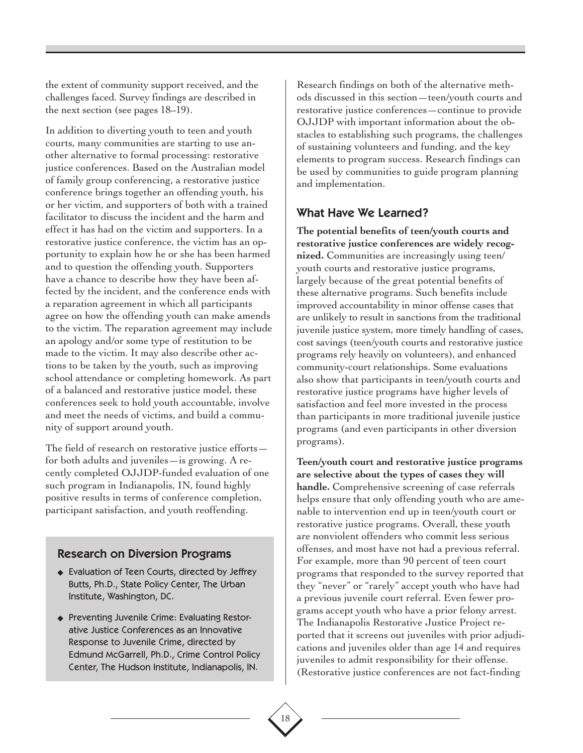the extent of community support received, and the challenges faced. Survey findings are described in the next section (see pages 18–19).

In addition to diverting youth to teen and youth courts, many communities are starting to use another alternative to formal processing: restorative justice conferences. Based on the Australian model of family group conferencing, a restorative justice conference brings together an offending youth, his or her victim, and supporters of both with a trained facilitator to discuss the incident and the harm and effect it has had on the victim and supporters. In a restorative justice conference, the victim has an opportunity to explain how he or she has been harmed and to question the offending youth. Supporters have a chance to describe how they have been affected by the incident, and the conference ends with a reparation agreement in which all participants agree on how the offending youth can make amends to the victim. The reparation agreement may include an apology and/or some type of restitution to be made to the victim. It may also describe other actions to be taken by the youth, such as improving school attendance or completing homework. As part of a balanced and restorative justice model, these conferences seek to hold youth accountable, involve and meet the needs of victims, and build a community of support around youth.

The field of research on restorative justice efforts—for both adults and juveniles—is growing. A recently completed OJJDP-funded evaluation of one such program in Indianapolis, IN, found highly positive results in terms of conference completion, participant satisfaction, and youth reoffending.

### Research on Diversion Programs

- Evaluation of Teen Courts, directed by Jeffrey Butts, Ph.D., State Policy Center, The Urban Institute, Washington, DC.
- Preventing Juvenile Crime: Evaluating Restorative Justice Conferences as an Innovative Response to Juvenile Crime, directed by Edmund McGarrell, Ph.D., Crime Control Policy Center, The Hudson Institute, Indianapolis, IN.

Research findings on both of the alternative methods discussed in this section—teen/youth courts and restorative justice conferences—continue to provide OJJDP with important information about the obstacles to establishing such programs, the challenges of sustaining volunteers and funding, and the key elements to program success. Research findings can be used by communities to guide program planning and implementation.

## What Have We Learned?

**The potential benefits of teen/youth courts and restorative justice conferences are widely recognized.** Communities are increasingly using teen/youth courts and restorative justice programs, largely because of the great potential benefits of these alternative programs. Such benefits include improved accountability in minor offense cases that are unlikely to result in sanctions from the traditional juvenile justice system, more timely handling of cases, cost savings (teen/youth courts and restorative justice programs rely heavily on volunteers), and enhanced community-court relationships. Some evaluations also show that participants in teen/youth courts and restorative justice programs have higher levels of satisfaction and feel more invested in the process than participants in more traditional juvenile justice programs (and even participants in other diversion programs).

**Teen/youth court and restorative justice programs are selective about the types of cases they will handle.** Comprehensive screening of case referrals helps ensure that only offending youth who are amenable to intervention end up in teen/youth court or restorative justice programs. Overall, these youth are nonviolent offenders who commit less serious offenses, and most have not had a previous referral. For example, more than 90 percent of teen court programs that responded to the survey reported that they "never" or "rarely" accept youth who have had a previous juvenile court referral. Even fewer programs accept youth who have a prior felony arrest. The Indianapolis Restorative Justice Project reported that it screens out juveniles with prior adjudications and juveniles older than age 14 and requires juveniles to admit responsibility for their offense. (Restorative justice conferences are not fact-finding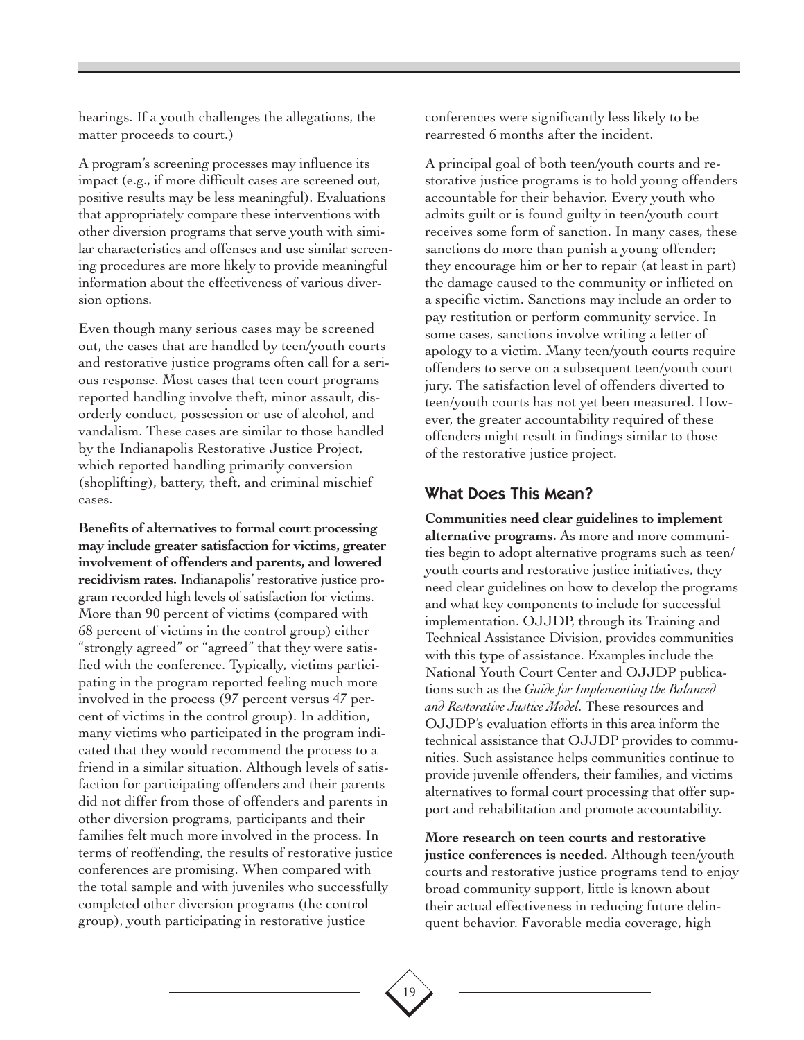hearings. If a youth challenges the allegations, the matter proceeds to court.)

A program's screening processes may influence its impact (e.g., if more difficult cases are screened out, positive results may be less meaningful). Evaluations that appropriately compare these interventions with other diversion programs that serve youth with similar characteristics and offenses and use similar screening procedures are more likely to provide meaningful information about the effectiveness of various diversion options.

Even though many serious cases may be screened out, the cases that are handled by teen/youth courts and restorative justice programs often call for a serious response. Most cases that teen court programs reported handling involve theft, minor assault, disorderly conduct, possession or use of alcohol, and vandalism. These cases are similar to those handled by the Indianapolis Restorative Justice Project, which reported handling primarily conversion (shoplifting), battery, theft, and criminal mischief cases.

**Benefits of alternatives to formal court processing may include greater satisfaction for victims, greater involvement of offenders and parents, and lowered recidivism rates.** Indianapolis' restorative justice program recorded high levels of satisfaction for victims. More than 90 percent of victims (compared with 68 percent of victims in the control group) either "strongly agreed" or "agreed" that they were satisfied with the conference. Typically, victims participating in the program reported feeling much more involved in the process (97 percent versus 47 percent of victims in the control group). In addition, many victims who participated in the program indicated that they would recommend the process to a friend in a similar situation. Although levels of satisfaction for participating offenders and their parents did not differ from those of offenders and parents in other diversion programs, participants and their families felt much more involved in the process. In terms of reoffending, the results of restorative justice conferences are promising. When compared with the total sample and with juveniles who successfully completed other diversion programs (the control group), youth participating in restorative justice conferences were significantly less likely to be rearrested 6 months after the incident.

A principal goal of both teen/youth courts and restorative justice programs is to hold young offenders accountable for their behavior. Every youth who admits guilt or is found guilty in teen/youth court receives some form of sanction. In many cases, these sanctions do more than punish a young offender; they encourage him or her to repair (at least in part) the damage caused to the community or inflicted on a specific victim. Sanctions may include an order to pay restitution or perform community service. In some cases, sanctions involve writing a letter of apology to a victim. Many teen/youth courts require offenders to serve on a subsequent teen/youth court jury. The satisfaction level of offenders diverted to teen/youth courts has not yet been measured. However, the greater accountability required of these offenders might result in findings similar to those of the restorative justice project.

## What Does This Mean?

**Communities need clear guidelines to implement alternative programs.** As more and more communities begin to adopt alternative programs such as teen/youth courts and restorative justice initiatives, they need clear guidelines on how to develop the programs and what key components to include for successful implementation. OJJDP, through its Training and Technical Assistance Division, provides communities with this type of assistance. Examples include the National Youth Court Center and OJJDP publications such as the *Guide for Implementing the Balanced and Restorative Justice Model*. These resources and OJJDP's evaluation efforts in this area inform the technical assistance that OJJDP provides to communities. Such assistance helps communities continue to provide juvenile offenders, their families, and victims alternatives to formal court processing that offer support and rehabilitation and promote accountability.

**More research on teen courts and restorative justice conferences is needed.** Although teen/youth courts and restorative justice programs tend to enjoy broad community support, little is known about their actual effectiveness in reducing future delinquent behavior. Favorable media coverage, high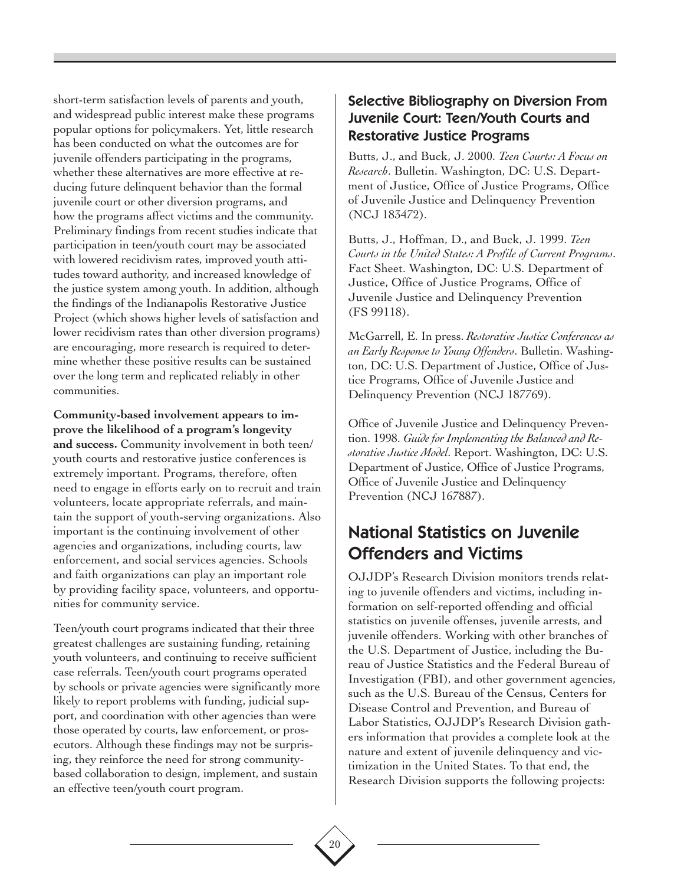short-term satisfaction levels of parents and youth, and widespread public interest make these programs popular options for policymakers. Yet, little research has been conducted on what the outcomes are for juvenile offenders participating in the programs, whether these alternatives are more effective at reducing future delinquent behavior than the formal juvenile court or other diversion programs, and how the programs affect victims and the community. Preliminary findings from recent studies indicate that participation in teen/youth court may be associated with lowered recidivism rates, improved youth attitudes toward authority, and increased knowledge of the justice system among youth. In addition, although the findings of the Indianapolis Restorative Justice Project (which shows higher levels of satisfaction and lower recidivism rates than other diversion programs) are encouraging, more research is required to determine whether these positive results can be sustained over the long term and replicated reliably in other communities.

**Community-based involvement appears to improve the likelihood of a program's longevity and success.** Community involvement in both teen/youth courts and restorative justice conferences is extremely important. Programs, therefore, often need to engage in efforts early on to recruit and train volunteers, locate appropriate referrals, and maintain the support of youth-serving organizations. Also important is the continuing involvement of other agencies and organizations, including courts, law enforcement, and social services agencies. Schools and faith organizations can play an important role by providing facility space, volunteers, and opportunities for community service.

Teen/youth court programs indicated that their three greatest challenges are sustaining funding, retaining youth volunteers, and continuing to receive sufficient case referrals. Teen/youth court programs operated by schools or private agencies were significantly more likely to report problems with funding, judicial support, and coordination with other agencies than were those operated by courts, law enforcement, or prosecutors. Although these findings may not be surprising, they reinforce the need for strong community-based collaboration to design, implement, and sustain an effective teen/youth court program.

### Selective Bibliography on Diversion From Juvenile Court: Teen/Youth Courts and Restorative Justice Programs

Butts, J., and Buck, J. 2000. *Teen Courts: A Focus on Research*. Bulletin. Washington, DC: U.S. Department of Justice, Office of Justice Programs, Office of Juvenile Justice and Delinquency Prevention (NCJ 183472).

Butts, J., Hoffman, D., and Buck, J. 1999. *Teen Courts in the United States: A Profile of Current Programs*. Fact Sheet. Washington, DC: U.S. Department of Justice, Office of Justice Programs, Office of Juvenile Justice and Delinquency Prevention (FS 99118).

McGarrell, E. In press. *Restorative Justice Conferences as an Early Response to Young Offenders*. Bulletin. Washington, DC: U.S. Department of Justice, Office of Justice Programs, Office of Juvenile Justice and Delinquency Prevention (NCJ 187769).

Office of Juvenile Justice and Delinquency Prevention. 1998. *Guide for Implementing the Balanced and Restorative Justice Model*. Report. Washington, DC: U.S. Department of Justice, Office of Justice Programs, Office of Juvenile Justice and Delinquency Prevention (NCJ 167887).

## National Statistics on Juvenile Offenders and Victims

OJJDP's Research Division monitors trends relating to juvenile offenders and victims, including information on self-reported offending and official statistics on juvenile offenses, juvenile arrests, and juvenile offenders. Working with other branches of the U.S. Department of Justice, including the Bureau of Justice Statistics and the Federal Bureau of Investigation (FBI), and other government agencies, such as the U.S. Bureau of the Census, Centers for Disease Control and Prevention, and Bureau of Labor Statistics, OJJDP's Research Division gathers information that provides a complete look at the nature and extent of juvenile delinquency and victimization in the United States. To that end, the Research Division supports the following projects: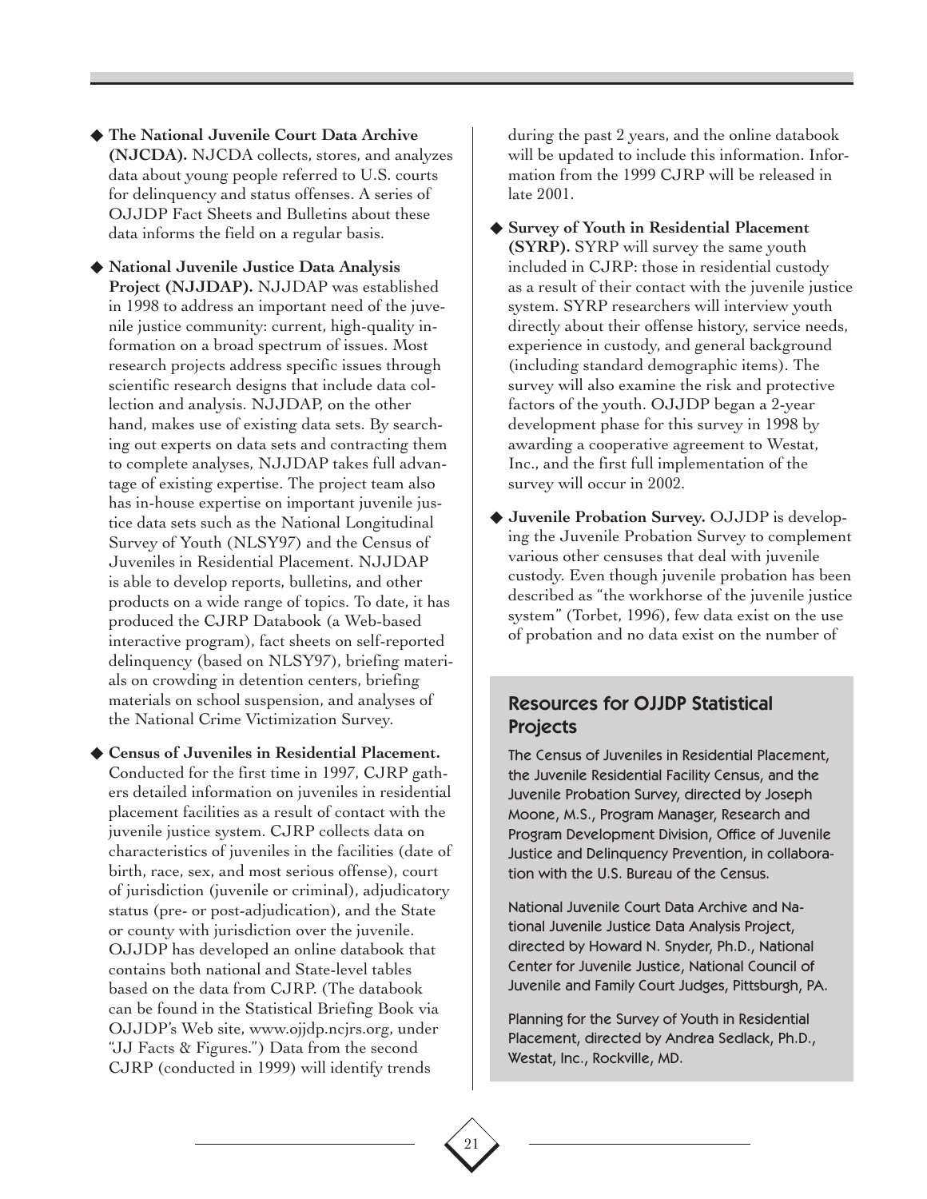- **The National Juvenile Court Data Archive (NJCDA).** NJCDA collects, stores, and analyzes data about young people referred to U.S. courts for delinquency and status offenses. A series of OJJDP Fact Sheets and Bulletins about these data informs the field on a regular basis.

- **National Juvenile Justice Data Analysis Project (NJJDAP).** NJJDAP was established in 1998 to address an important need of the juvenile justice community: current, high-quality information on a broad spectrum of issues. Most research projects address specific issues through scientific research designs that include data collection and analysis. NJJDAP, on the other hand, makes use of existing data sets. By searching out experts on data sets and contracting them to complete analyses, NJJDAP takes full advantage of existing expertise. The project team also has in-house expertise on important juvenile justice data sets such as the National Longitudinal Survey of Youth (NLSY97) and the Census of Juveniles in Residential Placement. NJJDAP is able to develop reports, bulletins, and other products on a wide range of topics. To date, it has produced the CJRP Databook (a Web-based interactive program), fact sheets on self-reported delinquency (based on NLSY97), briefing materials on crowding in detention centers, briefing materials on school suspension, and analyses of the National Crime Victimization Survey.

- **Census of Juveniles in Residential Placement.** Conducted for the first time in 1997, CJRP gathers detailed information on juveniles in residential placement facilities as a result of contact with the juvenile justice system. CJRP collects data on characteristics of juveniles in the facilities (date of birth, race, sex, and most serious offense), court of jurisdiction (juvenile or criminal), adjudicatory status (pre- or post-adjudication), and the State or county with jurisdiction over the juvenile. OJJDP has developed an online databook that contains both national and State-level tables based on the data from CJRP. (The databook can be found in the Statistical Briefing Book via OJJDP's Web site, www.ojjdp.ncjrs.org, under "JJ Facts & Figures.") Data from the second CJRP (conducted in 1999) will identify trends during the past 2 years, and the online databook will be updated to include this information. Information from the 1999 CJRP will be released in late 2001.

- **Survey of Youth in Residential Placement (SYRP).** SYRP will survey the same youth included in CJRP: those in residential custody as a result of their contact with the juvenile justice system. SYRP researchers will interview youth directly about their offense history, service needs, experience in custody, and general background (including standard demographic items). The survey will also examine the risk and protective factors of the youth. OJJDP began a 2-year development phase for this survey in 1998 by awarding a cooperative agreement to Westat, Inc., and the first full implementation of the survey will occur in 2002.

- **Juvenile Probation Survey.** OJJDP is developing the Juvenile Probation Survey to complement various other censuses that deal with juvenile custody. Even though juvenile probation has been described as "the workhorse of the juvenile justice system" (Torbet, 1996), few data exist on the use of probation and no data exist on the number of

## Resources for OJJDP Statistical Projects

The Census of Juveniles in Residential Placement, the Juvenile Residential Facility Census, and the Juvenile Probation Survey, directed by Joseph Moone, M.S., Program Manager, Research and Program Development Division, Office of Juvenile Justice and Delinquency Prevention, in collaboration with the U.S. Bureau of the Census.

National Juvenile Court Data Archive and National Juvenile Justice Data Analysis Project, directed by Howard N. Snyder, Ph.D., National Center for Juvenile Justice, National Council of Juvenile and Family Court Judges, Pittsburgh, PA.

Planning for the Survey of Youth in Residential Placement, directed by Andrea Sedlack, Ph.D., Westat, Inc., Rockville, MD.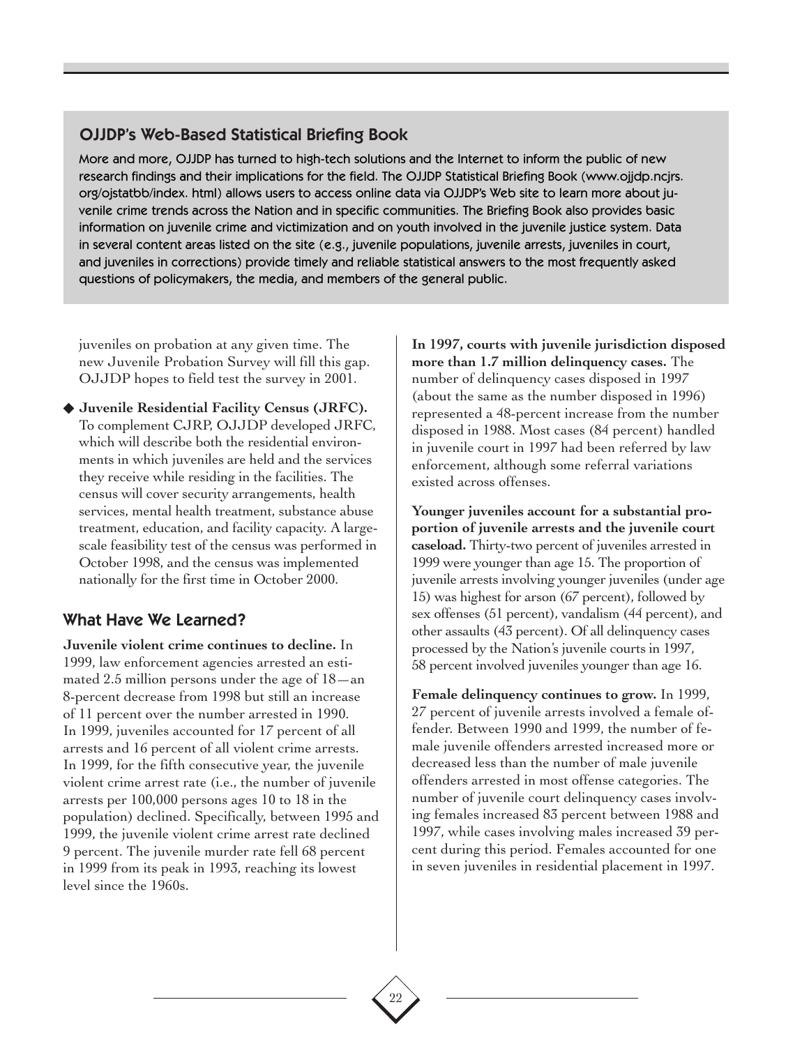## OJJDP's Web-Based Statistical Briefing Book

More and more, OJJDP has turned to high-tech solutions and the Internet to inform the public of new research findings and their implications for the field. The OJJDP Statistical Briefing Book (www.ojjdp.ncjrs.org/ojstatbb/index.html) allows users to access online data via OJJDP's Web site to learn more about juvenile crime trends across the Nation and in specific communities. The Briefing Book also provides basic information on juvenile crime and victimization and on youth involved in the juvenile justice system. Data in several content areas listed on the site (e.g., juvenile populations, juvenile arrests, juveniles in court, and juveniles in corrections) provide timely and reliable statistical answers to the most frequently asked questions of policymakers, the media, and members of the general public.

juveniles on probation at any given time. The new Juvenile Probation Survey will fill this gap. OJJDP hopes to field test the survey in 2001.

- **Juvenile Residential Facility Census (JRFC).** To complement CJRP, OJJDP developed JRFC, which will describe both the residential environments in which juveniles are held and the services they receive while residing in the facilities. The census will cover security arrangements, health services, mental health treatment, substance abuse treatment, education, and facility capacity. A large-scale feasibility test of the census was performed in October 1998, and the census was implemented nationally for the first time in October 2000.

## What Have We Learned?

**Juvenile violent crime continues to decline.** In 1999, law enforcement agencies arrested an estimated 2.5 million persons under the age of 18—an 8-percent decrease from 1998 but still an increase of 11 percent over the number arrested in 1990. In 1999, juveniles accounted for 17 percent of all arrests and 16 percent of all violent crime arrests. In 1999, for the fifth consecutive year, the juvenile violent crime arrest rate (i.e., the number of juvenile arrests per 100,000 persons ages 10 to 18 in the population) declined. Specifically, between 1995 and 1999, the juvenile violent crime arrest rate declined 9 percent. The juvenile murder rate fell 68 percent in 1999 from its peak in 1993, reaching its lowest level since the 1960s.

**In 1997, courts with juvenile jurisdiction disposed more than 1.7 million delinquency cases.** The number of delinquency cases disposed in 1997 (about the same as the number disposed in 1996) represented a 48-percent increase from the number disposed in 1988. Most cases (84 percent) handled in juvenile court in 1997 had been referred by law enforcement, although some referral variations existed across offenses.

**Younger juveniles account for a substantial proportion of juvenile arrests and the juvenile court caseload.** Thirty-two percent of juveniles arrested in 1999 were younger than age 15. The proportion of juvenile arrests involving younger juveniles (under age 15) was highest for arson (67 percent), followed by sex offenses (51 percent), vandalism (44 percent), and other assaults (43 percent). Of all delinquency cases processed by the Nation's juvenile courts in 1997, 58 percent involved juveniles younger than age 16.

**Female delinquency continues to grow.** In 1999, 27 percent of juvenile arrests involved a female offender. Between 1990 and 1999, the number of female juvenile offenders arrested increased more or decreased less than the number of male juvenile offenders arrested in most offense categories. The number of juvenile court delinquency cases involving females increased 83 percent between 1988 and 1997, while cases involving males increased 39 percent during this period. Females accounted for one in seven juveniles in residential placement in 1997.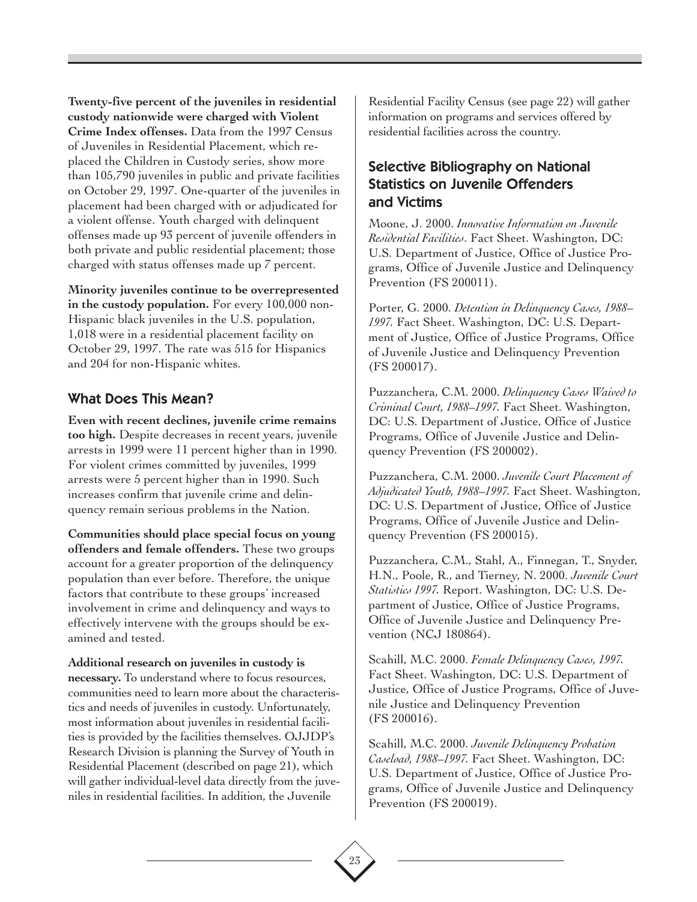**Twenty-five percent of the juveniles in residential custody nationwide were charged with Violent Crime Index offenses.** Data from the 1997 Census of Juveniles in Residential Placement, which replaced the Children in Custody series, show more than 105,790 juveniles in public and private facilities on October 29, 1997. One-quarter of the juveniles in placement had been charged with or adjudicated for a violent offense. Youth charged with delinquent offenses made up 93 percent of juvenile offenders in both private and public residential placement; those charged with status offenses made up 7 percent.

**Minority juveniles continue to be overrepresented in the custody population.** For every 100,000 non-Hispanic black juveniles in the U.S. population, 1,018 were in a residential placement facility on October 29, 1997. The rate was 515 for Hispanics and 204 for non-Hispanic whites.

## What Does This Mean?

**Even with recent declines, juvenile crime remains too high.** Despite decreases in recent years, juvenile arrests in 1999 were 11 percent higher than in 1990. For violent crimes committed by juveniles, 1999 arrests were 5 percent higher than in 1990. Such increases confirm that juvenile crime and delinquency remain serious problems in the Nation.

**Communities should place special focus on young offenders and female offenders.** These two groups account for a greater proportion of the delinquency population than ever before. Therefore, the unique factors that contribute to these groups' increased involvement in crime and delinquency and ways to effectively intervene with the groups should be examined and tested.

**Additional research on juveniles in custody is necessary.** To understand where to focus resources, communities need to learn more about the characteristics and needs of juveniles in custody. Unfortunately, most information about juveniles in residential facilities is provided by the facilities themselves. OJJDP's Research Division is planning the Survey of Youth in Residential Placement (described on page 21), which will gather individual-level data directly from the juveniles in residential facilities. In addition, the Juvenile Residential Facility Census (see page 22) will gather information on programs and services offered by residential facilities across the country.

## Selective Bibliography on National Statistics on Juvenile Offenders and Victims

Moone, J. 2000. *Innovative Information on Juvenile Residential Facilities*. Fact Sheet. Washington, DC: U.S. Department of Justice, Office of Justice Programs, Office of Juvenile Justice and Delinquency Prevention (FS 200011).

Porter, G. 2000. *Detention in Delinquency Cases, 1988–1997*. Fact Sheet. Washington, DC: U.S. Department of Justice, Office of Justice Programs, Office of Juvenile Justice and Delinquency Prevention (FS 200017).

Puzzanchera, C.M. 2000. *Delinquency Cases Waived to Criminal Court, 1988–1997*. Fact Sheet. Washington, DC: U.S. Department of Justice, Office of Justice Programs, Office of Juvenile Justice and Delinquency Prevention (FS 200002).

Puzzanchera, C.M. 2000. *Juvenile Court Placement of Adjudicated Youth, 1988–1997*. Fact Sheet. Washington, DC: U.S. Department of Justice, Office of Justice Programs, Office of Juvenile Justice and Delinquency Prevention (FS 200015).

Puzzanchera, C.M., Stahl, A., Finnegan, T., Snyder, H.N., Poole, R., and Tierney, N. 2000. *Juvenile Court Statistics 1997*. Report. Washington, DC: U.S. Department of Justice, Office of Justice Programs, Office of Juvenile Justice and Delinquency Prevention (NCJ 180864).

Scahill, M.C. 2000. *Female Delinquency Cases, 1997*. Fact Sheet. Washington, DC: U.S. Department of Justice, Office of Justice Programs, Office of Juvenile Justice and Delinquency Prevention (FS 200016).

Scahill, M.C. 2000. *Juvenile Delinquency Probation Caseload, 1988–1997*. Fact Sheet. Washington, DC: U.S. Department of Justice, Office of Justice Programs, Office of Juvenile Justice and Delinquency Prevention (FS 200019).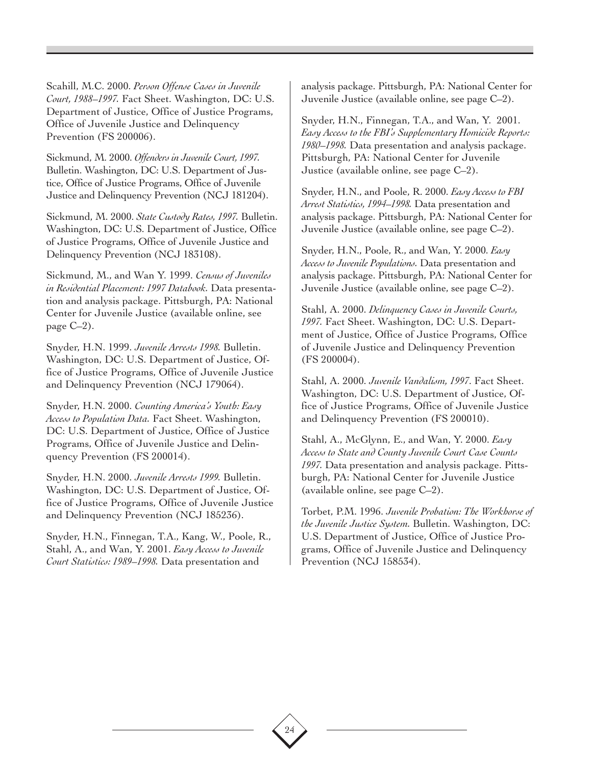Scahill, M.C. 2000. *Person Offense Cases in Juvenile Court, 1988–1997.* Fact Sheet. Washington, DC: U.S. Department of Justice, Office of Justice Programs, Office of Juvenile Justice and Delinquency Prevention (FS 200006).

Sickmund, M. 2000. *Offenders in Juvenile Court, 1997.* Bulletin. Washington, DC: U.S. Department of Justice, Office of Justice Programs, Office of Juvenile Justice and Delinquency Prevention (NCJ 181204).

Sickmund, M. 2000. *State Custody Rates, 1997.* Bulletin. Washington, DC: U.S. Department of Justice, Office of Justice Programs, Office of Juvenile Justice and Delinquency Prevention (NCJ 183108).

Sickmund, M., and Wan Y. 1999. *Census of Juveniles in Residential Placement: 1997 Databook.* Data presentation and analysis package. Pittsburgh, PA: National Center for Juvenile Justice (available online, see page C–2).

Snyder, H.N. 1999. *Juvenile Arrests 1998.* Bulletin. Washington, DC: U.S. Department of Justice, Office of Justice Programs, Office of Juvenile Justice and Delinquency Prevention (NCJ 179064).

Snyder, H.N. 2000. *Counting America's Youth: Easy Access to Population Data.* Fact Sheet. Washington, DC: U.S. Department of Justice, Office of Justice Programs, Office of Juvenile Justice and Delinquency Prevention (FS 200014).

Snyder, H.N. 2000. *Juvenile Arrests 1999.* Bulletin. Washington, DC: U.S. Department of Justice, Office of Justice Programs, Office of Juvenile Justice and Delinquency Prevention (NCJ 185236).

Snyder, H.N., Finnegan, T.A., Kang, W., Poole, R., Stahl, A., and Wan, Y. 2001. *Easy Access to Juvenile Court Statistics: 1989–1998.* Data presentation and analysis package. Pittsburgh, PA: National Center for Juvenile Justice (available online, see page C–2).

Snyder, H.N., Finnegan, T.A., and Wan, Y. 2001. *Easy Access to the FBI's Supplementary Homicide Reports: 1980–1998.* Data presentation and analysis package. Pittsburgh, PA: National Center for Juvenile Justice (available online, see page C–2).

Snyder, H.N., and Poole, R. 2000. *Easy Access to FBI Arrest Statistics, 1994–1998.* Data presentation and analysis package. Pittsburgh, PA: National Center for Juvenile Justice (available online, see page C–2).

Snyder, H.N., Poole, R., and Wan, Y. 2000. *Easy Access to Juvenile Populations.* Data presentation and analysis package. Pittsburgh, PA: National Center for Juvenile Justice (available online, see page C–2).

Stahl, A. 2000. *Delinquency Cases in Juvenile Courts, 1997.* Fact Sheet. Washington, DC: U.S. Department of Justice, Office of Justice Programs, Office of Juvenile Justice and Delinquency Prevention (FS 200004).

Stahl, A. 2000. *Juvenile Vandalism, 1997.* Fact Sheet. Washington, DC: U.S. Department of Justice, Office of Justice Programs, Office of Juvenile Justice and Delinquency Prevention (FS 200010).

Stahl, A., McGlynn, E., and Wan, Y. 2000. *Easy Access to State and County Juvenile Court Case Counts 1997.* Data presentation and analysis package. Pittsburgh, PA: National Center for Juvenile Justice (available online, see page C–2).

Torbet, P.M. 1996. *Juvenile Probation: The Workhorse of the Juvenile Justice System.* Bulletin. Washington, DC: U.S. Department of Justice, Office of Justice Programs, Office of Juvenile Justice and Delinquency Prevention (NCJ 158534).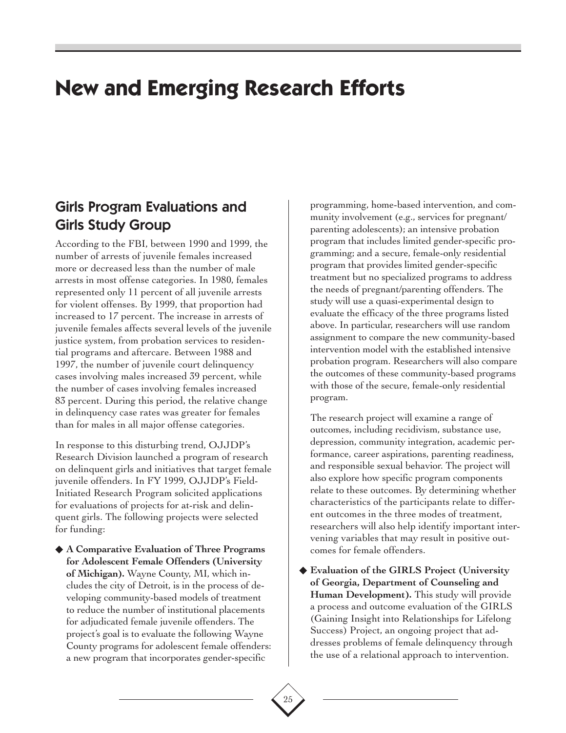# New and Emerging Research Efforts

## Girls Program Evaluations and Girls Study Group

According to the FBI, between 1990 and 1999, the number of arrests of juvenile females increased more or decreased less than the number of male arrests in most offense categories. In 1980, females represented only 11 percent of all juvenile arrests for violent offenses. By 1999, that proportion had increased to 17 percent. The increase in arrests of juvenile females affects several levels of the juvenile justice system, from probation services to residential programs and aftercare. Between 1988 and 1997, the number of juvenile court delinquency cases involving males increased 39 percent, while the number of cases involving females increased 83 percent. During this period, the relative change in delinquency case rates was greater for females than for males in all major offense categories.

In response to this disturbing trend, OJJDP's Research Division launched a program of research on delinquent girls and initiatives that target female juvenile offenders. In FY 1999, OJJDP's Field-Initiated Research Program solicited applications for evaluations of projects for at-risk and delinquent girls. The following projects were selected for funding:

- **A Comparative Evaluation of Three Programs for Adolescent Female Offenders (University of Michigan).** Wayne County, MI, which includes the city of Detroit, is in the process of developing community-based models of treatment to reduce the number of institutional placements for adjudicated female juvenile offenders. The project's goal is to evaluate the following Wayne County programs for adolescent female offenders: a new program that incorporates gender-specific programming, home-based intervention, and community involvement (e.g., services for pregnant/parenting adolescents); an intensive probation program that includes limited gender-specific programming; and a secure, female-only residential program that provides limited gender-specific treatment but no specialized programs to address the needs of pregnant/parenting offenders. The study will use a quasi-experimental design to evaluate the efficacy of the three programs listed above. In particular, researchers will use random assignment to compare the new community-based intervention model with the established intensive probation program. Researchers will also compare the outcomes of these community-based programs with those of the secure, female-only residential program.

  The research project will examine a range of outcomes, including recidivism, substance use, depression, community integration, academic performance, career aspirations, parenting readiness, and responsible sexual behavior. The project will also explore how specific program components relate to these outcomes. By determining whether characteristics of the participants relate to different outcomes in the three modes of treatment, researchers will also help identify important intervening variables that may result in positive outcomes for female offenders.

- **Evaluation of the GIRLS Project (University of Georgia, Department of Counseling and Human Development).** This study will provide a process and outcome evaluation of the GIRLS (Gaining Insight into Relationships for Lifelong Success) Project, an ongoing project that addresses problems of female delinquency through the use of a relational approach to intervention.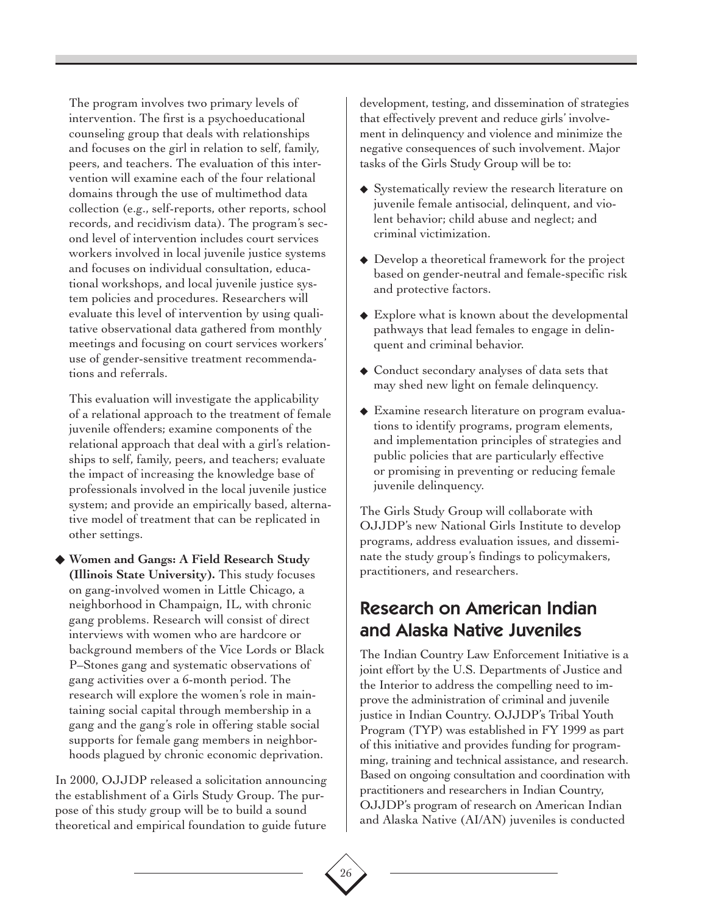The program involves two primary levels of intervention. The first is a psychoeducational counseling group that deals with relationships and focuses on the girl in relation to self, family, peers, and teachers. The evaluation of this intervention will examine each of the four relational domains through the use of multimethod data collection (e.g., self-reports, other reports, school records, and recidivism data). The program's second level of intervention includes court services workers involved in local juvenile justice systems and focuses on individual consultation, educational workshops, and local juvenile justice system policies and procedures. Researchers will evaluate this level of intervention by using qualitative observational data gathered from monthly meetings and focusing on court services workers' use of gender-sensitive treatment recommendations and referrals.

This evaluation will investigate the applicability of a relational approach to the treatment of female juvenile offenders; examine components of the relational approach that deal with a girl's relationships to self, family, peers, and teachers; evaluate the impact of increasing the knowledge base of professionals involved in the local juvenile justice system; and provide an empirically based, alternative model of treatment that can be replicated in other settings.

- **Women and Gangs: A Field Research Study (Illinois State University).** This study focuses on gang-involved women in Little Chicago, a neighborhood in Champaign, IL, with chronic gang problems. Research will consist of direct interviews with women who are hardcore or background members of the Vice Lords or Black P–Stones gang and systematic observations of gang activities over a 6-month period. The research will explore the women's role in maintaining social capital through membership in a gang and the gang's role in offering stable social supports for female gang members in neighborhoods plagued by chronic economic deprivation.

In 2000, OJJDP released a solicitation announcing the establishment of a Girls Study Group. The purpose of this study group will be to build a sound theoretical and empirical foundation to guide future development, testing, and dissemination of strategies that effectively prevent and reduce girls' involvement in delinquency and violence and minimize the negative consequences of such involvement. Major tasks of the Girls Study Group will be to:

- Systematically review the research literature on juvenile female antisocial, delinquent, and violent behavior; child abuse and neglect; and criminal victimization.
- Develop a theoretical framework for the project based on gender-neutral and female-specific risk and protective factors.
- Explore what is known about the developmental pathways that lead females to engage in delinquent and criminal behavior.
- Conduct secondary analyses of data sets that may shed new light on female delinquency.
- Examine research literature on program evaluations to identify programs, program elements, and implementation principles of strategies and public policies that are particularly effective or promising in preventing or reducing female juvenile delinquency.

The Girls Study Group will collaborate with OJJDP's new National Girls Institute to develop programs, address evaluation issues, and disseminate the study group's findings to policymakers, practitioners, and researchers.

## Research on American Indian and Alaska Native Juveniles

The Indian Country Law Enforcement Initiative is a joint effort by the U.S. Departments of Justice and the Interior to address the compelling need to improve the administration of criminal and juvenile justice in Indian Country. OJJDP's Tribal Youth Program (TYP) was established in FY 1999 as part of this initiative and provides funding for programming, training and technical assistance, and research. Based on ongoing consultation and coordination with practitioners and researchers in Indian Country, OJJDP's program of research on American Indian and Alaska Native (AI/AN) juveniles is conducted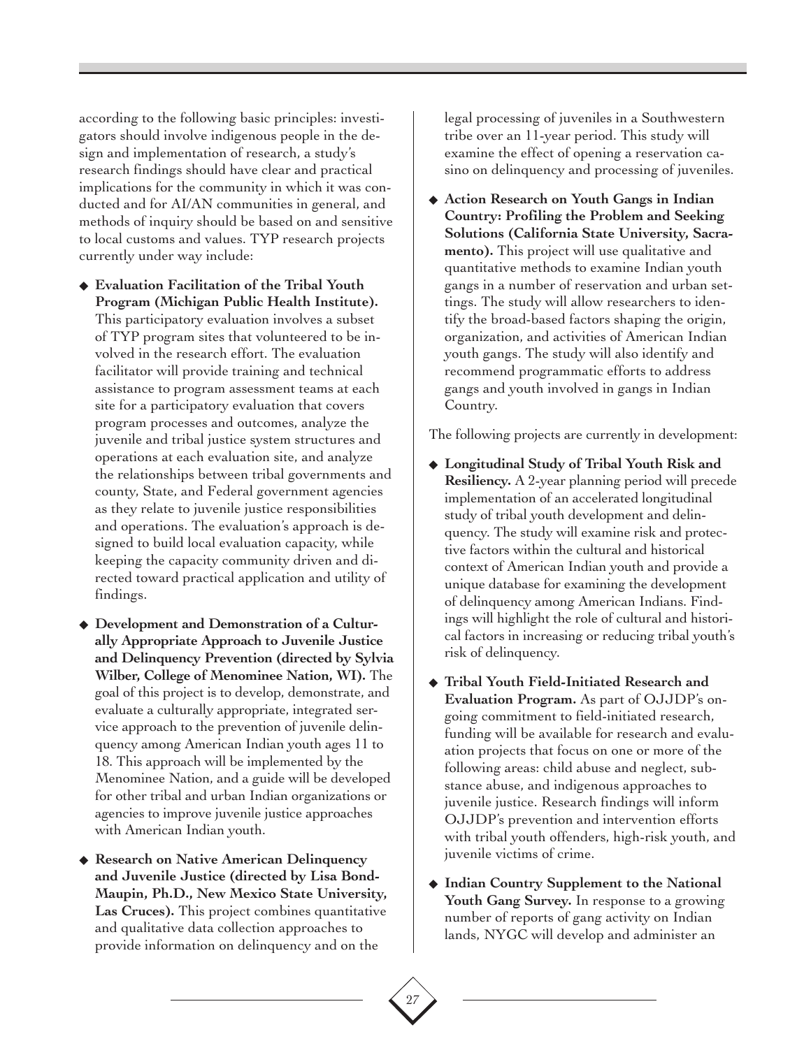according to the following basic principles: investigators should involve indigenous people in the design and implementation of research, a study's research findings should have clear and practical implications for the community in which it was conducted and for AI/AN communities in general, and methods of inquiry should be based on and sensitive to local customs and values. TYP research projects currently under way include:

- **Evaluation Facilitation of the Tribal Youth Program (Michigan Public Health Institute).** This participatory evaluation involves a subset of TYP program sites that volunteered to be involved in the research effort. The evaluation facilitator will provide training and technical assistance to program assessment teams at each site for a participatory evaluation that covers program processes and outcomes, analyze the juvenile and tribal justice system structures and operations at each evaluation site, and analyze the relationships between tribal governments and county, State, and Federal government agencies as they relate to juvenile justice responsibilities and operations. The evaluation's approach is designed to build local evaluation capacity, while keeping the capacity community driven and directed toward practical application and utility of findings.

- **Development and Demonstration of a Culturally Appropriate Approach to Juvenile Justice and Delinquency Prevention (directed by Sylvia Wilber, College of Menominee Nation, WI).** The goal of this project is to develop, demonstrate, and evaluate a culturally appropriate, integrated service approach to the prevention of juvenile delinquency among American Indian youth ages 11 to 18. This approach will be implemented by the Menominee Nation, and a guide will be developed for other tribal and urban Indian organizations or agencies to improve juvenile justice approaches with American Indian youth.

- **Research on Native American Delinquency and Juvenile Justice (directed by Lisa Bond-Maupin, Ph.D., New Mexico State University, Las Cruces).** This project combines quantitative and qualitative data collection approaches to provide information on delinquency and on the legal processing of juveniles in a Southwestern tribe over an 11-year period. This study will examine the effect of opening a reservation casino on delinquency and processing of juveniles.

- **Action Research on Youth Gangs in Indian Country: Profiling the Problem and Seeking Solutions (California State University, Sacramento).** This project will use qualitative and quantitative methods to examine Indian youth gangs in a number of reservation and urban settings. The study will allow researchers to identify the broad-based factors shaping the origin, organization, and activities of American Indian youth gangs. The study will also identify and recommend programmatic efforts to address gangs and youth involved in gangs in Indian Country.

The following projects are currently in development:

- **Longitudinal Study of Tribal Youth Risk and Resiliency.** A 2-year planning period will precede implementation of an accelerated longitudinal study of tribal youth development and delinquency. The study will examine risk and protective factors within the cultural and historical context of American Indian youth and provide a unique database for examining the development of delinquency among American Indians. Findings will highlight the role of cultural and historical factors in increasing or reducing tribal youth's risk of delinquency.

- **Tribal Youth Field-Initiated Research and Evaluation Program.** As part of OJJDP's ongoing commitment to field-initiated research, funding will be available for research and evaluation projects that focus on one or more of the following areas: child abuse and neglect, substance abuse, and indigenous approaches to juvenile justice. Research findings will inform OJJDP's prevention and intervention efforts with tribal youth offenders, high-risk youth, and juvenile victims of crime.

- **Indian Country Supplement to the National Youth Gang Survey.** In response to a growing number of reports of gang activity on Indian lands, NYGC will develop and administer an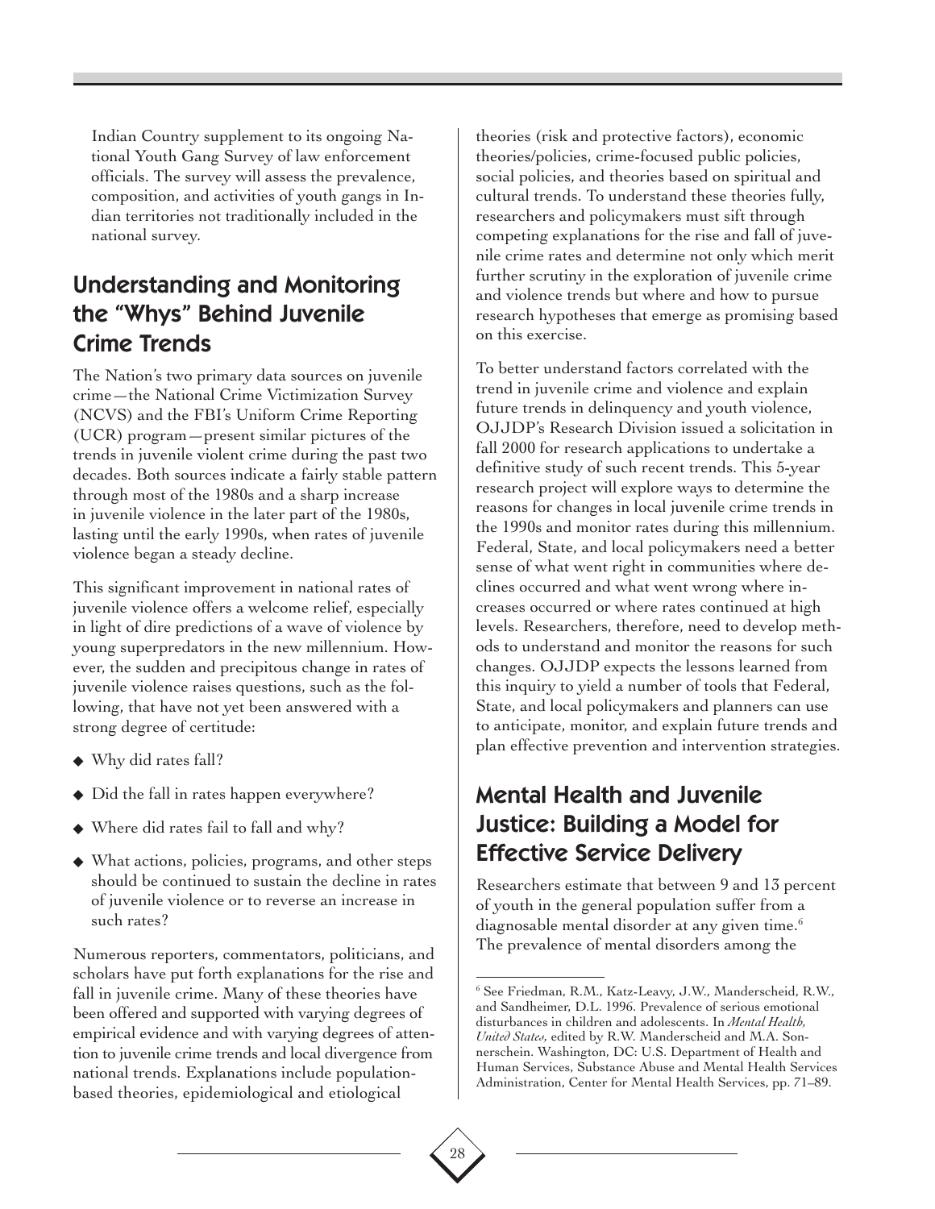Indian Country supplement to its ongoing National Youth Gang Survey of law enforcement officials. The survey will assess the prevalence, composition, and activities of youth gangs in Indian territories not traditionally included in the national survey.

## Understanding and Monitoring the "Whys" Behind Juvenile Crime Trends

The Nation's two primary data sources on juvenile crime—the National Crime Victimization Survey (NCVS) and the FBI's Uniform Crime Reporting (UCR) program—present similar pictures of the trends in juvenile violent crime during the past two decades. Both sources indicate a fairly stable pattern through most of the 1980s and a sharp increase in juvenile violence in the later part of the 1980s, lasting until the early 1990s, when rates of juvenile violence began a steady decline.

This significant improvement in national rates of juvenile violence offers a welcome relief, especially in light of dire predictions of a wave of violence by young superpredators in the new millennium. However, the sudden and precipitous change in rates of juvenile violence raises questions, such as the following, that have not yet been answered with a strong degree of certitude:

- Why did rates fall?
- Did the fall in rates happen everywhere?
- Where did rates fail to fall and why?
- What actions, policies, programs, and other steps should be continued to sustain the decline in rates of juvenile violence or to reverse an increase in such rates?

Numerous reporters, commentators, politicians, and scholars have put forth explanations for the rise and fall in juvenile crime. Many of these theories have been offered and supported with varying degrees of empirical evidence and with varying degrees of attention to juvenile crime trends and local divergence from national trends. Explanations include population-based theories, epidemiological and etiological theories (risk and protective factors), economic theories/policies, crime-focused public policies, social policies, and theories based on spiritual and cultural trends. To understand these theories fully, researchers and policymakers must sift through competing explanations for the rise and fall of juvenile crime rates and determine not only which merit further scrutiny in the exploration of juvenile crime and violence trends but where and how to pursue research hypotheses that emerge as promising based on this exercise.

To better understand factors correlated with the trend in juvenile crime and violence and explain future trends in delinquency and youth violence, OJJDP's Research Division issued a solicitation in fall 2000 for research applications to undertake a definitive study of such recent trends. This 5-year research project will explore ways to determine the reasons for changes in local juvenile crime trends in the 1990s and monitor rates during this millennium. Federal, State, and local policymakers need a better sense of what went right in communities where declines occurred and what went wrong where increases occurred or where rates continued at high levels. Researchers, therefore, need to develop methods to understand and monitor the reasons for such changes. OJJDP expects the lessons learned from this inquiry to yield a number of tools that Federal, State, and local policymakers and planners can use to anticipate, monitor, and explain future trends and plan effective prevention and intervention strategies.

## Mental Health and Juvenile Justice: Building a Model for Effective Service Delivery

Researchers estimate that between 9 and 13 percent of youth in the general population suffer from a diagnosable mental disorder at any given time.[6] The prevalence of mental disorders among the

[6] See Friedman, R.M., Katz-Leavy, J.W., Manderscheid, R.W., and Sandheimer, D.L. 1996. Prevalence of serious emotional disturbances in children and adolescents. In *Mental Health, United States*, edited by R.W. Manderscheid and M.A. Sonnerschein. Washington, DC: U.S. Department of Health and Human Services, Substance Abuse and Mental Health Services Administration, Center for Mental Health Services, pp. 71–89.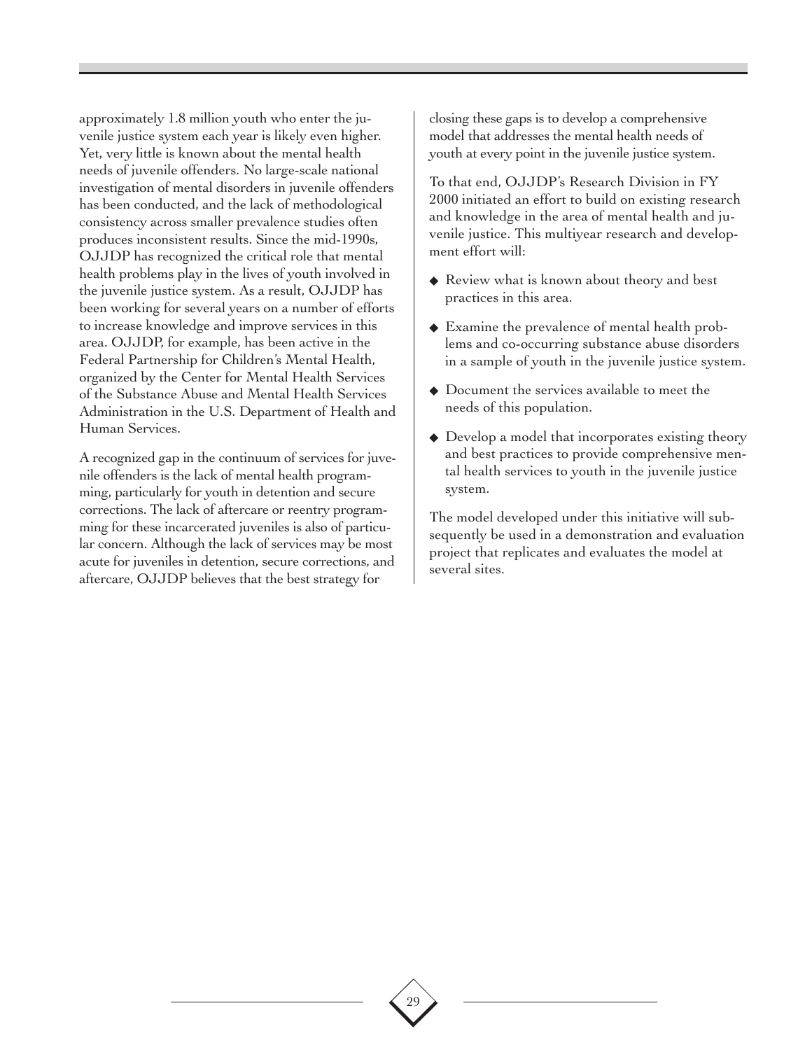approximately 1.8 million youth who enter the juvenile justice system each year is likely even higher. Yet, very little is known about the mental health needs of juvenile offenders. No large-scale national investigation of mental disorders in juvenile offenders has been conducted, and the lack of methodological consistency across smaller prevalence studies often produces inconsistent results. Since the mid-1990s, OJJDP has recognized the critical role that mental health problems play in the lives of youth involved in the juvenile justice system. As a result, OJJDP has been working for several years on a number of efforts to increase knowledge and improve services in this area. OJJDP, for example, has been active in the Federal Partnership for Children's Mental Health, organized by the Center for Mental Health Services of the Substance Abuse and Mental Health Services Administration in the U.S. Department of Health and Human Services.

A recognized gap in the continuum of services for juvenile offenders is the lack of mental health programming, particularly for youth in detention and secure corrections. The lack of aftercare or reentry programming for these incarcerated juveniles is also of particular concern. Although the lack of services may be most acute for juveniles in detention, secure corrections, and aftercare, OJJDP believes that the best strategy for closing these gaps is to develop a comprehensive model that addresses the mental health needs of youth at every point in the juvenile justice system.

To that end, OJJDP's Research Division in FY 2000 initiated an effort to build on existing research and knowledge in the area of mental health and juvenile justice. This multiyear research and development effort will:

- Review what is known about theory and best practices in this area.
- Examine the prevalence of mental health problems and co-occurring substance abuse disorders in a sample of youth in the juvenile justice system.
- Document the services available to meet the needs of this population.
- Develop a model that incorporates existing theory and best practices to provide comprehensive mental health services to youth in the juvenile justice system.

The model developed under this initiative will subsequently be used in a demonstration and evaluation project that replicates and evaluates the model at several sites.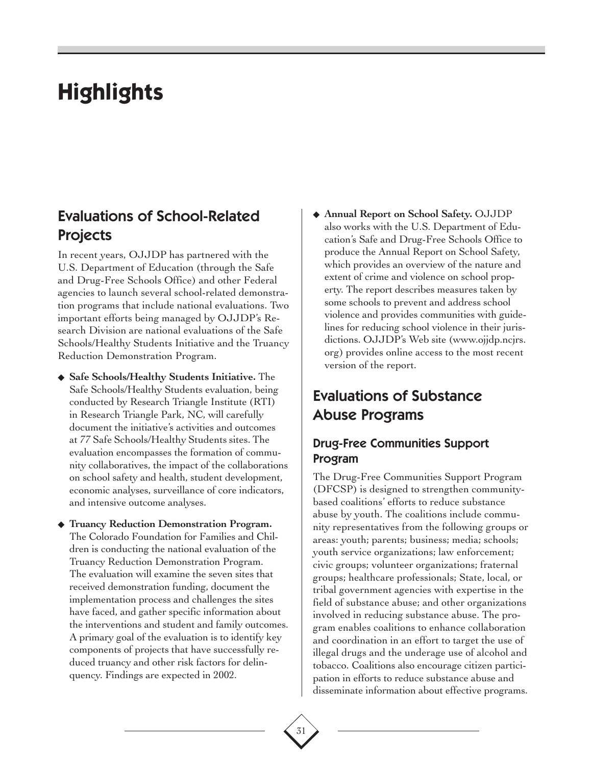# Highlights

## Evaluations of School-Related Projects

In recent years, OJJDP has partnered with the U.S. Department of Education (through the Safe and Drug-Free Schools Office) and other Federal agencies to launch several school-related demonstration programs that include national evaluations. Two important efforts being managed by OJJDP's Research Division are national evaluations of the Safe Schools/Healthy Students Initiative and the Truancy Reduction Demonstration Program.

- **Safe Schools/Healthy Students Initiative.** The Safe Schools/Healthy Students evaluation, being conducted by Research Triangle Institute (RTI) in Research Triangle Park, NC, will carefully document the initiative's activities and outcomes at 77 Safe Schools/Healthy Students sites. The evaluation encompasses the formation of community collaboratives, the impact of the collaborations on school safety and health, student development, economic analyses, surveillance of core indicators, and intensive outcome analyses.

- **Truancy Reduction Demonstration Program.** The Colorado Foundation for Families and Children is conducting the national evaluation of the Truancy Reduction Demonstration Program. The evaluation will examine the seven sites that received demonstration funding, document the implementation process and challenges the sites have faced, and gather specific information about the interventions and student and family outcomes. A primary goal of the evaluation is to identify key components of projects that have successfully reduced truancy and other risk factors for delinquency. Findings are expected in 2002.

- **Annual Report on School Safety.** OJJDP also works with the U.S. Department of Education's Safe and Drug-Free Schools Office to produce the Annual Report on School Safety, which provides an overview of the nature and extent of crime and violence on school property. The report describes measures taken by some schools to prevent and address school violence and provides communities with guidelines for reducing school violence in their jurisdictions. OJJDP's Web site (www.ojjdp.ncjrs.org) provides online access to the most recent version of the report.

## Evaluations of Substance Abuse Programs

### Drug-Free Communities Support Program

The Drug-Free Communities Support Program (DFCSP) is designed to strengthen community-based coalitions' efforts to reduce substance abuse by youth. The coalitions include community representatives from the following groups or areas: youth; parents; business; media; schools; youth service organizations; law enforcement; civic groups; volunteer organizations; fraternal groups; healthcare professionals; State, local, or tribal government agencies with expertise in the field of substance abuse; and other organizations involved in reducing substance abuse. The program enables coalitions to enhance collaboration and coordination in an effort to target the use of illegal drugs and the underage use of alcohol and tobacco. Coalitions also encourage citizen participation in efforts to reduce substance abuse and disseminate information about effective programs.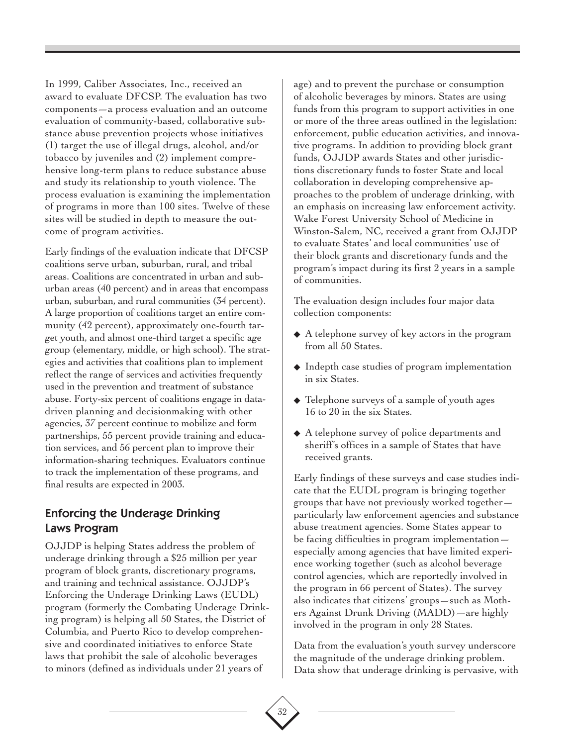In 1999, Caliber Associates, Inc., received an award to evaluate DFCSP. The evaluation has two components—a process evaluation and an outcome evaluation of community-based, collaborative substance abuse prevention projects whose initiatives (1) target the use of illegal drugs, alcohol, and/or tobacco by juveniles and (2) implement comprehensive long-term plans to reduce substance abuse and study its relationship to youth violence. The process evaluation is examining the implementation of programs in more than 100 sites. Twelve of these sites will be studied in depth to measure the outcome of program activities.

Early findings of the evaluation indicate that DFCSP coalitions serve urban, suburban, rural, and tribal areas. Coalitions are concentrated in urban and suburban areas (40 percent) and in areas that encompass urban, suburban, and rural communities (34 percent). A large proportion of coalitions target an entire community (42 percent), approximately one-fourth target youth, and almost one-third target a specific age group (elementary, middle, or high school). The strategies and activities that coalitions plan to implement reflect the range of services and activities frequently used in the prevention and treatment of substance abuse. Forty-six percent of coalitions engage in data-driven planning and decisionmaking with other agencies, 37 percent continue to mobilize and form partnerships, 55 percent provide training and education services, and 56 percent plan to improve their information-sharing techniques. Evaluators continue to track the implementation of these programs, and final results are expected in 2003.

## Enforcing the Underage Drinking Laws Program

OJJDP is helping States address the problem of underage drinking through a $25 million per year program of block grants, discretionary programs, and training and technical assistance. OJJDP's Enforcing the Underage Drinking Laws (EUDL) program (formerly the Combating Underage Drinking program) is helping all 50 States, the District of Columbia, and Puerto Rico to develop comprehensive and coordinated initiatives to enforce State laws that prohibit the sale of alcoholic beverages to minors (defined as individuals under 21 years of age) and to prevent the purchase or consumption of alcoholic beverages by minors. States are using funds from this program to support activities in one or more of the three areas outlined in the legislation: enforcement, public education activities, and innovative programs. In addition to providing block grant funds, OJJDP awards States and other jurisdictions discretionary funds to foster State and local collaboration in developing comprehensive approaches to the problem of underage drinking, with an emphasis on increasing law enforcement activity. Wake Forest University School of Medicine in Winston-Salem, NC, received a grant from OJJDP to evaluate States' and local communities' use of their block grants and discretionary funds and the program's impact during its first 2 years in a sample of communities.

The evaluation design includes four major data collection components:

- A telephone survey of key actors in the program from all 50 States.
- Indepth case studies of program implementation in six States.
- Telephone surveys of a sample of youth ages 16 to 20 in the six States.
- A telephone survey of police departments and sheriff's offices in a sample of States that have received grants.

Early findings of these surveys and case studies indicate that the EUDL program is bringing together groups that have not previously worked together—particularly law enforcement agencies and substance abuse treatment agencies. Some States appear to be facing difficulties in program implementation—especially among agencies that have limited experience working together (such as alcohol beverage control agencies, which are reportedly involved in the program in 66 percent of States). The survey also indicates that citizens' groups—such as Mothers Against Drunk Driving (MADD)—are highly involved in the program in only 28 States.

Data from the evaluation's youth survey underscore the magnitude of the underage drinking problem. Data show that underage drinking is pervasive, with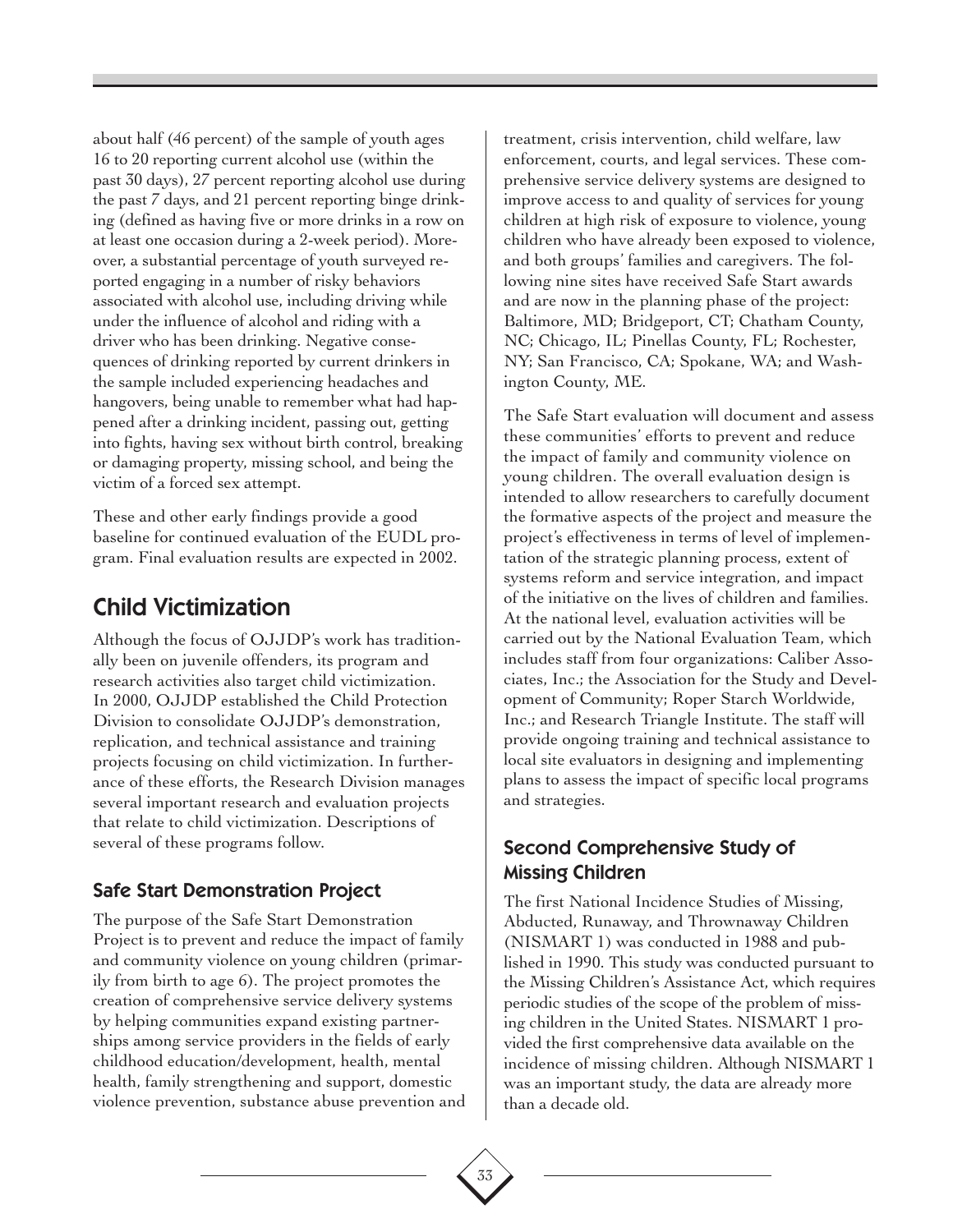about half (46 percent) of the sample of youth ages 16 to 20 reporting current alcohol use (within the past 30 days), 27 percent reporting alcohol use during the past 7 days, and 21 percent reporting binge drinking (defined as having five or more drinks in a row on at least one occasion during a 2-week period). Moreover, a substantial percentage of youth surveyed reported engaging in a number of risky behaviors associated with alcohol use, including driving while under the influence of alcohol and riding with a driver who has been drinking. Negative consequences of drinking reported by current drinkers in the sample included experiencing headaches and hangovers, being unable to remember what had happened after a drinking incident, passing out, getting into fights, having sex without birth control, breaking or damaging property, missing school, and being the victim of a forced sex attempt.

These and other early findings provide a good baseline for continued evaluation of the EUDL program. Final evaluation results are expected in 2002.

## Child Victimization

Although the focus of OJJDP's work has traditionally been on juvenile offenders, its program and research activities also target child victimization. In 2000, OJJDP established the Child Protection Division to consolidate OJJDP's demonstration, replication, and technical assistance and training projects focusing on child victimization. In furtherance of these efforts, the Research Division manages several important research and evaluation projects that relate to child victimization. Descriptions of several of these programs follow.

### Safe Start Demonstration Project

The purpose of the Safe Start Demonstration Project is to prevent and reduce the impact of family and community violence on young children (primarily from birth to age 6). The project promotes the creation of comprehensive service delivery systems by helping communities expand existing partnerships among service providers in the fields of early childhood education/development, health, mental health, family strengthening and support, domestic violence prevention, substance abuse prevention and treatment, crisis intervention, child welfare, law enforcement, courts, and legal services. These comprehensive service delivery systems are designed to improve access to and quality of services for young children at high risk of exposure to violence, young children who have already been exposed to violence, and both groups' families and caregivers. The following nine sites have received Safe Start awards and are now in the planning phase of the project: Baltimore, MD; Bridgeport, CT; Chatham County, NC; Chicago, IL; Pinellas County, FL; Rochester, NY; San Francisco, CA; Spokane, WA; and Washington County, ME.

The Safe Start evaluation will document and assess these communities' efforts to prevent and reduce the impact of family and community violence on young children. The overall evaluation design is intended to allow researchers to carefully document the formative aspects of the project and measure the project's effectiveness in terms of level of implementation of the strategic planning process, extent of systems reform and service integration, and impact of the initiative on the lives of children and families. At the national level, evaluation activities will be carried out by the National Evaluation Team, which includes staff from four organizations: Caliber Associates, Inc.; the Association for the Study and Development of Community; Roper Starch Worldwide, Inc.; and Research Triangle Institute. The staff will provide ongoing training and technical assistance to local site evaluators in designing and implementing plans to assess the impact of specific local programs and strategies.

### Second Comprehensive Study of Missing Children

The first National Incidence Studies of Missing, Abducted, Runaway, and Thrownaway Children (NISMART 1) was conducted in 1988 and published in 1990. This study was conducted pursuant to the Missing Children's Assistance Act, which requires periodic studies of the scope of the problem of missing children in the United States. NISMART 1 provided the first comprehensive data available on the incidence of missing children. Although NISMART 1 was an important study, the data are already more than a decade old.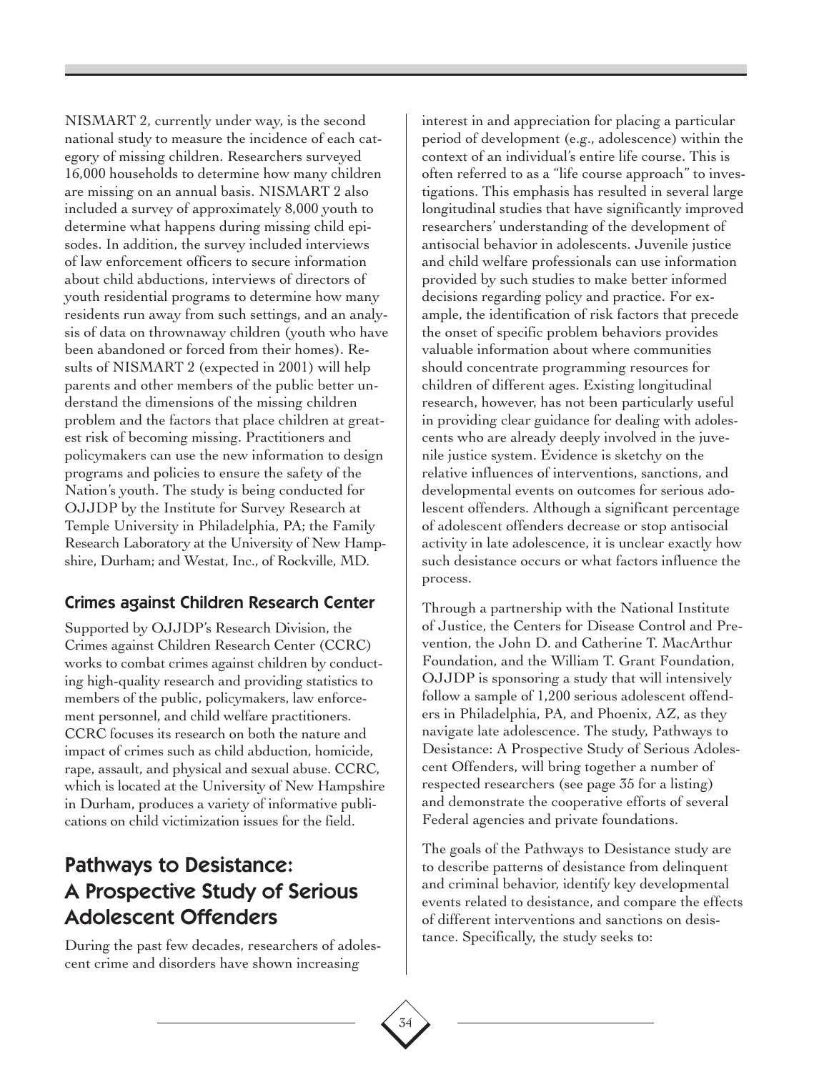NISMART 2, currently under way, is the second national study to measure the incidence of each category of missing children. Researchers surveyed 16,000 households to determine how many children are missing on an annual basis. NISMART 2 also included a survey of approximately 8,000 youth to determine what happens during missing child episodes. In addition, the survey included interviews of law enforcement officers to secure information about child abductions, interviews of directors of youth residential programs to determine how many residents run away from such settings, and an analysis of data on thrownaway children (youth who have been abandoned or forced from their homes). Results of NISMART 2 (expected in 2001) will help parents and other members of the public better understand the dimensions of the missing children problem and the factors that place children at greatest risk of becoming missing. Practitioners and policymakers can use the new information to design programs and policies to ensure the safety of the Nation's youth. The study is being conducted for OJJDP by the Institute for Survey Research at Temple University in Philadelphia, PA; the Family Research Laboratory at the University of New Hampshire, Durham; and Westat, Inc., of Rockville, MD.

### Crimes against Children Research Center

Supported by OJJDP's Research Division, the Crimes against Children Research Center (CCRC) works to combat crimes against children by conducting high-quality research and providing statistics to members of the public, policymakers, law enforcement personnel, and child welfare practitioners. CCRC focuses its research on both the nature and impact of crimes such as child abduction, homicide, rape, assault, and physical and sexual abuse. CCRC, which is located at the University of New Hampshire in Durham, produces a variety of informative publications on child victimization issues for the field.

## Pathways to Desistance: A Prospective Study of Serious Adolescent Offenders

During the past few decades, researchers of adolescent crime and disorders have shown increasing interest in and appreciation for placing a particular period of development (e.g., adolescence) within the context of an individual's entire life course. This is often referred to as a "life course approach" to investigations. This emphasis has resulted in several large longitudinal studies that have significantly improved researchers' understanding of the development of antisocial behavior in adolescents. Juvenile justice and child welfare professionals can use information provided by such studies to make better informed decisions regarding policy and practice. For example, the identification of risk factors that precede the onset of specific problem behaviors provides valuable information about where communities should concentrate programming resources for children of different ages. Existing longitudinal research, however, has not been particularly useful in providing clear guidance for dealing with adolescents who are already deeply involved in the juvenile justice system. Evidence is sketchy on the relative influences of interventions, sanctions, and developmental events on outcomes for serious adolescent offenders. Although a significant percentage of adolescent offenders decrease or stop antisocial activity in late adolescence, it is unclear exactly how such desistance occurs or what factors influence the process.

Through a partnership with the National Institute of Justice, the Centers for Disease Control and Prevention, the John D. and Catherine T. MacArthur Foundation, and the William T. Grant Foundation, OJJDP is sponsoring a study that will intensively follow a sample of 1,200 serious adolescent offenders in Philadelphia, PA, and Phoenix, AZ, as they navigate late adolescence. The study, Pathways to Desistance: A Prospective Study of Serious Adolescent Offenders, will bring together a number of respected researchers (see page 35 for a listing) and demonstrate the cooperative efforts of several Federal agencies and private foundations.

The goals of the Pathways to Desistance study are to describe patterns of desistance from delinquent and criminal behavior, identify key developmental events related to desistance, and compare the effects of different interventions and sanctions on desistance. Specifically, the study seeks to: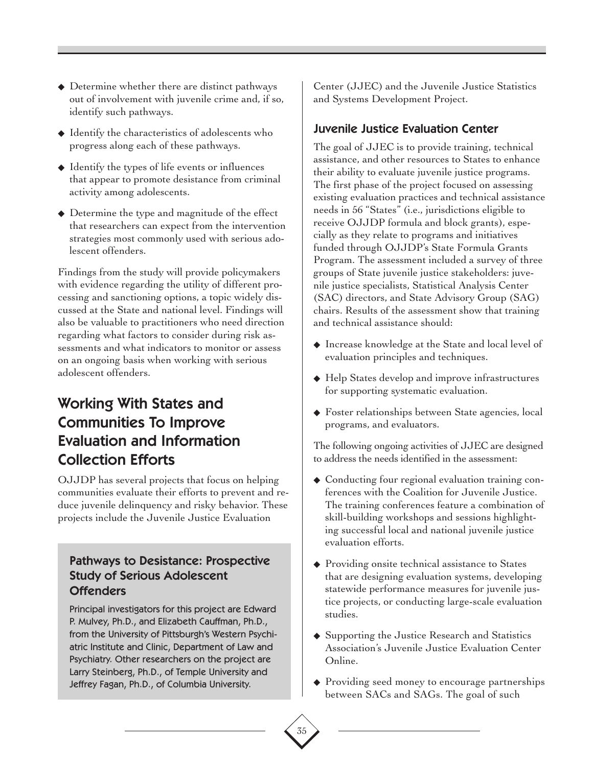- Determine whether there are distinct pathways out of involvement with juvenile crime and, if so, identify such pathways.
- Identify the characteristics of adolescents who progress along each of these pathways.
- Identify the types of life events or influences that appear to promote desistance from criminal activity among adolescents.
- Determine the type and magnitude of the effect that researchers can expect from the intervention strategies most commonly used with serious adolescent offenders.

Findings from the study will provide policymakers with evidence regarding the utility of different processing and sanctioning options, a topic widely discussed at the State and national level. Findings will also be valuable to practitioners who need direction regarding what factors to consider during risk assessments and what indicators to monitor or assess on an ongoing basis when working with serious adolescent offenders.

### Pathways to Desistance: Prospective Study of Serious Adolescent Offenders

Principal investigators for this project are Edward P. Mulvey, Ph.D., and Elizabeth Cauffman, Ph.D., from the University of Pittsburgh's Western Psychiatric Institute and Clinic, Department of Law and Psychiatry. Other researchers on the project are Larry Steinberg, Ph.D., of Temple University and Jeffrey Fagan, Ph.D., of Columbia University.

## Working With States and Communities To Improve Evaluation and Information Collection Efforts

OJJDP has several projects that focus on helping communities evaluate their efforts to prevent and reduce juvenile delinquency and risky behavior. These projects include the Juvenile Justice Evaluation Center (JJEC) and the Juvenile Justice Statistics and Systems Development Project.

### Juvenile Justice Evaluation Center

The goal of JJEC is to provide training, technical assistance, and other resources to States to enhance their ability to evaluate juvenile justice programs. The first phase of the project focused on assessing existing evaluation practices and technical assistance needs in 56 "States" (i.e., jurisdictions eligible to receive OJJDP formula and block grants), especially as they relate to programs and initiatives funded through OJJDP's State Formula Grants Program. The assessment included a survey of three groups of State juvenile justice stakeholders: juvenile justice specialists, Statistical Analysis Center (SAC) directors, and State Advisory Group (SAG) chairs. Results of the assessment show that training and technical assistance should:

- Increase knowledge at the State and local level of evaluation principles and techniques.
- Help States develop and improve infrastructures for supporting systematic evaluation.
- Foster relationships between State agencies, local programs, and evaluators.

The following ongoing activities of JJEC are designed to address the needs identified in the assessment:

- Conducting four regional evaluation training conferences with the Coalition for Juvenile Justice. The training conferences feature a combination of skill-building workshops and sessions highlighting successful local and national juvenile justice evaluation efforts.
- Providing onsite technical assistance to States that are designing evaluation systems, developing statewide performance measures for juvenile justice projects, or conducting large-scale evaluation studies.
- Supporting the Justice Research and Statistics Association's Juvenile Justice Evaluation Center Online.
- Providing seed money to encourage partnerships between SACs and SAGs. The goal of such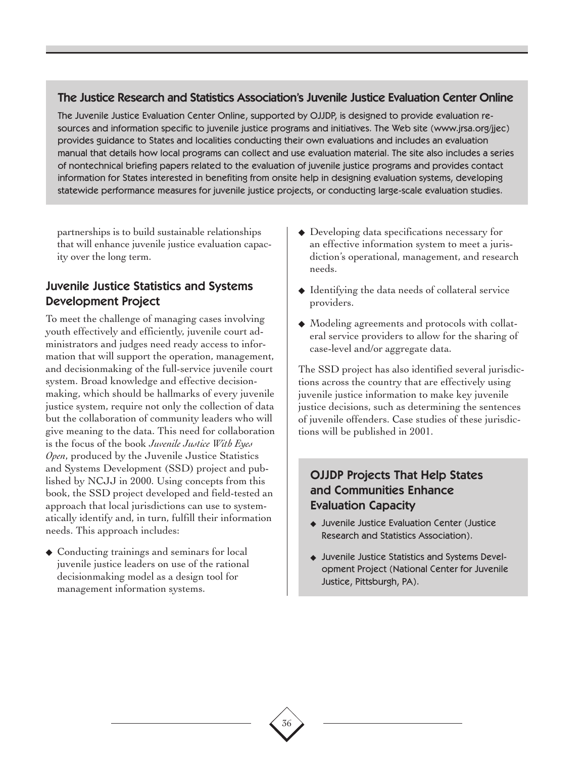## The Justice Research and Statistics Association's Juvenile Justice Evaluation Center Online

The Juvenile Justice Evaluation Center Online, supported by OJJDP, is designed to provide evaluation resources and information specific to juvenile justice programs and initiatives. The Web site (www.jrsa.org/jjec) provides guidance to States and localities conducting their own evaluations and includes an evaluation manual that details how local programs can collect and use evaluation material. The site also includes a series of nontechnical briefing papers related to the evaluation of juvenile justice programs and provides contact information for States interested in benefiting from onsite help in designing evaluation systems, developing statewide performance measures for juvenile justice projects, or conducting large-scale evaluation studies.

partnerships is to build sustainable relationships that will enhance juvenile justice evaluation capacity over the long term.

### Juvenile Justice Statistics and Systems Development Project

To meet the challenge of managing cases involving youth effectively and efficiently, juvenile court administrators and judges need ready access to information that will support the operation, management, and decisionmaking of the full-service juvenile court system. Broad knowledge and effective decisionmaking, which should be hallmarks of every juvenile justice system, require not only the collection of data but the collaboration of community leaders who will give meaning to the data. This need for collaboration is the focus of the book *Juvenile Justice With Eyes Open*, produced by the Juvenile Justice Statistics and Systems Development (SSD) project and published by NCJJ in 2000. Using concepts from this book, the SSD project developed and field-tested an approach that local jurisdictions can use to systematically identify and, in turn, fulfill their information needs. This approach includes:

- Conducting trainings and seminars for local juvenile justice leaders on use of the rational decisionmaking model as a design tool for management information systems.
- Developing data specifications necessary for an effective information system to meet a jurisdiction's operational, management, and research needs.
- Identifying the data needs of collateral service providers.
- Modeling agreements and protocols with collateral service providers to allow for the sharing of case-level and/or aggregate data.

The SSD project has also identified several jurisdictions across the country that are effectively using juvenile justice information to make key juvenile justice decisions, such as determining the sentences of juvenile offenders. Case studies of these jurisdictions will be published in 2001.

### OJJDP Projects That Help States and Communities Enhance Evaluation Capacity

- Juvenile Justice Evaluation Center (Justice Research and Statistics Association).
- Juvenile Justice Statistics and Systems Development Project (National Center for Juvenile Justice, Pittsburgh, PA).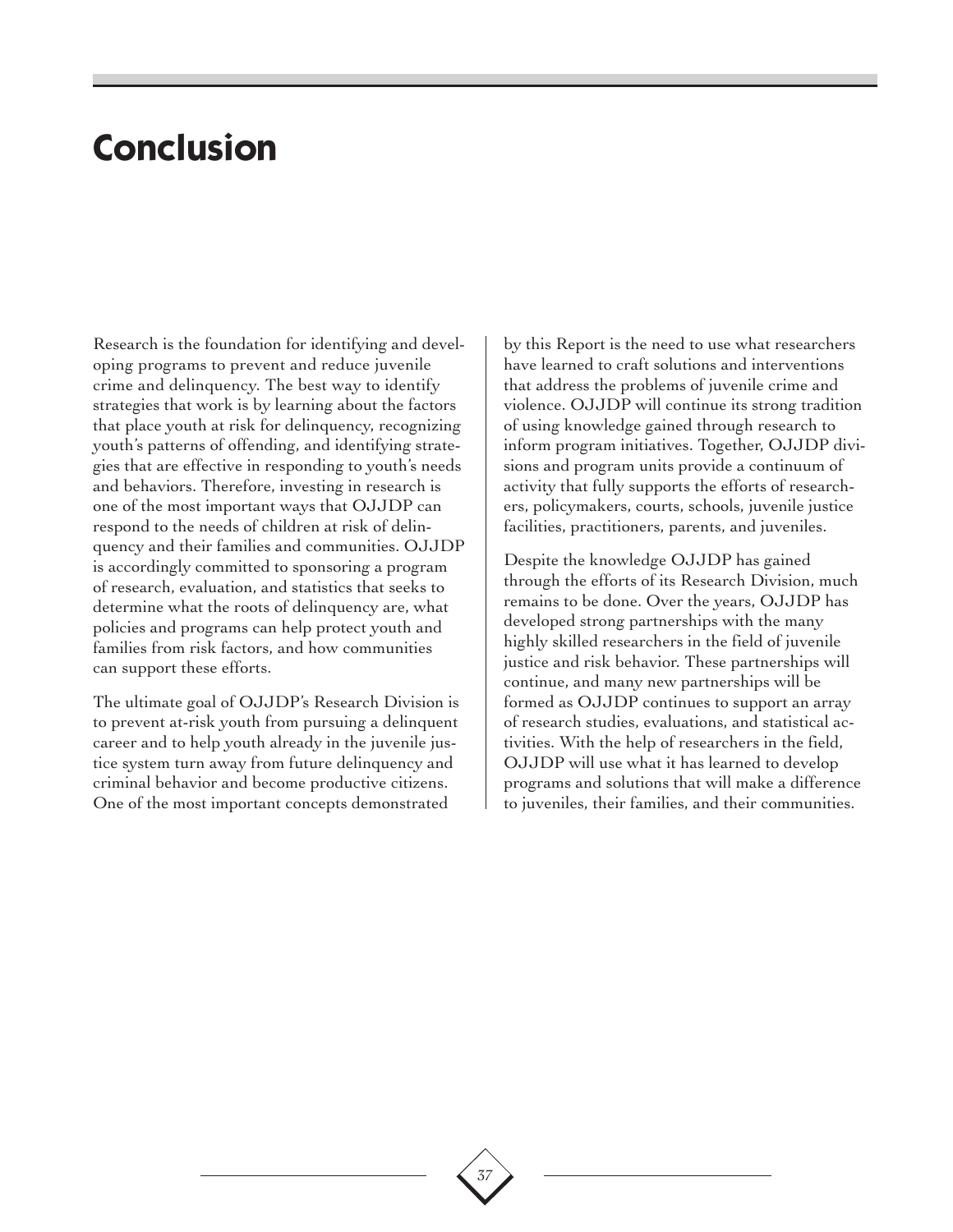# Conclusion

Research is the foundation for identifying and developing programs to prevent and reduce juvenile crime and delinquency. The best way to identify strategies that work is by learning about the factors that place youth at risk for delinquency, recognizing youth's patterns of offending, and identifying strategies that are effective in responding to youth's needs and behaviors. Therefore, investing in research is one of the most important ways that OJJDP can respond to the needs of children at risk of delinquency and their families and communities. OJJDP is accordingly committed to sponsoring a program of research, evaluation, and statistics that seeks to determine what the roots of delinquency are, what policies and programs can help protect youth and families from risk factors, and how communities can support these efforts.

The ultimate goal of OJJDP's Research Division is to prevent at-risk youth from pursuing a delinquent career and to help youth already in the juvenile justice system turn away from future delinquency and criminal behavior and become productive citizens. One of the most important concepts demonstrated by this Report is the need to use what researchers have learned to craft solutions and interventions that address the problems of juvenile crime and violence. OJJDP will continue its strong tradition of using knowledge gained through research to inform program initiatives. Together, OJJDP divisions and program units provide a continuum of activity that fully supports the efforts of researchers, policymakers, courts, schools, juvenile justice facilities, practitioners, parents, and juveniles.

Despite the knowledge OJJDP has gained through the efforts of its Research Division, much remains to be done. Over the years, OJJDP has developed strong partnerships with the many highly skilled researchers in the field of juvenile justice and risk behavior. These partnerships will continue, and many new partnerships will be formed as OJJDP continues to support an array of research studies, evaluations, and statistical activities. With the help of researchers in the field, OJJDP will use what it has learned to develop programs and solutions that will make a difference to juveniles, their families, and their communities.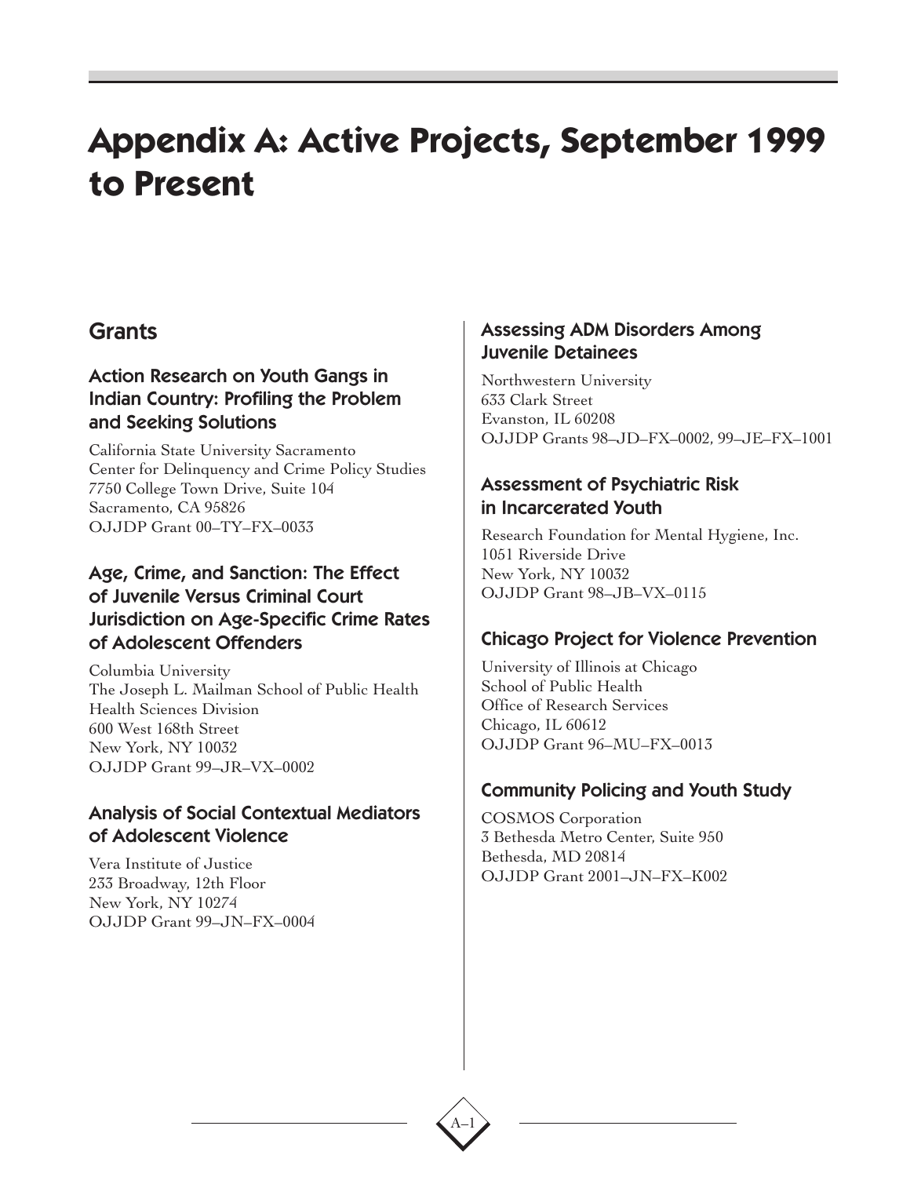# Appendix A: Active Projects, September 1999 to Present

## Grants

### Action Research on Youth Gangs in Indian Country: Profiling the Problem and Seeking Solutions

California State University Sacramento
Center for Delinquency and Crime Policy Studies
7750 College Town Drive, Suite 104
Sacramento, CA 95826
OJJDP Grant 00–TY–FX–0033

### Age, Crime, and Sanction: The Effect of Juvenile Versus Criminal Court Jurisdiction on Age-Specific Crime Rates of Adolescent Offenders

Columbia University
The Joseph L. Mailman School of Public Health
Health Sciences Division
600 West 168th Street
New York, NY 10032
OJJDP Grant 99–JR–VX–0002

### Analysis of Social Contextual Mediators of Adolescent Violence

Vera Institute of Justice
233 Broadway, 12th Floor
New York, NY 10274
OJJDP Grant 99–JN–FX–0004

### Assessing ADM Disorders Among Juvenile Detainees

Northwestern University
633 Clark Street
Evanston, IL 60208
OJJDP Grants 98–JD–FX–0002, 99–JE–FX–1001

### Assessment of Psychiatric Risk in Incarcerated Youth

Research Foundation for Mental Hygiene, Inc.
1051 Riverside Drive
New York, NY 10032
OJJDP Grant 98–JB–VX–0115

### Chicago Project for Violence Prevention

University of Illinois at Chicago
School of Public Health
Office of Research Services
Chicago, IL 60612
OJJDP Grant 96–MU–FX–0013

### Community Policing and Youth Study

COSMOS Corporation
3 Bethesda Metro Center, Suite 950
Bethesda, MD 20814
OJJDP Grant 2001–JN–FX–K002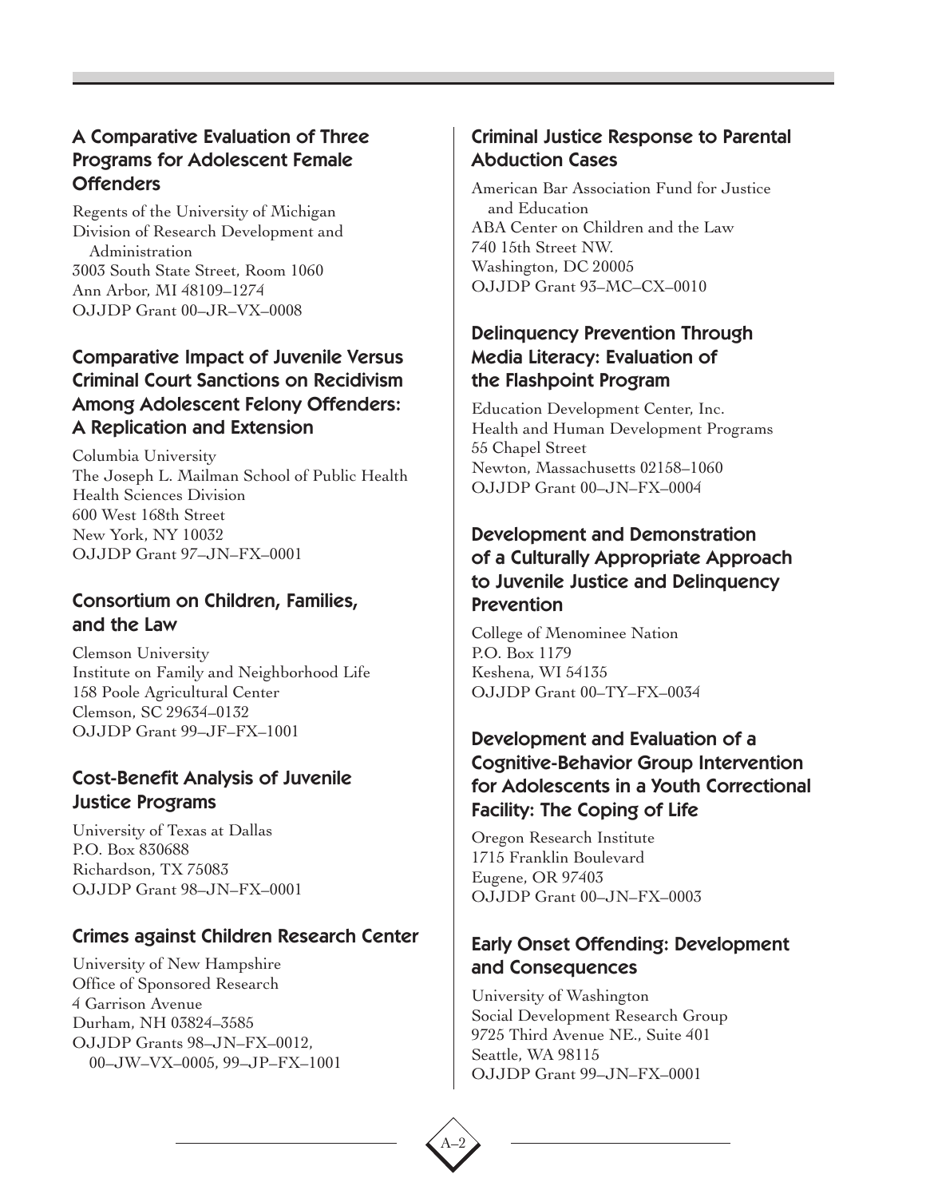### A Comparative Evaluation of Three Programs for Adolescent Female Offenders

Regents of the University of Michigan
Division of Research Development and Administration
3003 South State Street, Room 1060
Ann Arbor, MI 48109–1274
OJJDP Grant 00–JR–VX–0008

### Comparative Impact of Juvenile Versus Criminal Court Sanctions on Recidivism Among Adolescent Felony Offenders: A Replication and Extension

Columbia University
The Joseph L. Mailman School of Public Health
Health Sciences Division
600 West 168th Street
New York, NY 10032
OJJDP Grant 97–JN–FX–0001

### Consortium on Children, Families, and the Law

Clemson University
Institute on Family and Neighborhood Life
158 Poole Agricultural Center
Clemson, SC 29634–0132
OJJDP Grant 99–JF–FX–1001

### Cost-Benefit Analysis of Juvenile Justice Programs

University of Texas at Dallas
P.O. Box 830688
Richardson, TX 75083
OJJDP Grant 98–JN–FX–0001

### Crimes against Children Research Center

University of New Hampshire
Office of Sponsored Research
4 Garrison Avenue
Durham, NH 03824–3585
OJJDP Grants 98–JN–FX–0012, 00–JW–VX–0005, 99–JP–FX–1001

### Criminal Justice Response to Parental Abduction Cases

American Bar Association Fund for Justice and Education
ABA Center on Children and the Law
740 15th Street NW.
Washington, DC 20005
OJJDP Grant 93–MC–CX–0010

### Delinquency Prevention Through Media Literacy: Evaluation of the Flashpoint Program

Education Development Center, Inc.
Health and Human Development Programs
55 Chapel Street
Newton, Massachusetts 02158–1060
OJJDP Grant 00–JN–FX–0004

### Development and Demonstration of a Culturally Appropriate Approach to Juvenile Justice and Delinquency Prevention

College of Menominee Nation
P.O. Box 1179
Keshena, WI 54135
OJJDP Grant 00–TY–FX–0034

### Development and Evaluation of a Cognitive-Behavior Group Intervention for Adolescents in a Youth Correctional Facility: The Coping of Life

Oregon Research Institute
1715 Franklin Boulevard
Eugene, OR 97403
OJJDP Grant 00–JN–FX–0003

### Early Onset Offending: Development and Consequences

University of Washington
Social Development Research Group
9725 Third Avenue NE., Suite 401
Seattle, WA 98115
OJJDP Grant 99–JN–FX–0001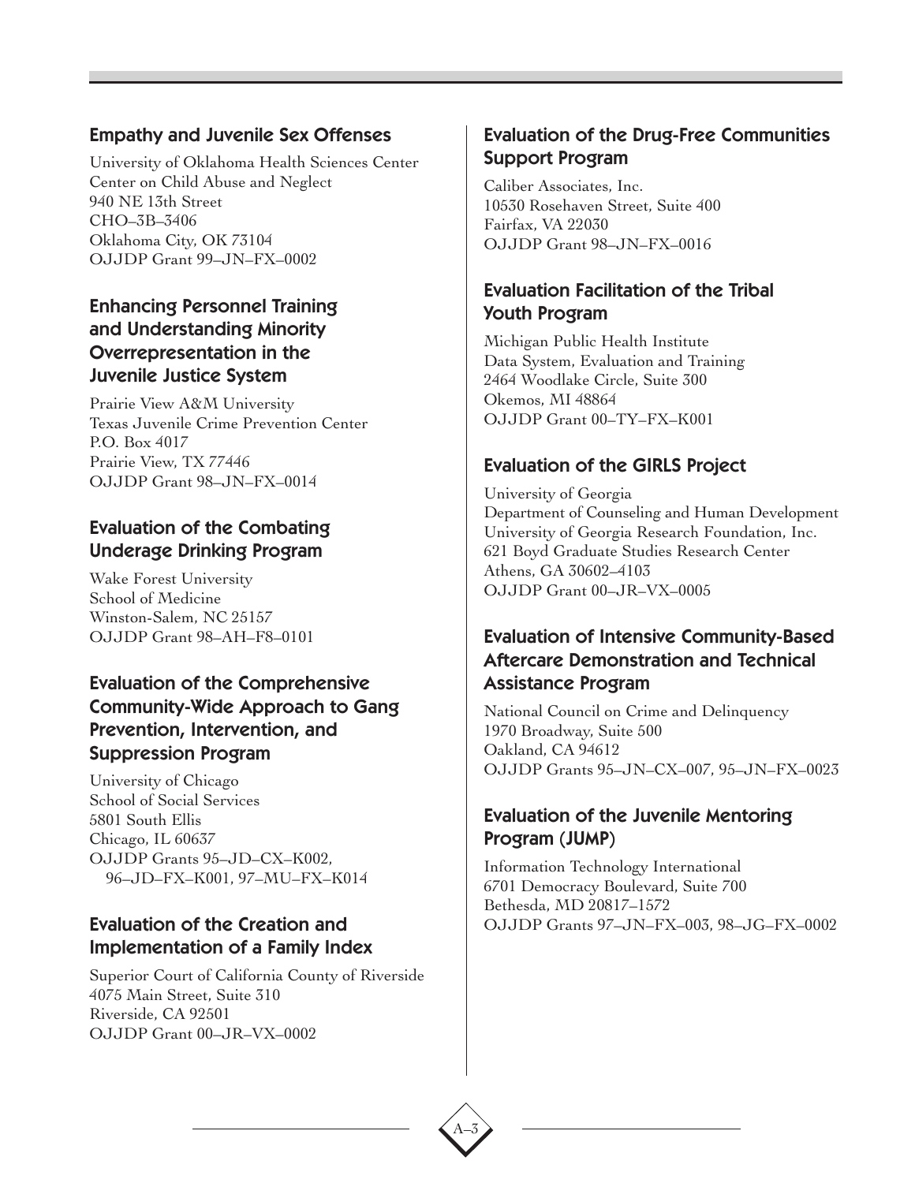### Empathy and Juvenile Sex Offenses

University of Oklahoma Health Sciences Center
Center on Child Abuse and Neglect
940 NE 13th Street
CHO–3B–3406
Oklahoma City, OK 73104
OJJDP Grant 99–JN–FX–0002

### Enhancing Personnel Training and Understanding Minority Overrepresentation in the Juvenile Justice System

Prairie View A&M University
Texas Juvenile Crime Prevention Center
P.O. Box 4017
Prairie View, TX 77446
OJJDP Grant 98–JN–FX–0014

### Evaluation of the Combating Underage Drinking Program

Wake Forest University
School of Medicine
Winston-Salem, NC 25157
OJJDP Grant 98–AH–F8–0101

### Evaluation of the Comprehensive Community-Wide Approach to Gang Prevention, Intervention, and Suppression Program

University of Chicago
School of Social Services
5801 South Ellis
Chicago, IL 60637
OJJDP Grants 95–JD–CX–K002, 96–JD–FX–K001, 97–MU–FX–K014

### Evaluation of the Creation and Implementation of a Family Index

Superior Court of California County of Riverside
4075 Main Street, Suite 310
Riverside, CA 92501
OJJDP Grant 00–JR–VX–0002

### Evaluation of the Drug-Free Communities Support Program

Caliber Associates, Inc.
10530 Rosehaven Street, Suite 400
Fairfax, VA 22030
OJJDP Grant 98–JN–FX–0016

### Evaluation Facilitation of the Tribal Youth Program

Michigan Public Health Institute
Data System, Evaluation and Training
2464 Woodlake Circle, Suite 300
Okemos, MI 48864
OJJDP Grant 00–TY–FX–K001

### Evaluation of the GIRLS Project

University of Georgia
Department of Counseling and Human Development
University of Georgia Research Foundation, Inc.
621 Boyd Graduate Studies Research Center
Athens, GA 30602–4103
OJJDP Grant 00–JR–VX–0005

### Evaluation of Intensive Community-Based Aftercare Demonstration and Technical Assistance Program

National Council on Crime and Delinquency
1970 Broadway, Suite 500
Oakland, CA 94612
OJJDP Grants 95–JN–CX–007, 95–JN–FX–0023

### Evaluation of the Juvenile Mentoring Program (JUMP)

Information Technology International
6701 Democracy Boulevard, Suite 700
Bethesda, MD 20817–1572
OJJDP Grants 97–JN–FX–003, 98–JG–FX–0002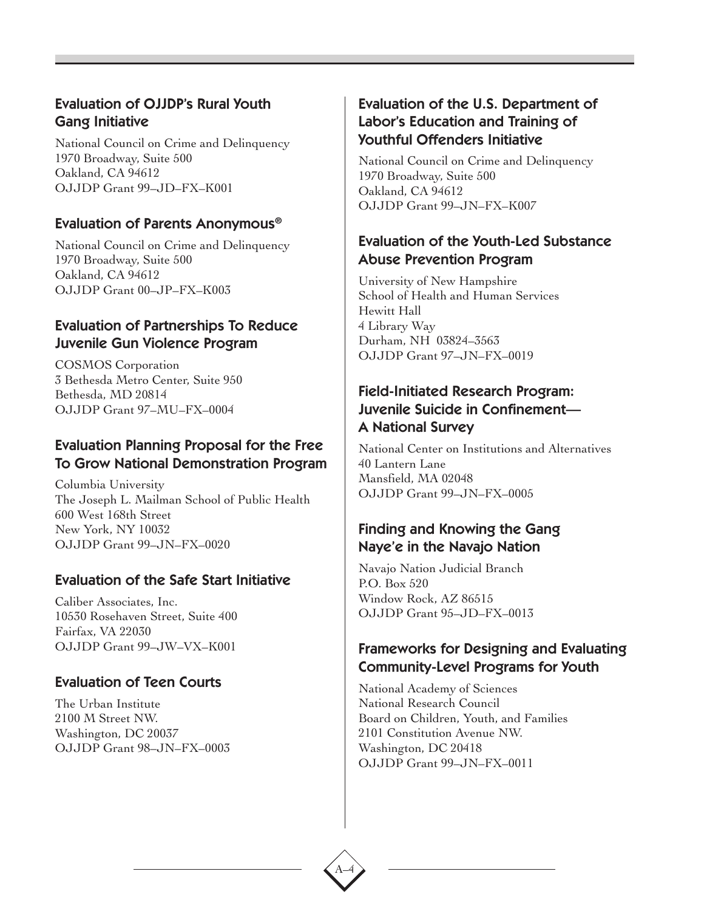### Evaluation of OJJDP's Rural Youth Gang Initiative

National Council on Crime and Delinquency
1970 Broadway, Suite 500
Oakland, CA 94612
OJJDP Grant 99–JD–FX–K001

### Evaluation of Parents Anonymous®

National Council on Crime and Delinquency
1970 Broadway, Suite 500
Oakland, CA 94612
OJJDP Grant 00–JP–FX–K003

### Evaluation of Partnerships To Reduce Juvenile Gun Violence Program

COSMOS Corporation
3 Bethesda Metro Center, Suite 950
Bethesda, MD 20814
OJJDP Grant 97–MU–FX–0004

### Evaluation Planning Proposal for the Free To Grow National Demonstration Program

Columbia University
The Joseph L. Mailman School of Public Health
600 West 168th Street
New York, NY 10032
OJJDP Grant 99–JN–FX–0020

### Evaluation of the Safe Start Initiative

Caliber Associates, Inc.
10530 Rosehaven Street, Suite 400
Fairfax, VA 22030
OJJDP Grant 99–JW–VX–K001

### Evaluation of Teen Courts

The Urban Institute
2100 M Street NW.
Washington, DC 20037
OJJDP Grant 98–JN–FX–0003

### Evaluation of the U.S. Department of Labor's Education and Training of Youthful Offenders Initiative

National Council on Crime and Delinquency
1970 Broadway, Suite 500
Oakland, CA 94612
OJJDP Grant 99–JN–FX–K007

### Evaluation of the Youth-Led Substance Abuse Prevention Program

University of New Hampshire
School of Health and Human Services
Hewitt Hall
4 Library Way
Durham, NH 03824–3563
OJJDP Grant 97–JN–FX–0019

### Field-Initiated Research Program: Juvenile Suicide in Confinement—A National Survey

National Center on Institutions and Alternatives
40 Lantern Lane
Mansfield, MA 02048
OJJDP Grant 99–JN–FX–0005

### Finding and Knowing the Gang Naye'e in the Navajo Nation

Navajo Nation Judicial Branch
P.O. Box 520
Window Rock, AZ 86515
OJJDP Grant 95–JD–FX–0013

### Frameworks for Designing and Evaluating Community-Level Programs for Youth

National Academy of Sciences
National Research Council
Board on Children, Youth, and Families
2101 Constitution Avenue NW.
Washington, DC 20418
OJJDP Grant 99–JN–FX–0011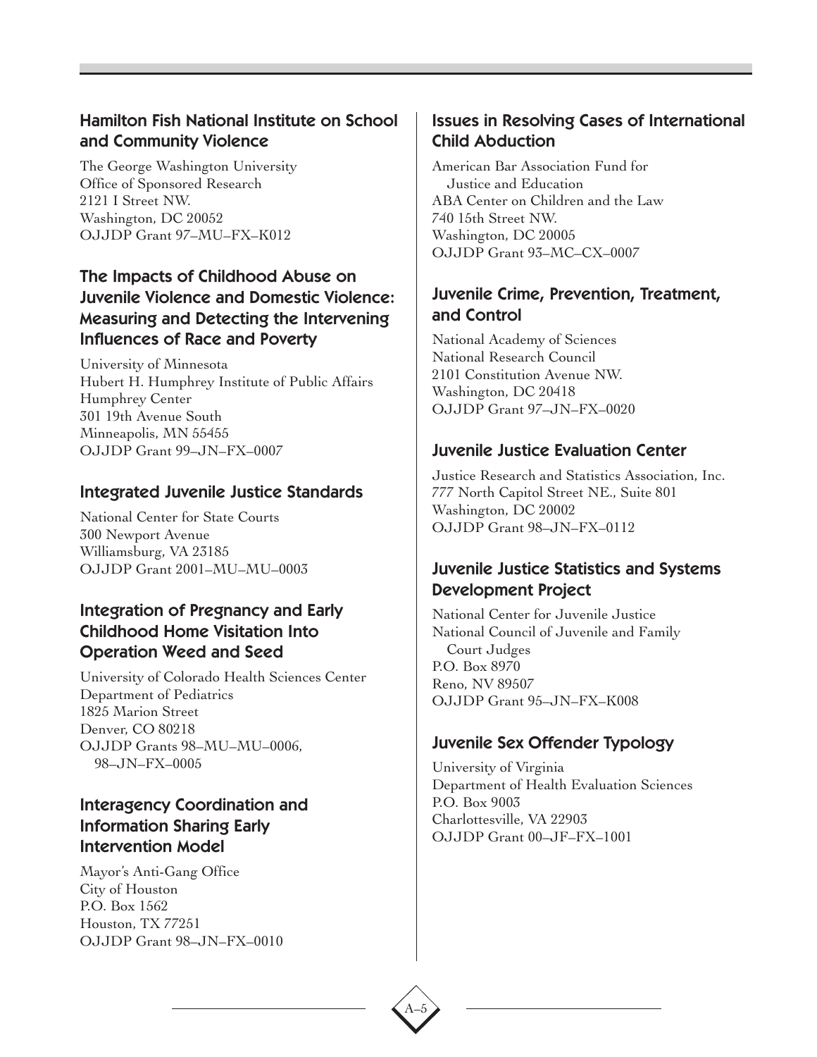## Hamilton Fish National Institute on School and Community Violence

The George Washington University
Office of Sponsored Research
2121 I Street NW.
Washington, DC 20052
OJJDP Grant 97–MU–FX–K012

## The Impacts of Childhood Abuse on Juvenile Violence and Domestic Violence: Measuring and Detecting the Intervening Influences of Race and Poverty

University of Minnesota
Hubert H. Humphrey Institute of Public Affairs
Humphrey Center
301 19th Avenue South
Minneapolis, MN 55455
OJJDP Grant 99–JN–FX–0007

## Integrated Juvenile Justice Standards

National Center for State Courts
300 Newport Avenue
Williamsburg, VA 23185
OJJDP Grant 2001–MU–MU–0003

## Integration of Pregnancy and Early Childhood Home Visitation Into Operation Weed and Seed

University of Colorado Health Sciences Center
Department of Pediatrics
1825 Marion Street
Denver, CO 80218
OJJDP Grants 98–MU–MU–0006, 98–JN–FX–0005

## Interagency Coordination and Information Sharing Early Intervention Model

Mayor's Anti-Gang Office
City of Houston
P.O. Box 1562
Houston, TX 77251
OJJDP Grant 98–JN–FX–0010

## Issues in Resolving Cases of International Child Abduction

American Bar Association Fund for Justice and Education
ABA Center on Children and the Law
740 15th Street NW.
Washington, DC 20005
OJJDP Grant 93–MC–CX–0007

## Juvenile Crime, Prevention, Treatment, and Control

National Academy of Sciences
National Research Council
2101 Constitution Avenue NW.
Washington, DC 20418
OJJDP Grant 97–JN–FX–0020

## Juvenile Justice Evaluation Center

Justice Research and Statistics Association, Inc.
777 North Capitol Street NE., Suite 801
Washington, DC 20002
OJJDP Grant 98–JN–FX–0112

## Juvenile Justice Statistics and Systems Development Project

National Center for Juvenile Justice
National Council of Juvenile and Family Court Judges
P.O. Box 8970
Reno, NV 89507
OJJDP Grant 95–JN–FX–K008

## Juvenile Sex Offender Typology

University of Virginia
Department of Health Evaluation Sciences
P.O. Box 9003
Charlottesville, VA 22903
OJJDP Grant 00–JF–FX–1001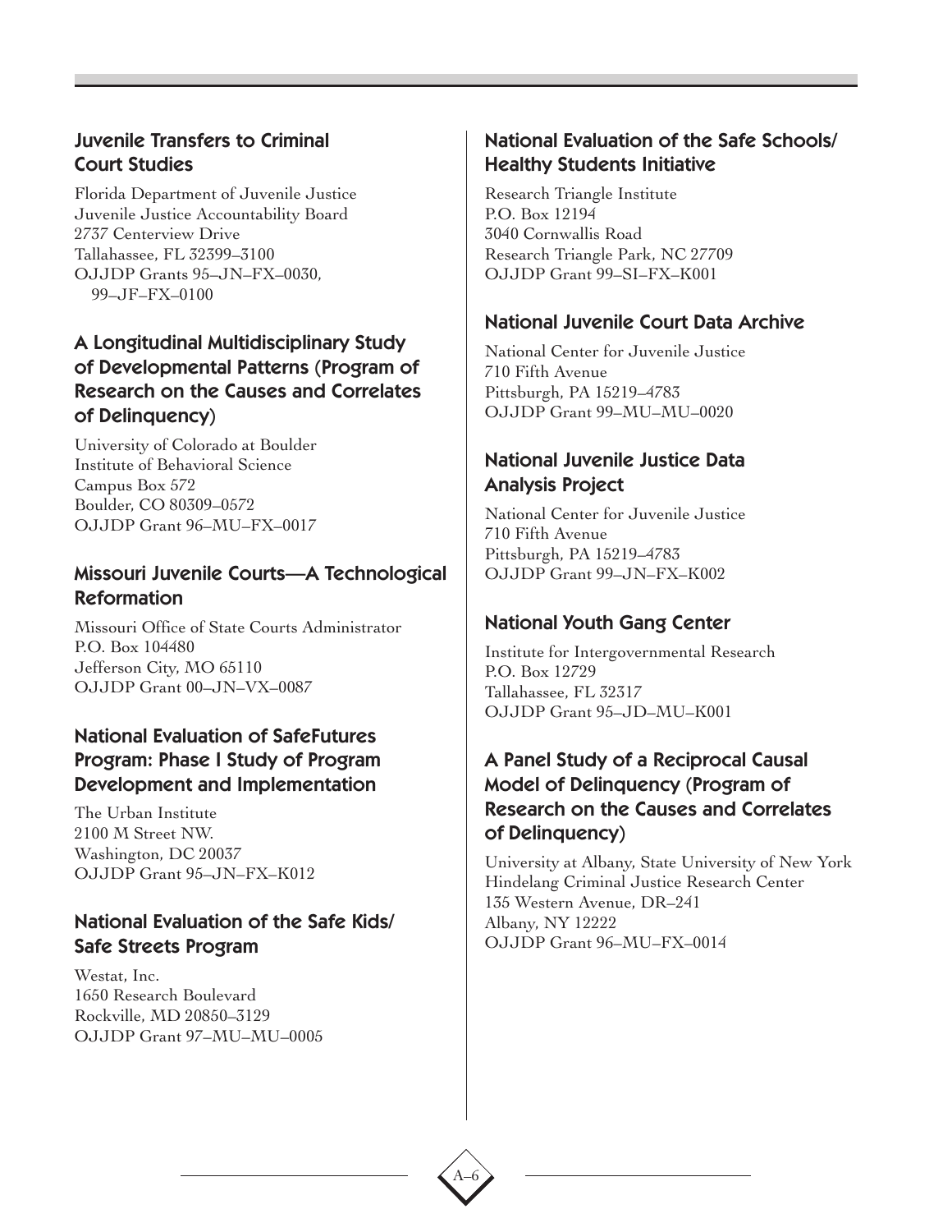### Juvenile Transfers to Criminal Court Studies

Florida Department of Juvenile Justice
Juvenile Justice Accountability Board
2737 Centerview Drive
Tallahassee, FL 32399–3100
OJJDP Grants 95–JN–FX–0030, 99–JF–FX–0100

### A Longitudinal Multidisciplinary Study of Developmental Patterns (Program of Research on the Causes and Correlates of Delinquency)

University of Colorado at Boulder
Institute of Behavioral Science
Campus Box 572
Boulder, CO 80309–0572
OJJDP Grant 96–MU–FX–0017

### Missouri Juvenile Courts—A Technological Reformation

Missouri Office of State Courts Administrator
P.O. Box 104480
Jefferson City, MO 65110
OJJDP Grant 00–JN–VX–0087

### National Evaluation of SafeFutures Program: Phase I Study of Program Development and Implementation

The Urban Institute
2100 M Street NW.
Washington, DC 20037
OJJDP Grant 95–JN–FX–K012

### National Evaluation of the Safe Kids/ Safe Streets Program

Westat, Inc.
1650 Research Boulevard
Rockville, MD 20850–3129
OJJDP Grant 97–MU–MU–0005

### National Evaluation of the Safe Schools/ Healthy Students Initiative

Research Triangle Institute
P.O. Box 12194
3040 Cornwallis Road
Research Triangle Park, NC 27709
OJJDP Grant 99–SI–FX–K001

### National Juvenile Court Data Archive

National Center for Juvenile Justice
710 Fifth Avenue
Pittsburgh, PA 15219–4783
OJJDP Grant 99–MU–MU–0020

### National Juvenile Justice Data Analysis Project

National Center for Juvenile Justice
710 Fifth Avenue
Pittsburgh, PA 15219–4783
OJJDP Grant 99–JN–FX–K002

### National Youth Gang Center

Institute for Intergovernmental Research
P.O. Box 12729
Tallahassee, FL 32317
OJJDP Grant 95–JD–MU–K001

### A Panel Study of a Reciprocal Causal Model of Delinquency (Program of Research on the Causes and Correlates of Delinquency)

University at Albany, State University of New York
Hindelang Criminal Justice Research Center
135 Western Avenue, DR–241
Albany, NY 12222
OJJDP Grant 96–MU–FX–0014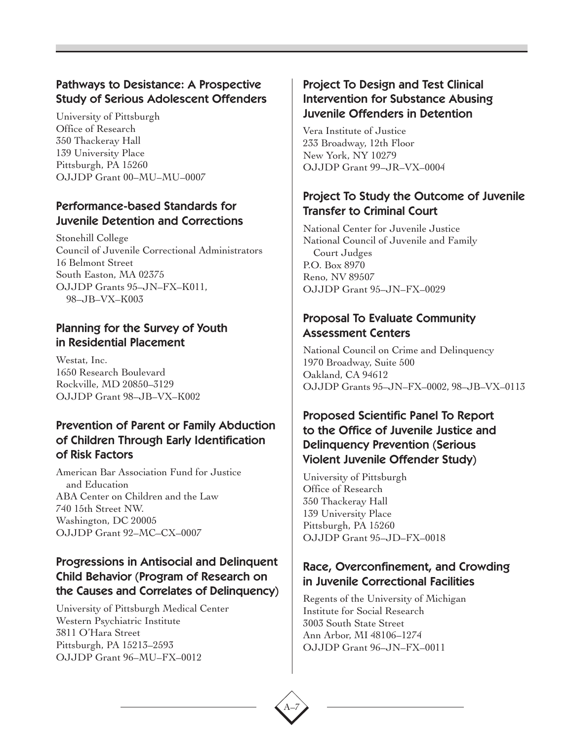### Pathways to Desistance: A Prospective Study of Serious Adolescent Offenders

University of Pittsburgh
Office of Research
350 Thackeray Hall
139 University Place
Pittsburgh, PA 15260
OJJDP Grant 00–MU–MU–0007

### Performance-based Standards for Juvenile Detention and Corrections

Stonehill College
Council of Juvenile Correctional Administrators
16 Belmont Street
South Easton, MA 02375
OJJDP Grants 95–JN–FX–K011, 98–JB–VX–K003

### Planning for the Survey of Youth in Residential Placement

Westat, Inc.
1650 Research Boulevard
Rockville, MD 20850–3129
OJJDP Grant 98–JB–VX–K002

### Prevention of Parent or Family Abduction of Children Through Early Identification of Risk Factors

American Bar Association Fund for Justice and Education
ABA Center on Children and the Law
740 15th Street NW.
Washington, DC 20005
OJJDP Grant 92–MC–CX–0007

### Progressions in Antisocial and Delinquent Child Behavior (Program of Research on the Causes and Correlates of Delinquency)

University of Pittsburgh Medical Center
Western Psychiatric Institute
3811 O'Hara Street
Pittsburgh, PA 15213–2593
OJJDP Grant 96–MU–FX–0012

### Project To Design and Test Clinical Intervention for Substance Abusing Juvenile Offenders in Detention

Vera Institute of Justice
233 Broadway, 12th Floor
New York, NY 10279
OJJDP Grant 99–JR–VX–0004

### Project To Study the Outcome of Juvenile Transfer to Criminal Court

National Center for Juvenile Justice
National Council of Juvenile and Family Court Judges
P.O. Box 8970
Reno, NV 89507
OJJDP Grant 95–JN–FX–0029

### Proposal To Evaluate Community Assessment Centers

National Council on Crime and Delinquency
1970 Broadway, Suite 500
Oakland, CA 94612
OJJDP Grants 95–JN–FX–0002, 98–JB–VX–0113

### Proposed Scientific Panel To Report to the Office of Juvenile Justice and Delinquency Prevention (Serious Violent Juvenile Offender Study)

University of Pittsburgh
Office of Research
350 Thackeray Hall
139 University Place
Pittsburgh, PA 15260
OJJDP Grant 95–JD–FX–0018

### Race, Overconfinement, and Crowding in Juvenile Correctional Facilities

Regents of the University of Michigan
Institute for Social Research
3003 South State Street
Ann Arbor, MI 48106–1274
OJJDP Grant 96–JN–FX–0011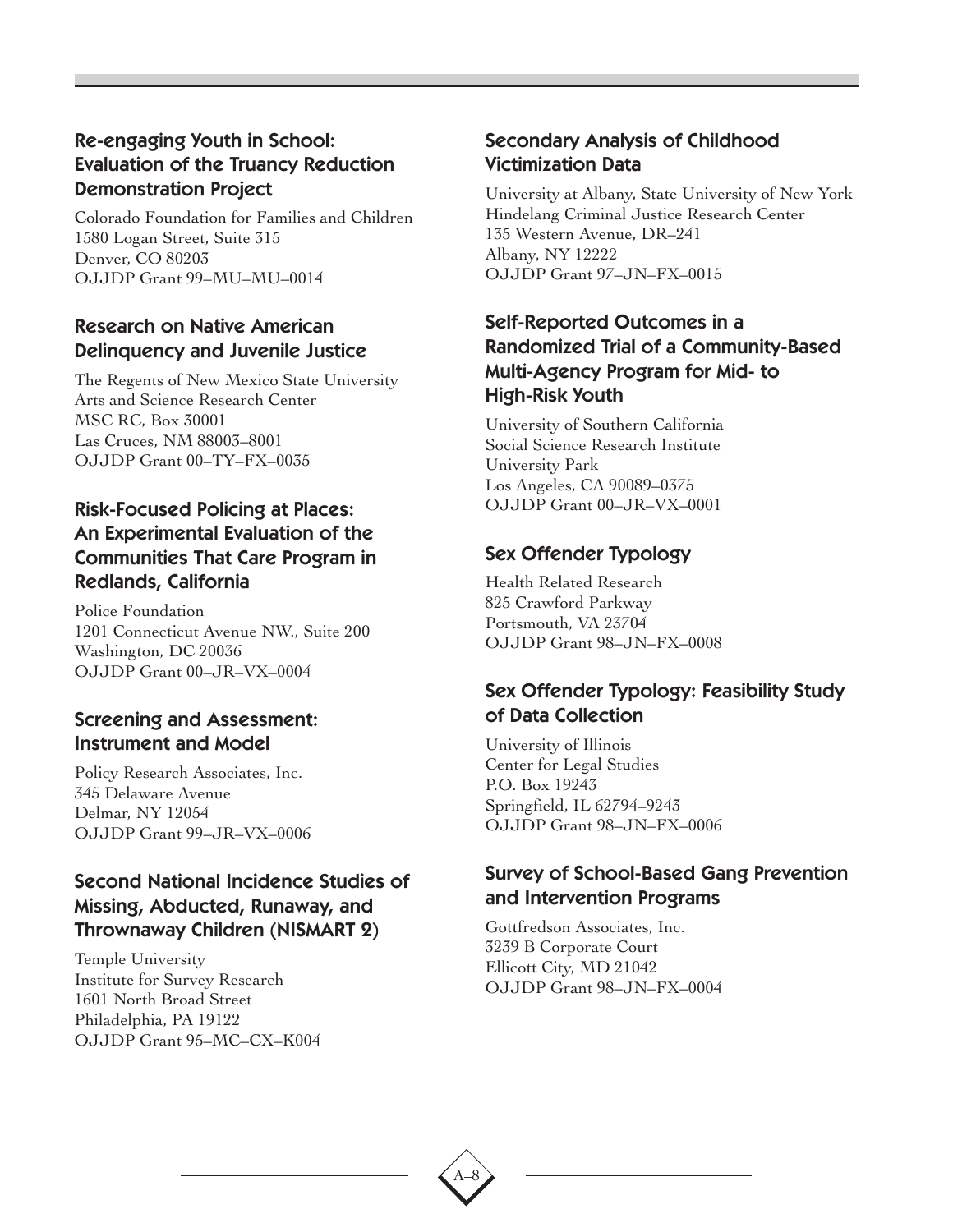### Re-engaging Youth in School: Evaluation of the Truancy Reduction Demonstration Project

Colorado Foundation for Families and Children
1580 Logan Street, Suite 315
Denver, CO 80203
OJJDP Grant 99–MU–MU–0014

### Research on Native American Delinquency and Juvenile Justice

The Regents of New Mexico State University
Arts and Science Research Center
MSC RC, Box 30001
Las Cruces, NM 88003–8001
OJJDP Grant 00–TY–FX–0035

### Risk-Focused Policing at Places: An Experimental Evaluation of the Communities That Care Program in Redlands, California

Police Foundation
1201 Connecticut Avenue NW., Suite 200
Washington, DC 20036
OJJDP Grant 00–JR–VX–0004

### Screening and Assessment: Instrument and Model

Policy Research Associates, Inc.
345 Delaware Avenue
Delmar, NY 12054
OJJDP Grant 99–JR–VX–0006

### Second National Incidence Studies of Missing, Abducted, Runaway, and Thrownaway Children (NISMART 2)

Temple University
Institute for Survey Research
1601 North Broad Street
Philadelphia, PA 19122
OJJDP Grant 95–MC–CX–K004

### Secondary Analysis of Childhood Victimization Data

University at Albany, State University of New York
Hindelang Criminal Justice Research Center
135 Western Avenue, DR–241
Albany, NY 12222
OJJDP Grant 97–JN–FX–0015

### Self-Reported Outcomes in a Randomized Trial of a Community-Based Multi-Agency Program for Mid- to High-Risk Youth

University of Southern California
Social Science Research Institute
University Park
Los Angeles, CA 90089–0375
OJJDP Grant 00–JR–VX–0001

### Sex Offender Typology

Health Related Research
825 Crawford Parkway
Portsmouth, VA 23704
OJJDP Grant 98–JN–FX–0008

### Sex Offender Typology: Feasibility Study of Data Collection

University of Illinois
Center for Legal Studies
P.O. Box 19243
Springfield, IL 62794–9243
OJJDP Grant 98–JN–FX–0006

### Survey of School-Based Gang Prevention and Intervention Programs

Gottfredson Associates, Inc.
3239 B Corporate Court
Ellicott City, MD 21042
OJJDP Grant 98–JN–FX–0004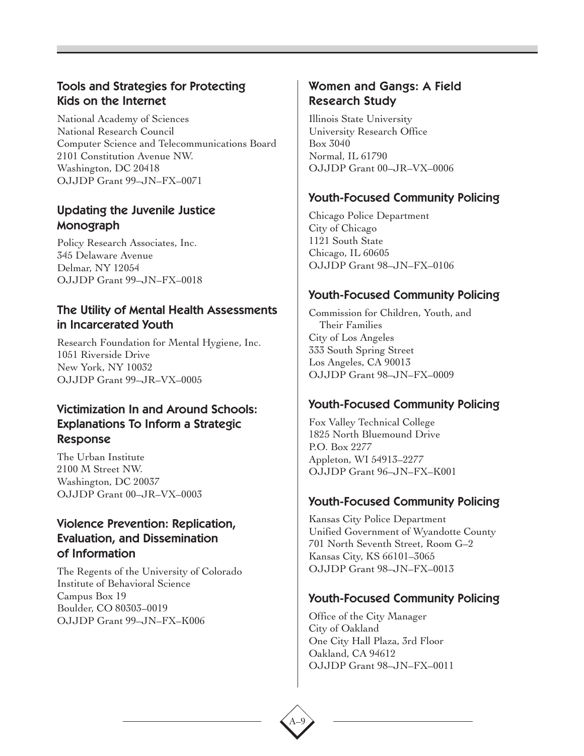### Tools and Strategies for Protecting Kids on the Internet

National Academy of Sciences
National Research Council
Computer Science and Telecommunications Board
2101 Constitution Avenue NW.
Washington, DC 20418
OJJDP Grant 99–JN–FX–0071

### Updating the Juvenile Justice Monograph

Policy Research Associates, Inc.
345 Delaware Avenue
Delmar, NY 12054
OJJDP Grant 99–JN–FX–0018

### The Utility of Mental Health Assessments in Incarcerated Youth

Research Foundation for Mental Hygiene, Inc.
1051 Riverside Drive
New York, NY 10032
OJJDP Grant 99–JR–VX–0005

### Victimization In and Around Schools: Explanations To Inform a Strategic Response

The Urban Institute
2100 M Street NW.
Washington, DC 20037
OJJDP Grant 00–JR–VX–0003

### Violence Prevention: Replication, Evaluation, and Dissemination of Information

The Regents of the University of Colorado
Institute of Behavioral Science
Campus Box 19
Boulder, CO 80303–0019
OJJDP Grant 99–JN–FX–K006

### Women and Gangs: A Field Research Study

Illinois State University
University Research Office
Box 3040
Normal, IL 61790
OJJDP Grant 00–JR–VX–0006

### Youth-Focused Community Policing

Chicago Police Department
City of Chicago
1121 South State
Chicago, IL 60605
OJJDP Grant 98–JN–FX–0106

### Youth-Focused Community Policing

Commission for Children, Youth, and Their Families
City of Los Angeles
333 South Spring Street
Los Angeles, CA 90013
OJJDP Grant 98–JN–FX–0009

### Youth-Focused Community Policing

Fox Valley Technical College
1825 North Bluemound Drive
P.O. Box 2277
Appleton, WI 54913–2277
OJJDP Grant 96–JN–FX–K001

### Youth-Focused Community Policing

Kansas City Police Department
Unified Government of Wyandotte County
701 North Seventh Street, Room G–2
Kansas City, KS 66101–3065
OJJDP Grant 98–JN–FX–0013

### Youth-Focused Community Policing

Office of the City Manager
City of Oakland
One City Hall Plaza, 3rd Floor
Oakland, CA 94612
OJJDP Grant 98–JN–FX–0011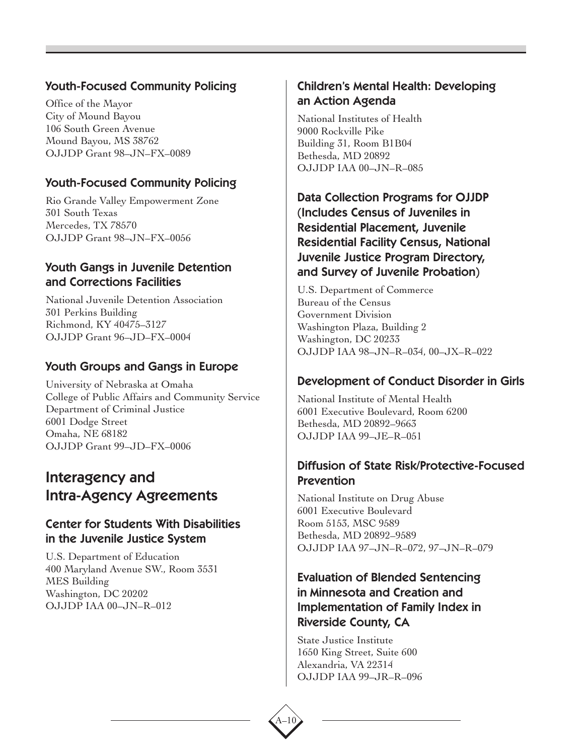### Youth-Focused Community Policing

Office of the Mayor
City of Mound Bayou
106 South Green Avenue
Mound Bayou, MS 38762
OJJDP Grant 98–JN–FX–0089

### Youth-Focused Community Policing

Rio Grande Valley Empowerment Zone
301 South Texas
Mercedes, TX 78570
OJJDP Grant 98–JN–FX–0056

### Youth Gangs in Juvenile Detention and Corrections Facilities

National Juvenile Detention Association
301 Perkins Building
Richmond, KY 40475–3127
OJJDP Grant 96–JD–FX–0004

### Youth Groups and Gangs in Europe

University of Nebraska at Omaha
College of Public Affairs and Community Service
Department of Criminal Justice
6001 Dodge Street
Omaha, NE 68182
OJJDP Grant 99–JD–FX–0006

## Interagency and Intra-Agency Agreements

### Center for Students With Disabilities in the Juvenile Justice System

U.S. Department of Education
400 Maryland Avenue SW., Room 3531
MES Building
Washington, DC 20202
OJJDP IAA 00–JN–R–012

### Children's Mental Health: Developing an Action Agenda

National Institutes of Health
9000 Rockville Pike
Building 31, Room B1B04
Bethesda, MD 20892
OJJDP IAA 00–JN–R–085

### Data Collection Programs for OJJDP (Includes Census of Juveniles in Residential Placement, Juvenile Residential Facility Census, National Juvenile Justice Program Directory, and Survey of Juvenile Probation)

U.S. Department of Commerce
Bureau of the Census
Government Division
Washington Plaza, Building 2
Washington, DC 20233
OJJDP IAA 98–JN–R–034, 00–JX–R–022

### Development of Conduct Disorder in Girls

National Institute of Mental Health
6001 Executive Boulevard, Room 6200
Bethesda, MD 20892–9663
OJJDP IAA 99–JE–R–051

### Diffusion of State Risk/Protective-Focused Prevention

National Institute on Drug Abuse
6001 Executive Boulevard
Room 5153, MSC 9589
Bethesda, MD 20892–9589
OJJDP IAA 97–JN–R–072, 97–JN–R–079

### Evaluation of Blended Sentencing in Minnesota and Creation and Implementation of Family Index in Riverside County, CA

State Justice Institute
1650 King Street, Suite 600
Alexandria, VA 22314
OJJDP IAA 99–JR–R–096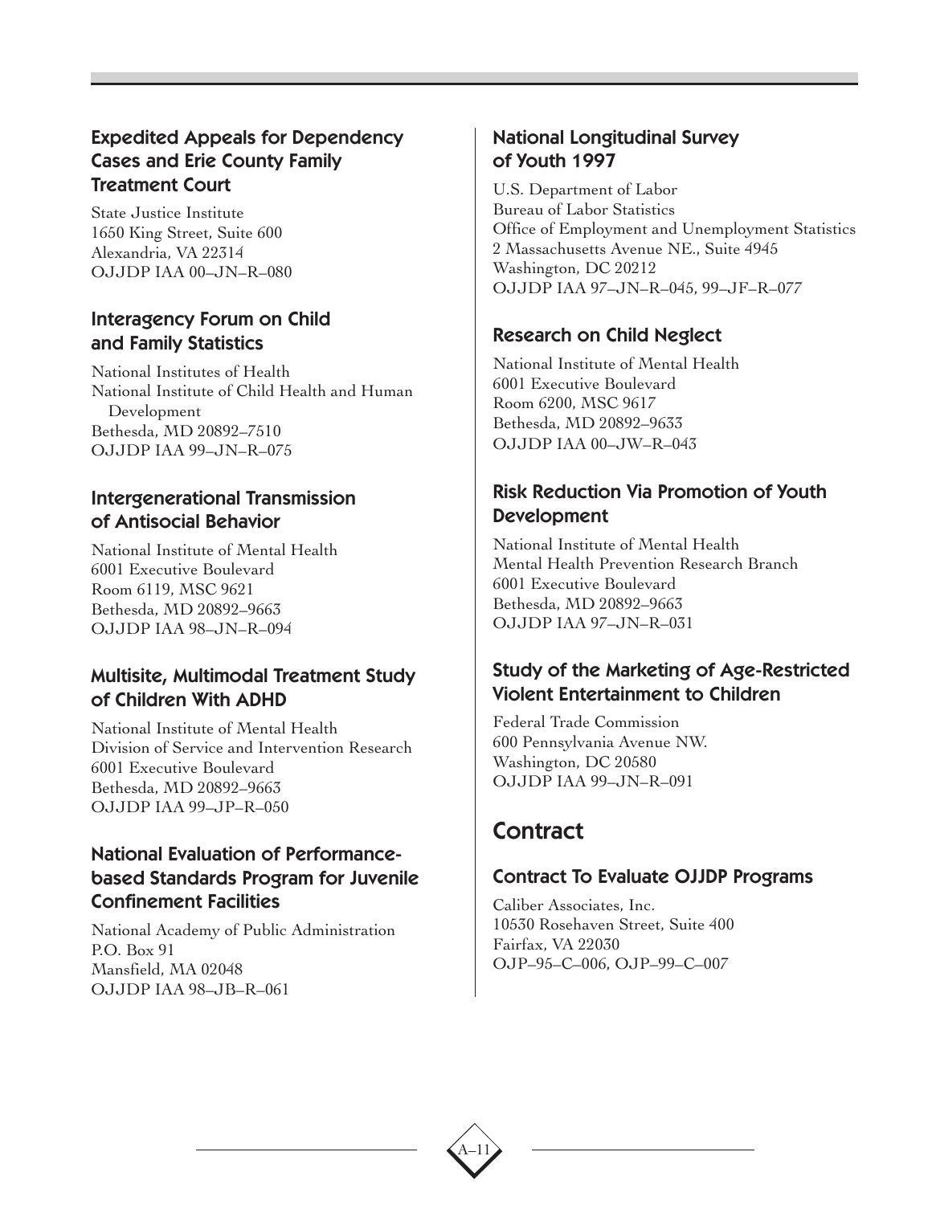### Expedited Appeals for Dependency Cases and Erie County Family Treatment Court

State Justice Institute
1650 King Street, Suite 600
Alexandria, VA 22314
OJJDP IAA 00–JN–R–080

### Interagency Forum on Child and Family Statistics

National Institutes of Health
National Institute of Child Health and Human Development
Bethesda, MD 20892–7510
OJJDP IAA 99–JN–R–075

### Intergenerational Transmission of Antisocial Behavior

National Institute of Mental Health
6001 Executive Boulevard
Room 6119, MSC 9621
Bethesda, MD 20892–9663
OJJDP IAA 98–JN–R–094

### Multisite, Multimodal Treatment Study of Children With ADHD

National Institute of Mental Health
Division of Service and Intervention Research
6001 Executive Boulevard
Bethesda, MD 20892–9663
OJJDP IAA 99–JP–R–050

### National Evaluation of Performance-based Standards Program for Juvenile Confinement Facilities

National Academy of Public Administration
P.O. Box 91
Mansfield, MA 02048
OJJDP IAA 98–JB–R–061

### National Longitudinal Survey of Youth 1997

U.S. Department of Labor
Bureau of Labor Statistics
Office of Employment and Unemployment Statistics
2 Massachusetts Avenue NE., Suite 4945
Washington, DC 20212
OJJDP IAA 97–JN–R–045, 99–JF–R–077

### Research on Child Neglect

National Institute of Mental Health
6001 Executive Boulevard
Room 6200, MSC 9617
Bethesda, MD 20892–9633
OJJDP IAA 00–JW–R–043

### Risk Reduction Via Promotion of Youth Development

National Institute of Mental Health
Mental Health Prevention Research Branch
6001 Executive Boulevard
Bethesda, MD 20892–9663
OJJDP IAA 97–JN–R–031

### Study of the Marketing of Age-Restricted Violent Entertainment to Children

Federal Trade Commission
600 Pennsylvania Avenue NW.
Washington, DC 20580
OJJDP IAA 99–JN–R–091

## Contract

### Contract To Evaluate OJJDP Programs

Caliber Associates, Inc.
10530 Rosehaven Street, Suite 400
Fairfax, VA 22030
OJP–95–C–006, OJP–99–C–007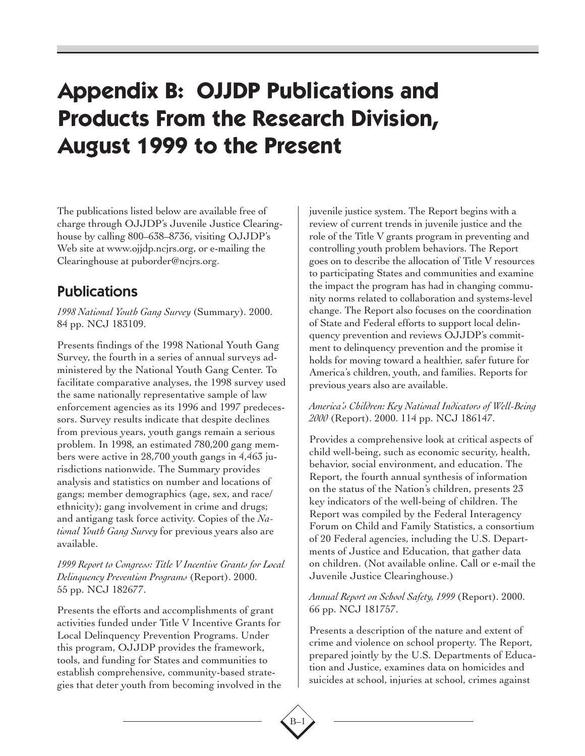# Appendix B: OJJDP Publications and Products From the Research Division, August 1999 to the Present

The publications listed below are available free of charge through OJJDP's Juvenile Justice Clearinghouse by calling 800–638–8736, visiting OJJDP's Web site at www.ojjdp.ncjrs.org, or e-mailing the Clearinghouse at puborder@ncjrs.org.

## Publications

*1998 National Youth Gang Survey* (Summary). 2000. 84 pp. NCJ 183109.

Presents findings of the 1998 National Youth Gang Survey, the fourth in a series of annual surveys administered by the National Youth Gang Center. To facilitate comparative analyses, the 1998 survey used the same nationally representative sample of law enforcement agencies as its 1996 and 1997 predecessors. Survey results indicate that despite declines from previous years, youth gangs remain a serious problem. In 1998, an estimated 780,200 gang members were active in 28,700 youth gangs in 4,463 jurisdictions nationwide. The Summary provides analysis and statistics on number and locations of gangs; member demographics (age, sex, and race/ethnicity); gang involvement in crime and drugs; and antigang task force activity. Copies of the *National Youth Gang Survey* for previous years also are available.

*1999 Report to Congress: Title V Incentive Grants for Local Delinquency Prevention Programs* (Report). 2000. 55 pp. NCJ 182677.

Presents the efforts and accomplishments of grant activities funded under Title V Incentive Grants for Local Delinquency Prevention Programs. Under this program, OJJDP provides the framework, tools, and funding for States and communities to establish comprehensive, community-based strategies that deter youth from becoming involved in the juvenile justice system. The Report begins with a review of current trends in juvenile justice and the role of the Title V grants program in preventing and controlling youth problem behaviors. The Report goes on to describe the allocation of Title V resources to participating States and communities and examine the impact the program has had in changing community norms related to collaboration and systems-level change. The Report also focuses on the coordination of State and Federal efforts to support local delinquency prevention and reviews OJJDP's commitment to delinquency prevention and the promise it holds for moving toward a healthier, safer future for America's children, youth, and families. Reports for previous years also are available.

*America's Children: Key National Indicators of Well-Being 2000* (Report). 2000. 114 pp. NCJ 186147.

Provides a comprehensive look at critical aspects of child well-being, such as economic security, health, behavior, social environment, and education. The Report, the fourth annual synthesis of information on the status of the Nation's children, presents 23 key indicators of the well-being of children. The Report was compiled by the Federal Interagency Forum on Child and Family Statistics, a consortium of 20 Federal agencies, including the U.S. Departments of Justice and Education, that gather data on children. (Not available online. Call or e-mail the Juvenile Justice Clearinghouse.)

*Annual Report on School Safety, 1999* (Report). 2000. 66 pp. NCJ 181757.

Presents a description of the nature and extent of crime and violence on school property. The Report, prepared jointly by the U.S. Departments of Education and Justice, examines data on homicides and suicides at school, injuries at school, crimes against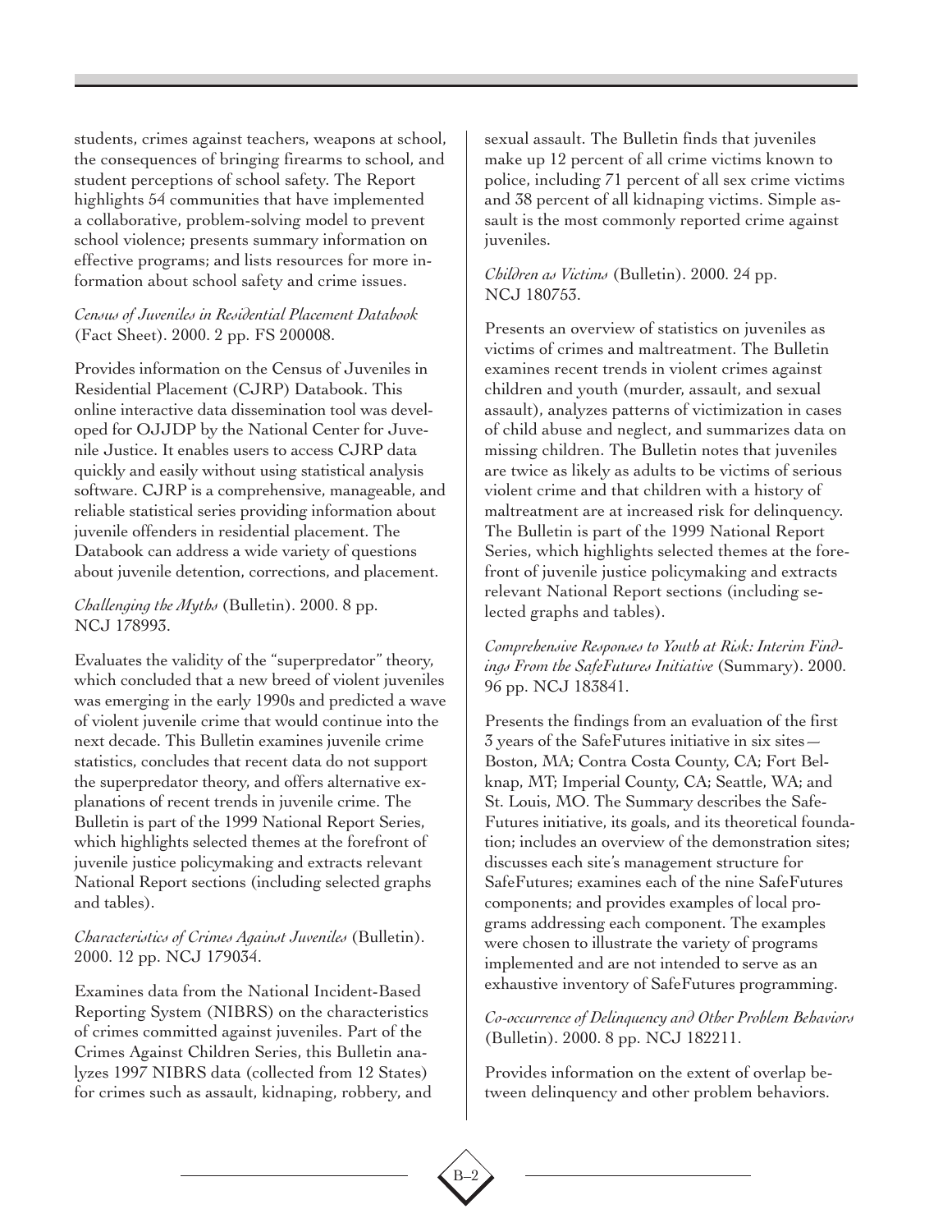students, crimes against teachers, weapons at school, the consequences of bringing firearms to school, and student perceptions of school safety. The Report highlights 54 communities that have implemented a collaborative, problem-solving model to prevent school violence; presents summary information on effective programs; and lists resources for more information about school safety and crime issues.

*Census of Juveniles in Residential Placement Databook* (Fact Sheet). 2000. 2 pp. FS 200008.

Provides information on the Census of Juveniles in Residential Placement (CJRP) Databook. This online interactive data dissemination tool was developed for OJJDP by the National Center for Juvenile Justice. It enables users to access CJRP data quickly and easily without using statistical analysis software. CJRP is a comprehensive, manageable, and reliable statistical series providing information about juvenile offenders in residential placement. The Databook can address a wide variety of questions about juvenile detention, corrections, and placement.

*Challenging the Myths* (Bulletin). 2000. 8 pp. NCJ 178993.

Evaluates the validity of the "superpredator" theory, which concluded that a new breed of violent juveniles was emerging in the early 1990s and predicted a wave of violent juvenile crime that would continue into the next decade. This Bulletin examines juvenile crime statistics, concludes that recent data do not support the superpredator theory, and offers alternative explanations of recent trends in juvenile crime. The Bulletin is part of the 1999 National Report Series, which highlights selected themes at the forefront of juvenile justice policymaking and extracts relevant National Report sections (including selected graphs and tables).

*Characteristics of Crimes Against Juveniles* (Bulletin). 2000. 12 pp. NCJ 179034.

Examines data from the National Incident-Based Reporting System (NIBRS) on the characteristics of crimes committed against juveniles. Part of the Crimes Against Children Series, this Bulletin analyzes 1997 NIBRS data (collected from 12 States) for crimes such as assault, kidnaping, robbery, and sexual assault. The Bulletin finds that juveniles make up 12 percent of all crime victims known to police, including 71 percent of all sex crime victims and 38 percent of all kidnaping victims. Simple assault is the most commonly reported crime against juveniles.

*Children as Victims* (Bulletin). 2000. 24 pp. NCJ 180753.

Presents an overview of statistics on juveniles as victims of crimes and maltreatment. The Bulletin examines recent trends in violent crimes against children and youth (murder, assault, and sexual assault), analyzes patterns of victimization in cases of child abuse and neglect, and summarizes data on missing children. The Bulletin notes that juveniles are twice as likely as adults to be victims of serious violent crime and that children with a history of maltreatment are at increased risk for delinquency. The Bulletin is part of the 1999 National Report Series, which highlights selected themes at the forefront of juvenile justice policymaking and extracts relevant National Report sections (including selected graphs and tables).

*Comprehensive Responses to Youth at Risk: Interim Findings From the SafeFutures Initiative* (Summary). 2000. 96 pp. NCJ 183841.

Presents the findings from an evaluation of the first 3 years of the SafeFutures initiative in six sites—Boston, MA; Contra Costa County, CA; Fort Belknap, MT; Imperial County, CA; Seattle, WA; and St. Louis, MO. The Summary describes the SafeFutures initiative, its goals, and its theoretical foundation; includes an overview of the demonstration sites; discusses each site's management structure for SafeFutures; examines each of the nine SafeFutures components; and provides examples of local programs addressing each component. The examples were chosen to illustrate the variety of programs implemented and are not intended to serve as an exhaustive inventory of SafeFutures programming.

*Co-occurrence of Delinquency and Other Problem Behaviors* (Bulletin). 2000. 8 pp. NCJ 182211.

Provides information on the extent of overlap between delinquency and other problem behaviors.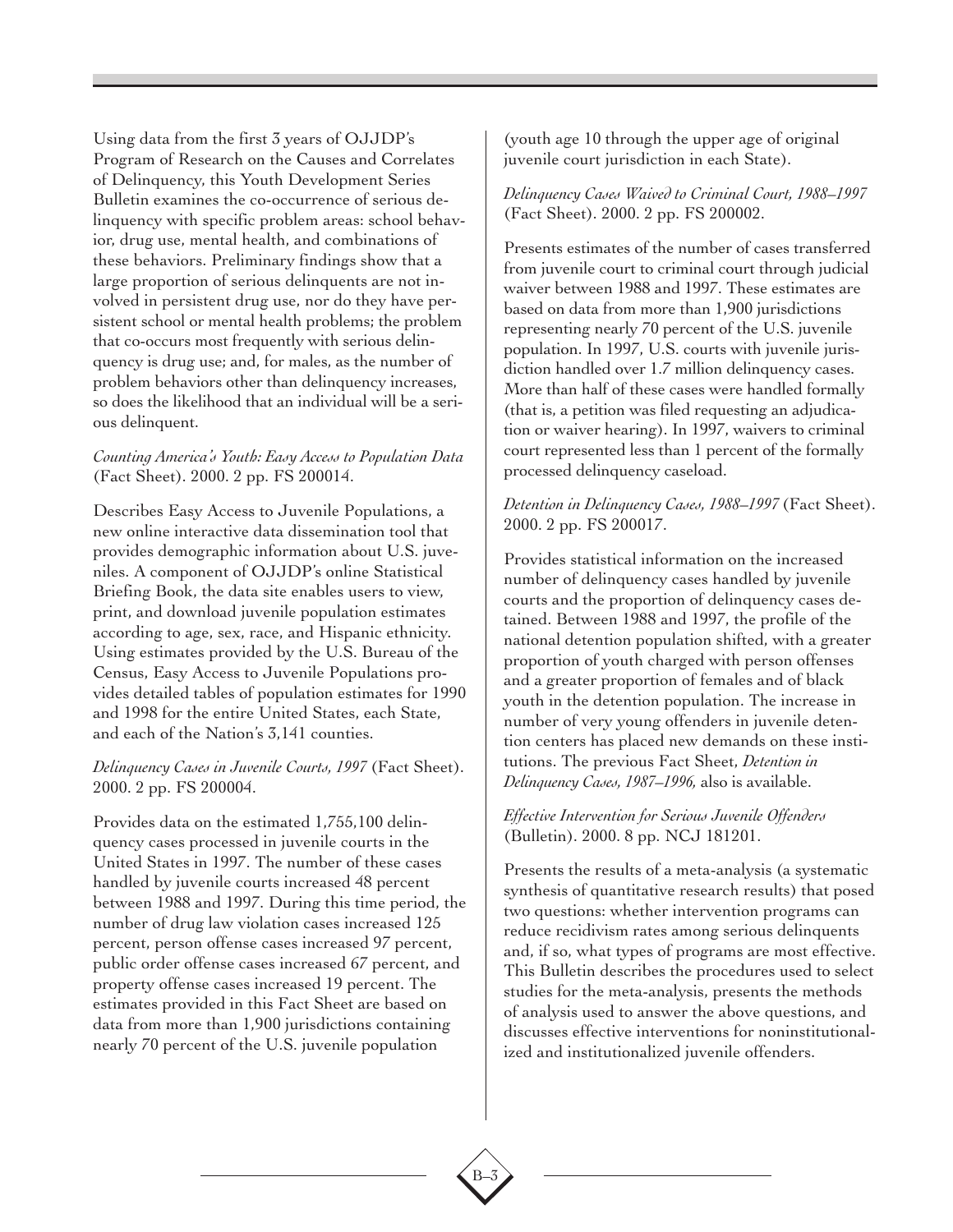Using data from the first 3 years of OJJDP's Program of Research on the Causes and Correlates of Delinquency, this Youth Development Series Bulletin examines the co-occurrence of serious delinquency with specific problem areas: school behavior, drug use, mental health, and combinations of these behaviors. Preliminary findings show that a large proportion of serious delinquents are not involved in persistent drug use, nor do they have persistent school or mental health problems; the problem that co-occurs most frequently with serious delinquency is drug use; and, for males, as the number of problem behaviors other than delinquency increases, so does the likelihood that an individual will be a serious delinquent.

*Counting America's Youth: Easy Access to Population Data* (Fact Sheet). 2000. 2 pp. FS 200014.

Describes Easy Access to Juvenile Populations, a new online interactive data dissemination tool that provides demographic information about U.S. juveniles. A component of OJJDP's online Statistical Briefing Book, the data site enables users to view, print, and download juvenile population estimates according to age, sex, race, and Hispanic ethnicity. Using estimates provided by the U.S. Bureau of the Census, Easy Access to Juvenile Populations provides detailed tables of population estimates for 1990 and 1998 for the entire United States, each State, and each of the Nation's 3,141 counties.

*Delinquency Cases in Juvenile Courts, 1997* (Fact Sheet). 2000. 2 pp. FS 200004.

Provides data on the estimated 1,755,100 delinquency cases processed in juvenile courts in the United States in 1997. The number of these cases handled by juvenile courts increased 48 percent between 1988 and 1997. During this time period, the number of drug law violation cases increased 125 percent, person offense cases increased 97 percent, public order offense cases increased 67 percent, and property offense cases increased 19 percent. The estimates provided in this Fact Sheet are based on data from more than 1,900 jurisdictions containing nearly 70 percent of the U.S. juvenile population (youth age 10 through the upper age of original juvenile court jurisdiction in each State).

*Delinquency Cases Waived to Criminal Court, 1988–1997* (Fact Sheet). 2000. 2 pp. FS 200002.

Presents estimates of the number of cases transferred from juvenile court to criminal court through judicial waiver between 1988 and 1997. These estimates are based on data from more than 1,900 jurisdictions representing nearly 70 percent of the U.S. juvenile population. In 1997, U.S. courts with juvenile jurisdiction handled over 1.7 million delinquency cases. More than half of these cases were handled formally (that is, a petition was filed requesting an adjudication or waiver hearing). In 1997, waivers to criminal court represented less than 1 percent of the formally processed delinquency caseload.

*Detention in Delinquency Cases, 1988–1997* (Fact Sheet). 2000. 2 pp. FS 200017.

Provides statistical information on the increased number of delinquency cases handled by juvenile courts and the proportion of delinquency cases detained. Between 1988 and 1997, the profile of the national detention population shifted, with a greater proportion of youth charged with person offenses and a greater proportion of females and of black youth in the detention population. The increase in number of very young offenders in juvenile detention centers has placed new demands on these institutions. The previous Fact Sheet, *Detention in Delinquency Cases, 1987–1996,* also is available.

*Effective Intervention for Serious Juvenile Offenders* (Bulletin). 2000. 8 pp. NCJ 181201.

Presents the results of a meta-analysis (a systematic synthesis of quantitative research results) that posed two questions: whether intervention programs can reduce recidivism rates among serious delinquents and, if so, what types of programs are most effective. This Bulletin describes the procedures used to select studies for the meta-analysis, presents the methods of analysis used to answer the above questions, and discusses effective interventions for noninstitutionalized and institutionalized juvenile offenders.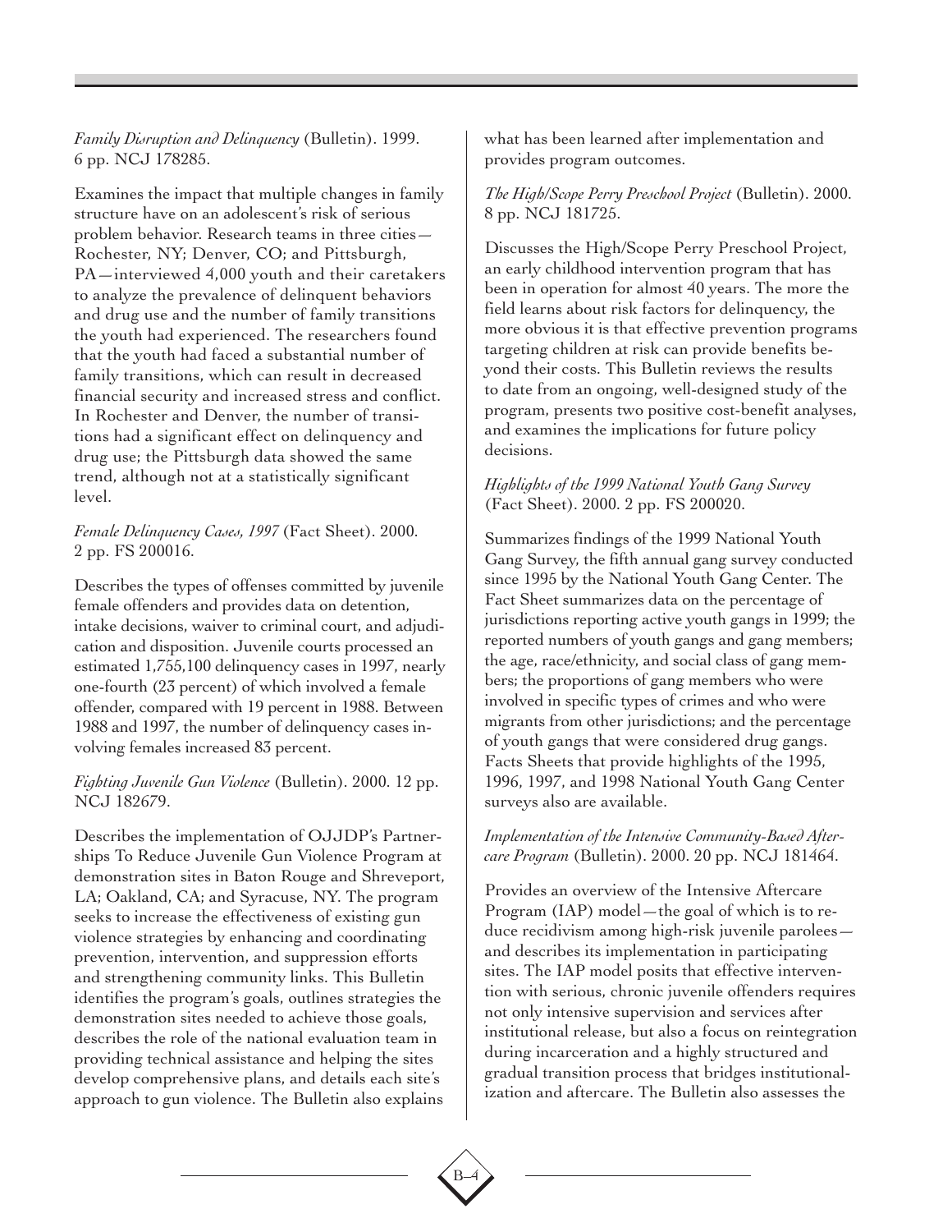*Family Disruption and Delinquency* (Bulletin). 1999. 6 pp. NCJ 178285.

Examines the impact that multiple changes in family structure have on an adolescent's risk of serious problem behavior. Research teams in three cities—Rochester, NY; Denver, CO; and Pittsburgh, PA—interviewed 4,000 youth and their caretakers to analyze the prevalence of delinquent behaviors and drug use and the number of family transitions the youth had experienced. The researchers found that the youth had faced a substantial number of family transitions, which can result in decreased financial security and increased stress and conflict. In Rochester and Denver, the number of transitions had a significant effect on delinquency and drug use; the Pittsburgh data showed the same trend, although not at a statistically significant level.

*Female Delinquency Cases, 1997* (Fact Sheet). 2000. 2 pp. FS 200016.

Describes the types of offenses committed by juvenile female offenders and provides data on detention, intake decisions, waiver to criminal court, and adjudication and disposition. Juvenile courts processed an estimated 1,755,100 delinquency cases in 1997, nearly one-fourth (23 percent) of which involved a female offender, compared with 19 percent in 1988. Between 1988 and 1997, the number of delinquency cases involving females increased 83 percent.

*Fighting Juvenile Gun Violence* (Bulletin). 2000. 12 pp. NCJ 182679.

Describes the implementation of OJJDP's Partnerships To Reduce Juvenile Gun Violence Program at demonstration sites in Baton Rouge and Shreveport, LA; Oakland, CA; and Syracuse, NY. The program seeks to increase the effectiveness of existing gun violence strategies by enhancing and coordinating prevention, intervention, and suppression efforts and strengthening community links. This Bulletin identifies the program's goals, outlines strategies the demonstration sites needed to achieve those goals, describes the role of the national evaluation team in providing technical assistance and helping the sites develop comprehensive plans, and details each site's approach to gun violence. The Bulletin also explains what has been learned after implementation and provides program outcomes.

*The High/Scope Perry Preschool Project* (Bulletin). 2000. 8 pp. NCJ 181725.

Discusses the High/Scope Perry Preschool Project, an early childhood intervention program that has been in operation for almost 40 years. The more the field learns about risk factors for delinquency, the more obvious it is that effective prevention programs targeting children at risk can provide benefits beyond their costs. This Bulletin reviews the results to date from an ongoing, well-designed study of the program, presents two positive cost-benefit analyses, and examines the implications for future policy decisions.

*Highlights of the 1999 National Youth Gang Survey* (Fact Sheet). 2000. 2 pp. FS 200020.

Summarizes findings of the 1999 National Youth Gang Survey, the fifth annual gang survey conducted since 1995 by the National Youth Gang Center. The Fact Sheet summarizes data on the percentage of jurisdictions reporting active youth gangs in 1999; the reported numbers of youth gangs and gang members; the age, race/ethnicity, and social class of gang members; the proportions of gang members who were involved in specific types of crimes and who were migrants from other jurisdictions; and the percentage of youth gangs that were considered drug gangs. Facts Sheets that provide highlights of the 1995, 1996, 1997, and 1998 National Youth Gang Center surveys also are available.

*Implementation of the Intensive Community-Based Aftercare Program* (Bulletin). 2000. 20 pp. NCJ 181464.

Provides an overview of the Intensive Aftercare Program (IAP) model—the goal of which is to reduce recidivism among high-risk juvenile parolees—and describes its implementation in participating sites. The IAP model posits that effective intervention with serious, chronic juvenile offenders requires not only intensive supervision and services after institutional release, but also a focus on reintegration during incarceration and a highly structured and gradual transition process that bridges institutionalization and aftercare. The Bulletin also assesses the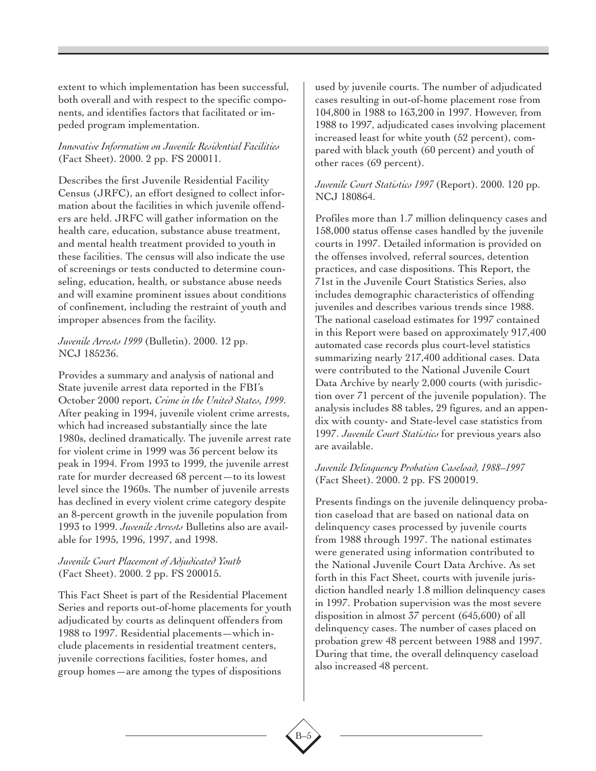extent to which implementation has been successful, both overall and with respect to the specific components, and identifies factors that facilitated or impeded program implementation.

*Innovative Information on Juvenile Residential Facilities* (Fact Sheet). 2000. 2 pp. FS 200011.

Describes the first Juvenile Residential Facility Census (JRFC), an effort designed to collect information about the facilities in which juvenile offenders are held. JRFC will gather information on the health care, education, substance abuse treatment, and mental health treatment provided to youth in these facilities. The census will also indicate the use of screenings or tests conducted to determine counseling, education, health, or substance abuse needs and will examine prominent issues about conditions of confinement, including the restraint of youth and improper absences from the facility.

*Juvenile Arrests 1999* (Bulletin). 2000. 12 pp. NCJ 185236.

Provides a summary and analysis of national and State juvenile arrest data reported in the FBI's October 2000 report, *Crime in the United States, 1999*. After peaking in 1994, juvenile violent crime arrests, which had increased substantially since the late 1980s, declined dramatically. The juvenile arrest rate for violent crime in 1999 was 36 percent below its peak in 1994. From 1993 to 1999, the juvenile arrest rate for murder decreased 68 percent—to its lowest level since the 1960s. The number of juvenile arrests has declined in every violent crime category despite an 8-percent growth in the juvenile population from 1993 to 1999. *Juvenile Arrests* Bulletins also are available for 1995, 1996, 1997, and 1998.

*Juvenile Court Placement of Adjudicated Youth* (Fact Sheet). 2000. 2 pp. FS 200015.

This Fact Sheet is part of the Residential Placement Series and reports out-of-home placements for youth adjudicated by courts as delinquent offenders from 1988 to 1997. Residential placements—which include placements in residential treatment centers, juvenile corrections facilities, foster homes, and group homes—are among the types of dispositions used by juvenile courts. The number of adjudicated cases resulting in out-of-home placement rose from 104,800 in 1988 to 163,200 in 1997. However, from 1988 to 1997, adjudicated cases involving placement increased least for white youth (52 percent), compared with black youth (60 percent) and youth of other races (69 percent).

*Juvenile Court Statistics 1997* (Report). 2000. 120 pp. NCJ 180864.

Profiles more than 1.7 million delinquency cases and 158,000 status offense cases handled by the juvenile courts in 1997. Detailed information is provided on the offenses involved, referral sources, detention practices, and case dispositions. This Report, the 71st in the Juvenile Court Statistics Series, also includes demographic characteristics of offending juveniles and describes various trends since 1988. The national caseload estimates for 1997 contained in this Report were based on approximately 917,400 automated case records plus court-level statistics summarizing nearly 217,400 additional cases. Data were contributed to the National Juvenile Court Data Archive by nearly 2,000 courts (with jurisdiction over 71 percent of the juvenile population). The analysis includes 88 tables, 29 figures, and an appendix with county- and State-level case statistics from 1997. *Juvenile Court Statistics* for previous years also are available.

*Juvenile Delinquency Probation Caseload, 1988–1997* (Fact Sheet). 2000. 2 pp. FS 200019.

Presents findings on the juvenile delinquency probation caseload that are based on national data on delinquency cases processed by juvenile courts from 1988 through 1997. The national estimates were generated using information contributed to the National Juvenile Court Data Archive. As set forth in this Fact Sheet, courts with juvenile jurisdiction handled nearly 1.8 million delinquency cases in 1997. Probation supervision was the most severe disposition in almost 37 percent (645,600) of all delinquency cases. The number of cases placed on probation grew 48 percent between 1988 and 1997. During that time, the overall delinquency caseload also increased 48 percent.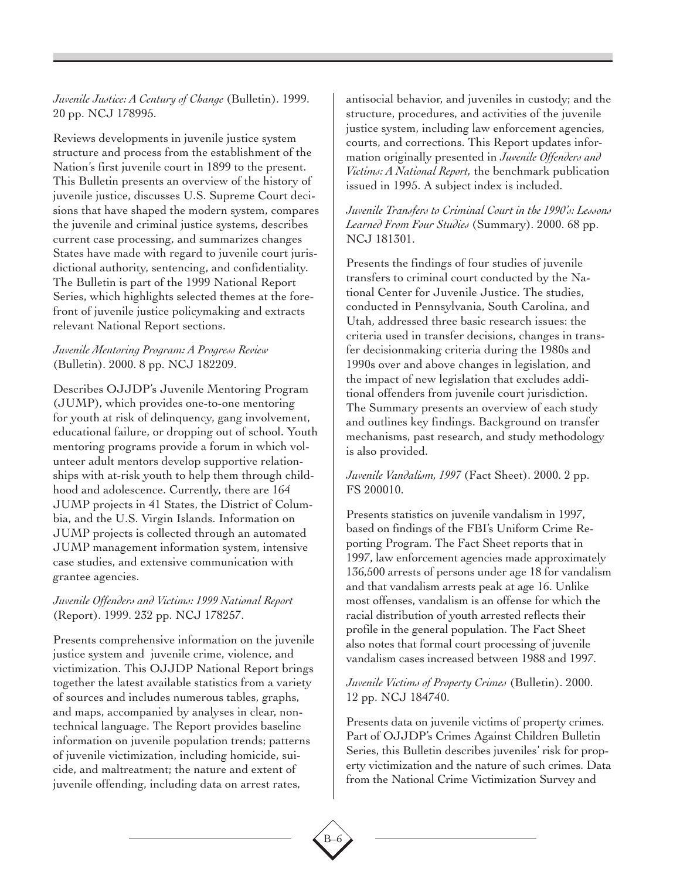*Juvenile Justice: A Century of Change* (Bulletin). 1999. 20 pp. NCJ 178995.

Reviews developments in juvenile justice system structure and process from the establishment of the Nation's first juvenile court in 1899 to the present. This Bulletin presents an overview of the history of juvenile justice, discusses U.S. Supreme Court decisions that have shaped the modern system, compares the juvenile and criminal justice systems, describes current case processing, and summarizes changes States have made with regard to juvenile court jurisdictional authority, sentencing, and confidentiality. The Bulletin is part of the 1999 National Report Series, which highlights selected themes at the forefront of juvenile justice policymaking and extracts relevant National Report sections.

*Juvenile Mentoring Program: A Progress Review* (Bulletin). 2000. 8 pp. NCJ 182209.

Describes OJJDP's Juvenile Mentoring Program (JUMP), which provides one-to-one mentoring for youth at risk of delinquency, gang involvement, educational failure, or dropping out of school. Youth mentoring programs provide a forum in which volunteer adult mentors develop supportive relationships with at-risk youth to help them through childhood and adolescence. Currently, there are 164 JUMP projects in 41 States, the District of Columbia, and the U.S. Virgin Islands. Information on JUMP projects is collected through an automated JUMP management information system, intensive case studies, and extensive communication with grantee agencies.

*Juvenile Offenders and Victims: 1999 National Report* (Report). 1999. 232 pp. NCJ 178257.

Presents comprehensive information on the juvenile justice system and juvenile crime, violence, and victimization. This OJJDP National Report brings together the latest available statistics from a variety of sources and includes numerous tables, graphs, and maps, accompanied by analyses in clear, nontechnical language. The Report provides baseline information on juvenile population trends; patterns of juvenile victimization, including homicide, suicide, and maltreatment; the nature and extent of juvenile offending, including data on arrest rates, antisocial behavior, and juveniles in custody; and the structure, procedures, and activities of the juvenile justice system, including law enforcement agencies, courts, and corrections. This Report updates information originally presented in *Juvenile Offenders and Victims: A National Report,* the benchmark publication issued in 1995. A subject index is included.

*Juvenile Transfers to Criminal Court in the 1990's: Lessons Learned From Four Studies* (Summary). 2000. 68 pp. NCJ 181301.

Presents the findings of four studies of juvenile transfers to criminal court conducted by the National Center for Juvenile Justice. The studies, conducted in Pennsylvania, South Carolina, and Utah, addressed three basic research issues: the criteria used in transfer decisions, changes in transfer decisionmaking criteria during the 1980s and 1990s over and above changes in legislation, and the impact of new legislation that excludes additional offenders from juvenile court jurisdiction. The Summary presents an overview of each study and outlines key findings. Background on transfer mechanisms, past research, and study methodology is also provided.

*Juvenile Vandalism, 1997* (Fact Sheet). 2000. 2 pp. FS 200010.

Presents statistics on juvenile vandalism in 1997, based on findings of the FBI's Uniform Crime Reporting Program. The Fact Sheet reports that in 1997, law enforcement agencies made approximately 136,500 arrests of persons under age 18 for vandalism and that vandalism arrests peak at age 16. Unlike most offenses, vandalism is an offense for which the racial distribution of youth arrested reflects their profile in the general population. The Fact Sheet also notes that formal court processing of juvenile vandalism cases increased between 1988 and 1997.

*Juvenile Victims of Property Crimes* (Bulletin). 2000. 12 pp. NCJ 184740.

Presents data on juvenile victims of property crimes. Part of OJJDP's Crimes Against Children Bulletin Series, this Bulletin describes juveniles' risk for property victimization and the nature of such crimes. Data from the National Crime Victimization Survey and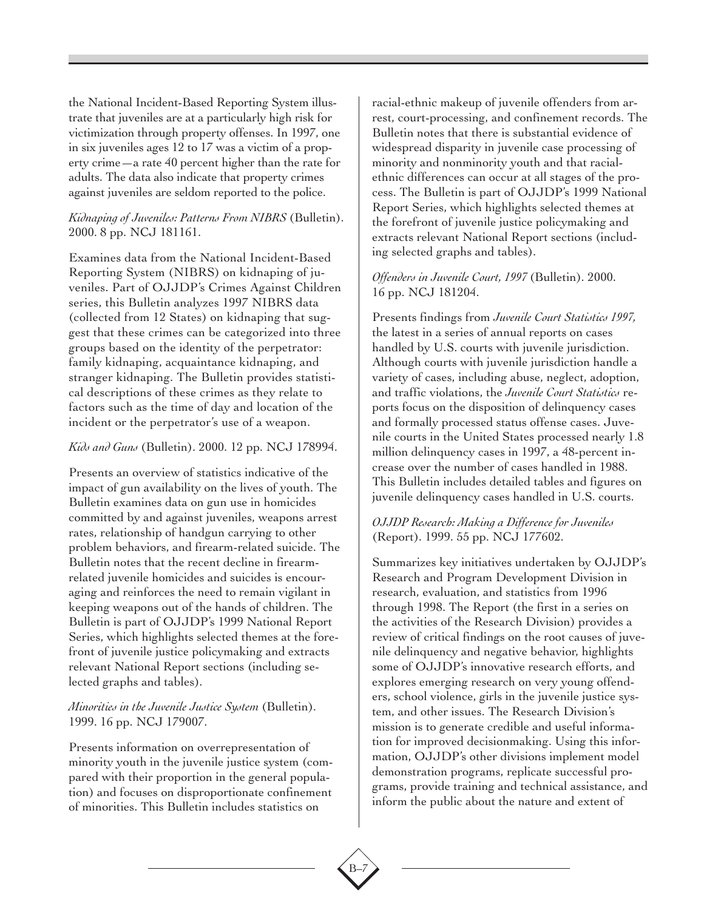the National Incident-Based Reporting System illustrate that juveniles are at a particularly high risk for victimization through property offenses. In 1997, one in six juveniles ages 12 to 17 was a victim of a property crime—a rate 40 percent higher than the rate for adults. The data also indicate that property crimes against juveniles are seldom reported to the police.

*Kidnaping of Juveniles: Patterns From NIBRS* (Bulletin). 2000. 8 pp. NCJ 181161.

Examines data from the National Incident-Based Reporting System (NIBRS) on kidnaping of juveniles. Part of OJJDP's Crimes Against Children series, this Bulletin analyzes 1997 NIBRS data (collected from 12 States) on kidnaping that suggest that these crimes can be categorized into three groups based on the identity of the perpetrator: family kidnaping, acquaintance kidnaping, and stranger kidnaping. The Bulletin provides statistical descriptions of these crimes as they relate to factors such as the time of day and location of the incident or the perpetrator's use of a weapon.

*Kids and Guns* (Bulletin). 2000. 12 pp. NCJ 178994.

Presents an overview of statistics indicative of the impact of gun availability on the lives of youth. The Bulletin examines data on gun use in homicides committed by and against juveniles, weapons arrest rates, relationship of handgun carrying to other problem behaviors, and firearm-related suicide. The Bulletin notes that the recent decline in firearm-related juvenile homicides and suicides is encouraging and reinforces the need to remain vigilant in keeping weapons out of the hands of children. The Bulletin is part of OJJDP's 1999 National Report Series, which highlights selected themes at the forefront of juvenile justice policymaking and extracts relevant National Report sections (including selected graphs and tables).

*Minorities in the Juvenile Justice System* (Bulletin). 1999. 16 pp. NCJ 179007.

Presents information on overrepresentation of minority youth in the juvenile justice system (compared with their proportion in the general population) and focuses on disproportionate confinement of minorities. This Bulletin includes statistics on racial-ethnic makeup of juvenile offenders from arrest, court-processing, and confinement records. The Bulletin notes that there is substantial evidence of widespread disparity in juvenile case processing of minority and nonminority youth and that racial-ethnic differences can occur at all stages of the process. The Bulletin is part of OJJDP's 1999 National Report Series, which highlights selected themes at the forefront of juvenile justice policymaking and extracts relevant National Report sections (including selected graphs and tables).

*Offenders in Juvenile Court, 1997* (Bulletin). 2000. 16 pp. NCJ 181204.

Presents findings from *Juvenile Court Statistics 1997*, the latest in a series of annual reports on cases handled by U.S. courts with juvenile jurisdiction. Although courts with juvenile jurisdiction handle a variety of cases, including abuse, neglect, adoption, and traffic violations, the *Juvenile Court Statistics* reports focus on the disposition of delinquency cases and formally processed status offense cases. Juvenile courts in the United States processed nearly 1.8 million delinquency cases in 1997, a 48-percent increase over the number of cases handled in 1988. This Bulletin includes detailed tables and figures on juvenile delinquency cases handled in U.S. courts.

*OJJDP Research: Making a Difference for Juveniles* (Report). 1999. 55 pp. NCJ 177602.

Summarizes key initiatives undertaken by OJJDP's Research and Program Development Division in research, evaluation, and statistics from 1996 through 1998. The Report (the first in a series on the activities of the Research Division) provides a review of critical findings on the root causes of juvenile delinquency and negative behavior, highlights some of OJJDP's innovative research efforts, and explores emerging research on very young offenders, school violence, girls in the juvenile justice system, and other issues. The Research Division's mission is to generate credible and useful information for improved decisionmaking. Using this information, OJJDP's other divisions implement model demonstration programs, replicate successful programs, provide training and technical assistance, and inform the public about the nature and extent of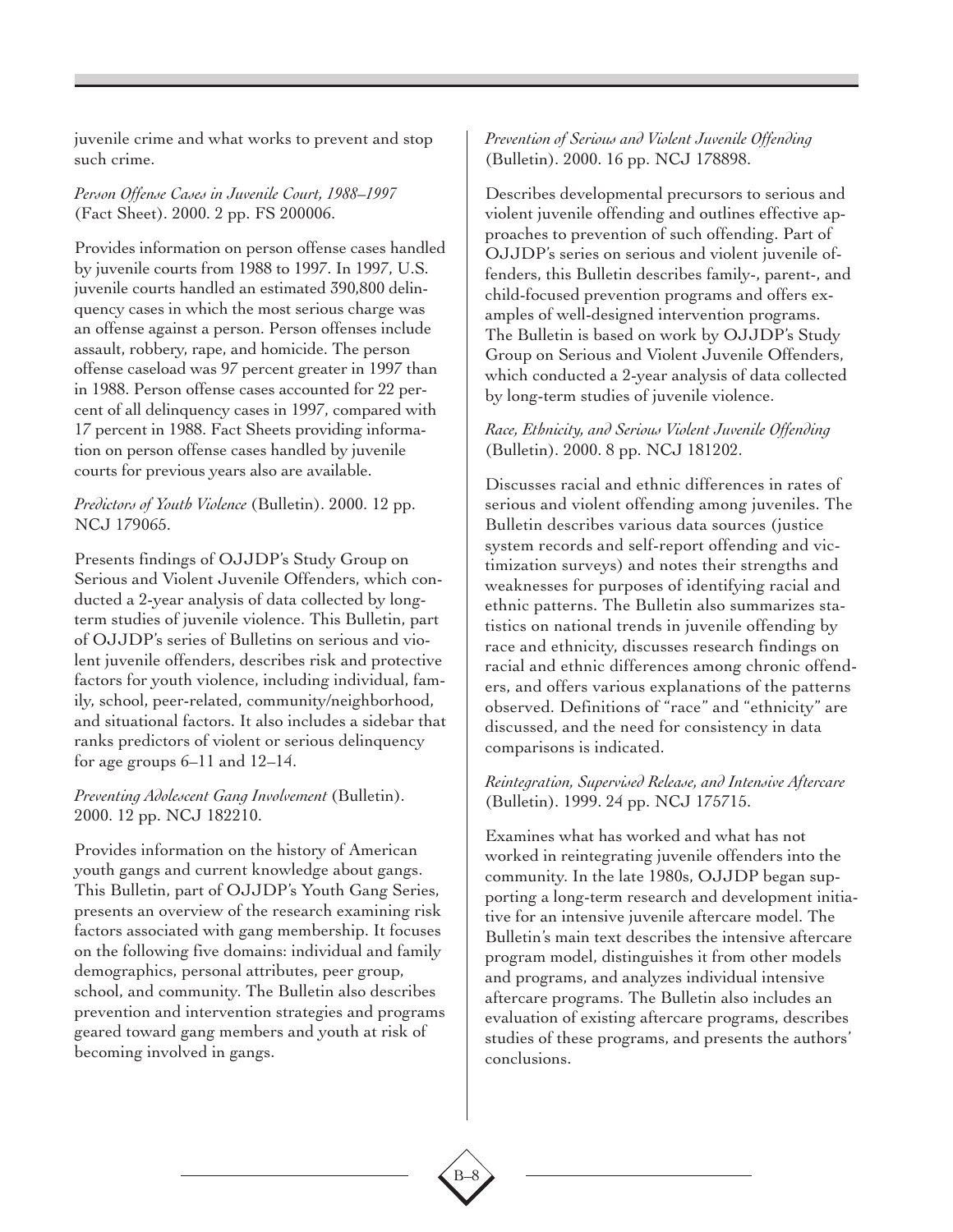juvenile crime and what works to prevent and stop such crime.

*Person Offense Cases in Juvenile Court, 1988–1997* (Fact Sheet). 2000. 2 pp. FS 200006.

Provides information on person offense cases handled by juvenile courts from 1988 to 1997. In 1997, U.S. juvenile courts handled an estimated 390,800 delinquency cases in which the most serious charge was an offense against a person. Person offenses include assault, robbery, rape, and homicide. The person offense caseload was 97 percent greater in 1997 than in 1988. Person offense cases accounted for 22 percent of all delinquency cases in 1997, compared with 17 percent in 1988. Fact Sheets providing information on person offense cases handled by juvenile courts for previous years also are available.

*Predictors of Youth Violence* (Bulletin). 2000. 12 pp. NCJ 179065.

Presents findings of OJJDP's Study Group on Serious and Violent Juvenile Offenders, which conducted a 2-year analysis of data collected by long-term studies of juvenile violence. This Bulletin, part of OJJDP's series of Bulletins on serious and violent juvenile offenders, describes risk and protective factors for youth violence, including individual, family, school, peer-related, community/neighborhood, and situational factors. It also includes a sidebar that ranks predictors of violent or serious delinquency for age groups 6–11 and 12–14.

*Preventing Adolescent Gang Involvement* (Bulletin). 2000. 12 pp. NCJ 182210.

Provides information on the history of American youth gangs and current knowledge about gangs. This Bulletin, part of OJJDP's Youth Gang Series, presents an overview of the research examining risk factors associated with gang membership. It focuses on the following five domains: individual and family demographics, personal attributes, peer group, school, and community. The Bulletin also describes prevention and intervention strategies and programs geared toward gang members and youth at risk of becoming involved in gangs.

*Prevention of Serious and Violent Juvenile Offending* (Bulletin). 2000. 16 pp. NCJ 178898.

Describes developmental precursors to serious and violent juvenile offending and outlines effective approaches to prevention of such offending. Part of OJJDP's series on serious and violent juvenile offenders, this Bulletin describes family-, parent-, and child-focused prevention programs and offers examples of well-designed intervention programs. The Bulletin is based on work by OJJDP's Study Group on Serious and Violent Juvenile Offenders, which conducted a 2-year analysis of data collected by long-term studies of juvenile violence.

*Race, Ethnicity, and Serious Violent Juvenile Offending* (Bulletin). 2000. 8 pp. NCJ 181202.

Discusses racial and ethnic differences in rates of serious and violent offending among juveniles. The Bulletin describes various data sources (justice system records and self-report offending and victimization surveys) and notes their strengths and weaknesses for purposes of identifying racial and ethnic patterns. The Bulletin also summarizes statistics on national trends in juvenile offending by race and ethnicity, discusses research findings on racial and ethnic differences among chronic offenders, and offers various explanations of the patterns observed. Definitions of "race" and "ethnicity" are discussed, and the need for consistency in data comparisons is indicated.

*Reintegration, Supervised Release, and Intensive Aftercare* (Bulletin). 1999. 24 pp. NCJ 175715.

Examines what has worked and what has not worked in integrating juvenile offenders into the community. In the late 1980s, OJJDP began supporting a long-term research and development initiative for an intensive juvenile aftercare model. The Bulletin's main text describes the intensive aftercare program model, distinguishes it from other models and programs, and analyzes individual intensive aftercare programs. The Bulletin also includes an evaluation of existing aftercare programs, describes studies of these programs, and presents the authors' conclusions.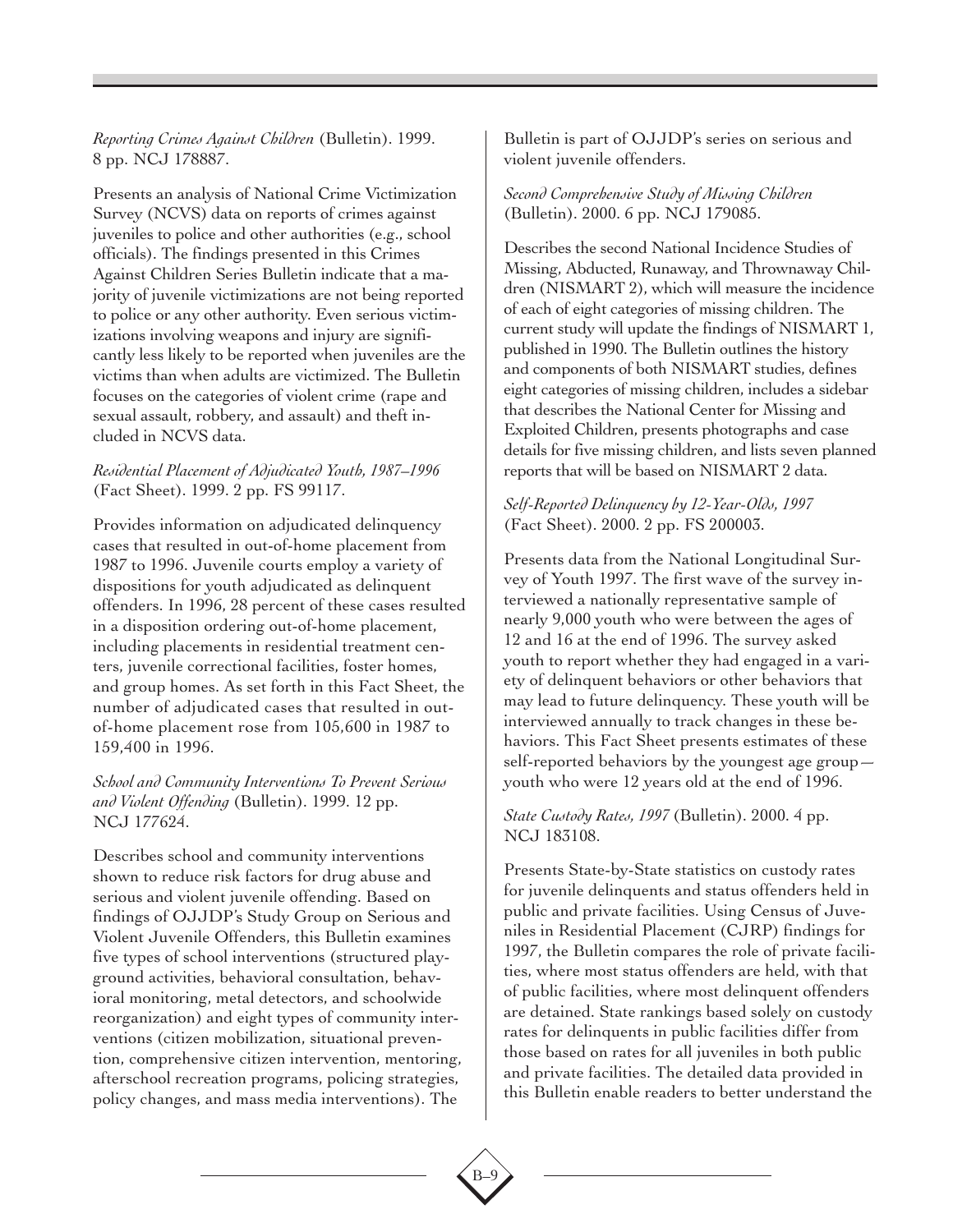*Reporting Crimes Against Children* (Bulletin). 1999. 8 pp. NCJ 178887.

Presents an analysis of National Crime Victimization Survey (NCVS) data on reports of crimes against juveniles to police and other authorities (e.g., school officials). The findings presented in this Crimes Against Children Series Bulletin indicate that a majority of juvenile victimizations are not being reported to police or any other authority. Even serious victimizations involving weapons and injury are significantly less likely to be reported when juveniles are the victims than when adults are victimized. The Bulletin focuses on the categories of violent crime (rape and sexual assault, robbery, and assault) and theft included in NCVS data.

*Residential Placement of Adjudicated Youth, 1987–1996* (Fact Sheet). 1999. 2 pp. FS 99117.

Provides information on adjudicated delinquency cases that resulted in out-of-home placement from 1987 to 1996. Juvenile courts employ a variety of dispositions for youth adjudicated as delinquent offenders. In 1996, 28 percent of these cases resulted in a disposition ordering out-of-home placement, including placements in residential treatment centers, juvenile correctional facilities, foster homes, and group homes. As set forth in this Fact Sheet, the number of adjudicated cases that resulted in out-of-home placement rose from 105,600 in 1987 to 159,400 in 1996.

*School and Community Interventions To Prevent Serious and Violent Offending* (Bulletin). 1999. 12 pp. NCJ 177624.

Describes school and community interventions shown to reduce risk factors for drug abuse and serious and violent juvenile offending. Based on findings of OJJDP's Study Group on Serious and Violent Juvenile Offenders, this Bulletin examines five types of school interventions (structured playground activities, behavioral consultation, behavioral monitoring, metal detectors, and schoolwide reorganization) and eight types of community interventions (citizen mobilization, situational prevention, comprehensive citizen intervention, mentoring, afterschool recreation programs, policing strategies, policy changes, and mass media interventions). The Bulletin is part of OJJDP's series on serious and violent juvenile offenders.

*Second Comprehensive Study of Missing Children* (Bulletin). 2000. 6 pp. NCJ 179085.

Describes the second National Incidence Studies of Missing, Abducted, Runaway, and Thrownaway Children (NISMART 2), which will measure the incidence of each of eight categories of missing children. The current study will update the findings of NISMART 1, published in 1990. The Bulletin outlines the history and components of both NISMART studies, defines eight categories of missing children, includes a sidebar that describes the National Center for Missing and Exploited Children, presents photographs and case details for five missing children, and lists seven planned reports that will be based on NISMART 2 data.

*Self-Reported Delinquency by 12-Year-Olds, 1997* (Fact Sheet). 2000. 2 pp. FS 200003.

Presents data from the National Longitudinal Survey of Youth 1997. The first wave of the survey interviewed a nationally representative sample of nearly 9,000 youth who were between the ages of 12 and 16 at the end of 1996. The survey asked youth to report whether they had engaged in a variety of delinquent behaviors or other behaviors that may lead to future delinquency. These youth will be interviewed annually to track changes in these behaviors. This Fact Sheet presents estimates of these self-reported behaviors by the youngest age group—youth who were 12 years old at the end of 1996.

*State Custody Rates, 1997* (Bulletin). 2000. 4 pp. NCJ 183108.

Presents State-by-State statistics on custody rates for juvenile delinquents and status offenders held in public and private facilities. Using Census of Juveniles in Residential Placement (CJRP) findings for 1997, the Bulletin compares the role of private facilities, where most status offenders are held, with that of public facilities, where most delinquent offenders are detained. State rankings based solely on custody rates for delinquents in public facilities differ from those based on rates for all juveniles in both public and private facilities. The detailed data provided in this Bulletin enable readers to better understand the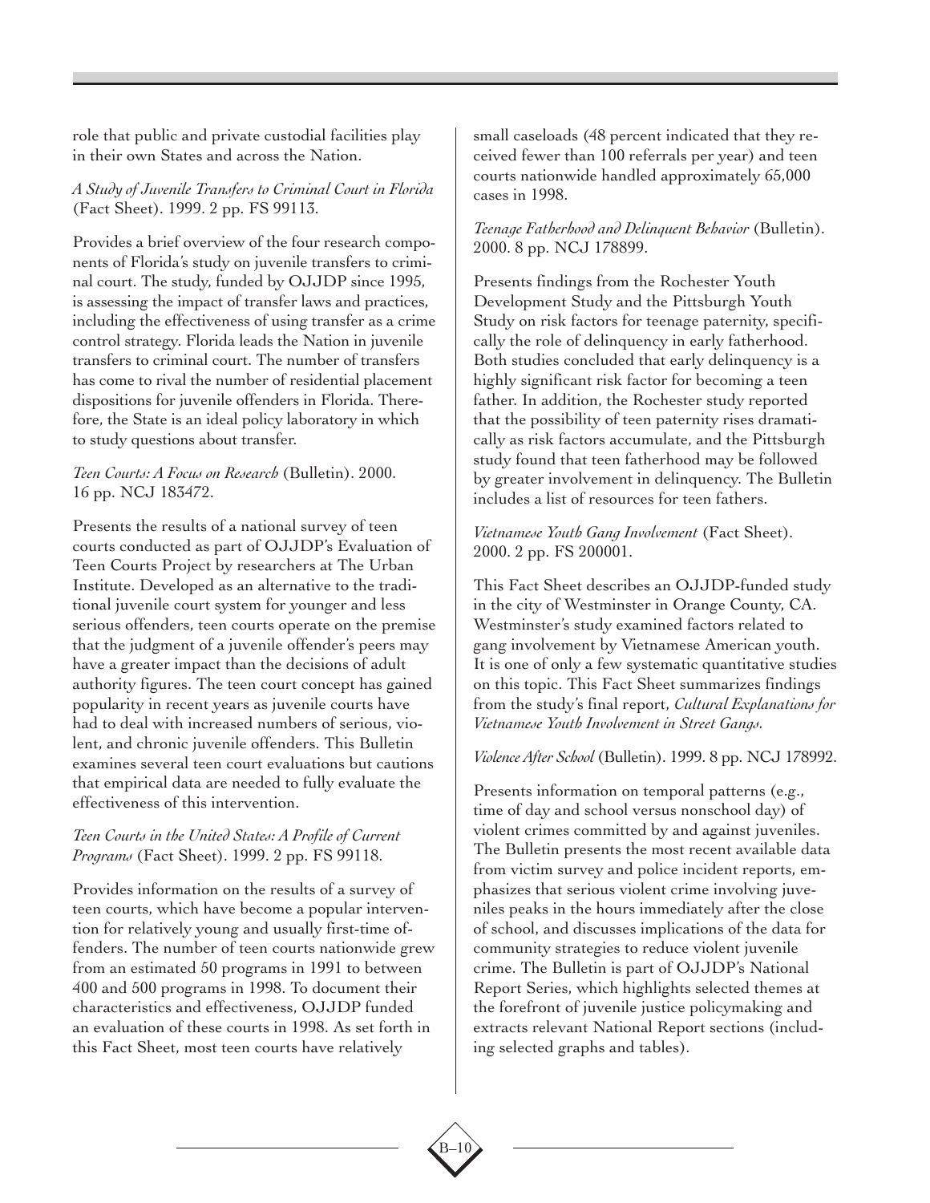role that public and private custodial facilities play in their own States and across the Nation.

*A Study of Juvenile Transfers to Criminal Court in Florida* (Fact Sheet). 1999. 2 pp. FS 99113.

Provides a brief overview of the four research components of Florida's study on juvenile transfers to criminal court. The study, funded by OJJDP since 1995, is assessing the impact of transfer laws and practices, including the effectiveness of using transfer as a crime control strategy. Florida leads the Nation in juvenile transfers to criminal court. The number of transfers has come to rival the number of residential placement dispositions for juvenile offenders in Florida. Therefore, the State is an ideal policy laboratory in which to study questions about transfer.

*Teen Courts: A Focus on Research* (Bulletin). 2000. 16 pp. NCJ 183472.

Presents the results of a national survey of teen courts conducted as part of OJJDP's Evaluation of Teen Courts Project by researchers at The Urban Institute. Developed as an alternative to the traditional juvenile court system for younger and less serious offenders, teen courts operate on the premise that the judgment of a juvenile offender's peers may have a greater impact than the decisions of adult authority figures. The teen court concept has gained popularity in recent years as juvenile courts have had to deal with increased numbers of serious, violent, and chronic juvenile offenders. This Bulletin examines several teen court evaluations but cautions that empirical data are needed to fully evaluate the effectiveness of this intervention.

*Teen Courts in the United States: A Profile of Current Programs* (Fact Sheet). 1999. 2 pp. FS 99118.

Provides information on the results of a survey of teen courts, which have become a popular intervention for relatively young and usually first-time offenders. The number of teen courts nationwide grew from an estimated 50 programs in 1991 to between 400 and 500 programs in 1998. To document their characteristics and effectiveness, OJJDP funded an evaluation of these courts in 1998. As set forth in this Fact Sheet, most teen courts have relatively small caseloads (48 percent indicated that they received fewer than 100 referrals per year) and teen courts nationwide handled approximately 65,000 cases in 1998.

*Teenage Fatherhood and Delinquent Behavior* (Bulletin). 2000. 8 pp. NCJ 178899.

Presents findings from the Rochester Youth Development Study and the Pittsburgh Youth Study on risk factors for teenage paternity, specifically the role of delinquency in early fatherhood. Both studies concluded that early delinquency is a highly significant risk factor for becoming a teen father. In addition, the Rochester study reported that the possibility of teen paternity rises dramatically as risk factors accumulate, and the Pittsburgh study found that teen fatherhood may be followed by greater involvement in delinquency. The Bulletin includes a list of resources for teen fathers.

*Vietnamese Youth Gang Involvement* (Fact Sheet). 2000. 2 pp. FS 200001.

This Fact Sheet describes an OJJDP-funded study in the city of Westminster in Orange County, CA. Westminster's study examined factors related to gang involvement by Vietnamese American youth. It is one of only a few systematic quantitative studies on this topic. This Fact Sheet summarizes findings from the study's final report, *Cultural Explanations for Vietnamese Youth Involvement in Street Gangs*.

*Violence After School* (Bulletin). 1999. 8 pp. NCJ 178992.

Presents information on temporal patterns (e.g., time of day and school versus nonschool day) of violent crimes committed by and against juveniles. The Bulletin presents the most recent available data from victim survey and police incident reports, emphasizes that serious violent crime involving juveniles peaks in the hours immediately after the close of school, and discusses implications of the data for community strategies to reduce violent juvenile crime. The Bulletin is part of OJJDP's National Report Series, which highlights selected themes at the forefront of juvenile justice policymaking and extracts relevant National Report sections (including selected graphs and tables).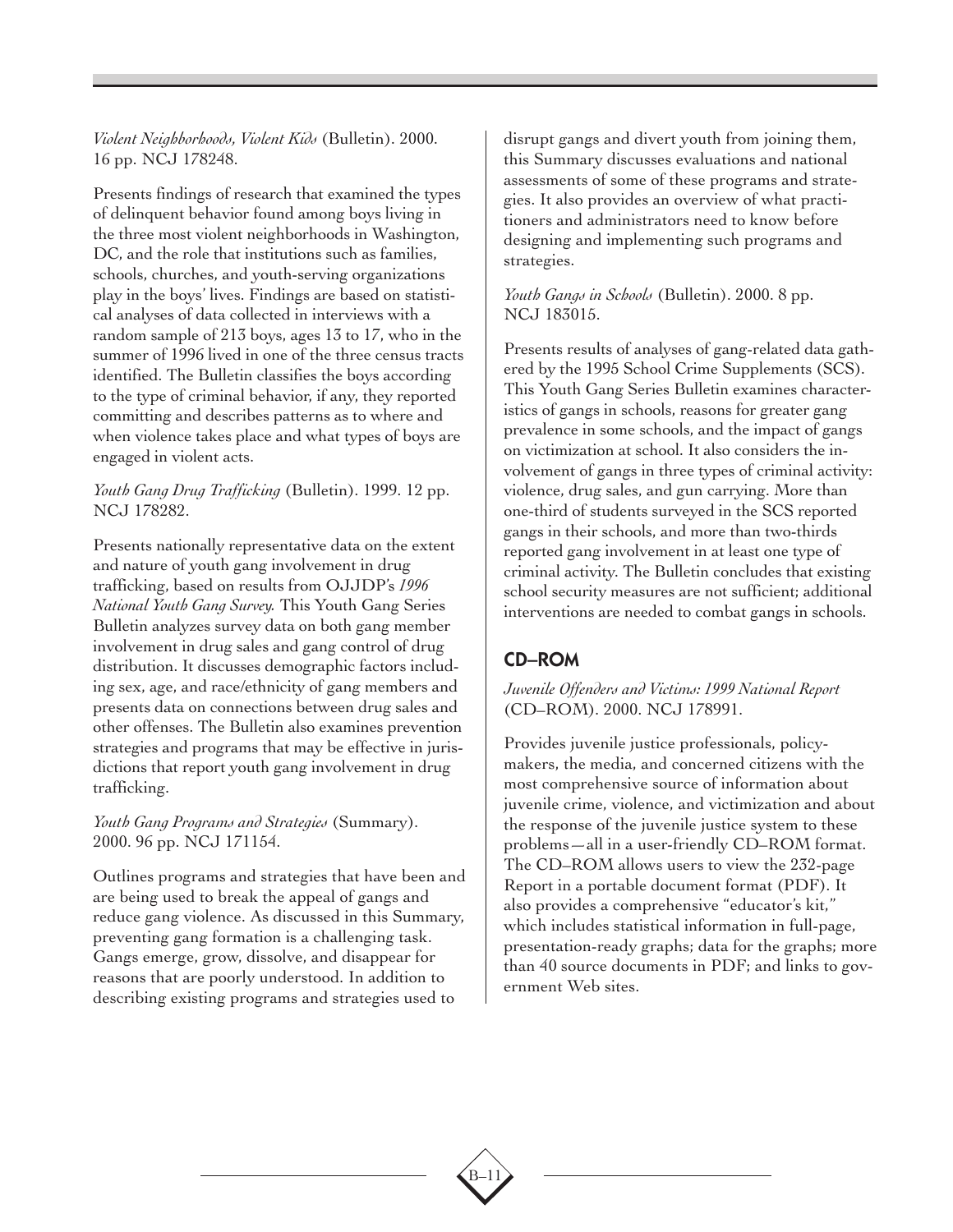*Violent Neighborhoods, Violent Kids* (Bulletin). 2000. 16 pp. NCJ 178248.

Presents findings of research that examined the types of delinquent behavior found among boys living in the three most violent neighborhoods in Washington, DC, and the role that institutions such as families, schools, churches, and youth-serving organizations play in the boys' lives. Findings are based on statistical analyses of data collected in interviews with a random sample of 213 boys, ages 13 to 17, who in the summer of 1996 lived in one of the three census tracts identified. The Bulletin classifies the boys according to the type of criminal behavior, if any, they reported committing and describes patterns as to where and when violence takes place and what types of boys are engaged in violent acts.

*Youth Gang Drug Trafficking* (Bulletin). 1999. 12 pp. NCJ 178282.

Presents nationally representative data on the extent and nature of youth gang involvement in drug trafficking, based on results from OJJDP's *1996 National Youth Gang Survey.* This Youth Gang Series Bulletin analyzes survey data on both gang member involvement in drug sales and gang control of drug distribution. It discusses demographic factors including sex, age, and race/ethnicity of gang members and presents data on connections between drug sales and other offenses. The Bulletin also examines prevention strategies and programs that may be effective in jurisdictions that report youth gang involvement in drug trafficking.

*Youth Gang Programs and Strategies* (Summary). 2000. 96 pp. NCJ 171154.

Outlines programs and strategies that have been and are being used to break the appeal of gangs and reduce gang violence. As discussed in this Summary, preventing gang formation is a challenging task. Gangs emerge, grow, dissolve, and disappear for reasons that are poorly understood. In addition to describing existing programs and strategies used to disrupt gangs and divert youth from joining them, this Summary discusses evaluations and national assessments of some of these programs and strategies. It also provides an overview of what practitioners and administrators need to know before designing and implementing such programs and strategies.

*Youth Gangs in Schools* (Bulletin). 2000. 8 pp. NCJ 183015.

Presents results of analyses of gang-related data gathered by the 1995 School Crime Supplements (SCS). This Youth Gang Series Bulletin examines characteristics of gangs in schools, reasons for greater gang prevalence in some schools, and the impact of gangs on victimization at school. It also considers the involvement of gangs in three types of criminal activity: violence, drug sales, and gun carrying. More than one-third of students surveyed in the SCS reported gangs in their schools, and more than two-thirds reported gang involvement in at least one type of criminal activity. The Bulletin concludes that existing school security measures are not sufficient; additional interventions are needed to combat gangs in schools.

## CD–ROM

*Juvenile Offenders and Victims: 1999 National Report* (CD–ROM). 2000. NCJ 178991.

Provides juvenile justice professionals, policymakers, the media, and concerned citizens with the most comprehensive source of information about juvenile crime, violence, and victimization and about the response of the juvenile justice system to these problems—all in a user-friendly CD–ROM format. The CD–ROM allows users to view the 232-page Report in a portable document format (PDF). It also provides a comprehensive "educator's kit," which includes statistical information in full-page, presentation-ready graphs; data for the graphs; more than 40 source documents in PDF; and links to government Web sites.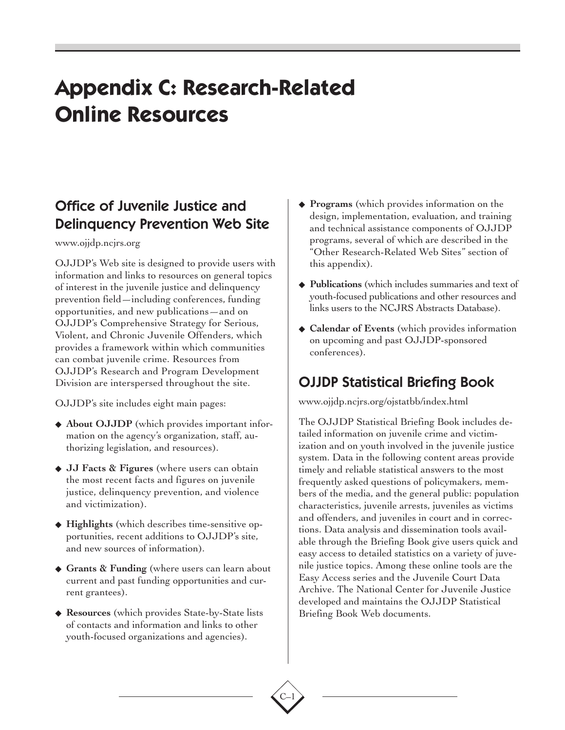# Appendix C: Research-Related Online Resources

## Office of Juvenile Justice and Delinquency Prevention Web Site

www.ojjdp.ncjrs.org

OJJDP's Web site is designed to provide users with information and links to resources on general topics of interest in the juvenile justice and delinquency prevention field—including conferences, funding opportunities, and new publications—and on OJJDP's Comprehensive Strategy for Serious, Violent, and Chronic Juvenile Offenders, which provides a framework within which communities can combat juvenile crime. Resources from OJJDP's Research and Program Development Division are interspersed throughout the site.

OJJDP's site includes eight main pages:

- **About OJJDP** (which provides important information on the agency's organization, staff, authorizing legislation, and resources).
- **JJ Facts & Figures** (where users can obtain the most recent facts and figures on juvenile justice, delinquency prevention, and violence and victimization).
- **Highlights** (which describes time-sensitive opportunities, recent additions to OJJDP's site, and new sources of information).
- **Grants & Funding** (where users can learn about current and past funding opportunities and current grantees).
- **Resources** (which provides State-by-State lists of contacts and information and links to other youth-focused organizations and agencies).
- **Programs** (which provides information on the design, implementation, evaluation, and training and technical assistance components of OJJDP programs, several of which are described in the "Other Research-Related Web Sites" section of this appendix).
- **Publications** (which includes summaries and text of youth-focused publications and other resources and links users to the NCJRS Abstracts Database).
- **Calendar of Events** (which provides information on upcoming and past OJJDP-sponsored conferences).

## OJJDP Statistical Briefing Book

www.ojjdp.ncjrs.org/ojstatbb/index.html

The OJJDP Statistical Briefing Book includes detailed information on juvenile crime and victimization and on youth involved in the juvenile justice system. Data in the following content areas provide timely and reliable statistical answers to the most frequently asked questions of policymakers, members of the media, and the general public: population characteristics, juvenile arrests, juveniles as victims and offenders, and juveniles in court and in corrections. Data analysis and dissemination tools available through the Briefing Book give users quick and easy access to detailed statistics on a variety of juvenile justice topics. Among these online tools are the Easy Access series and the Juvenile Court Data Archive. The National Center for Juvenile Justice developed and maintains the OJJDP Statistical Briefing Book Web documents.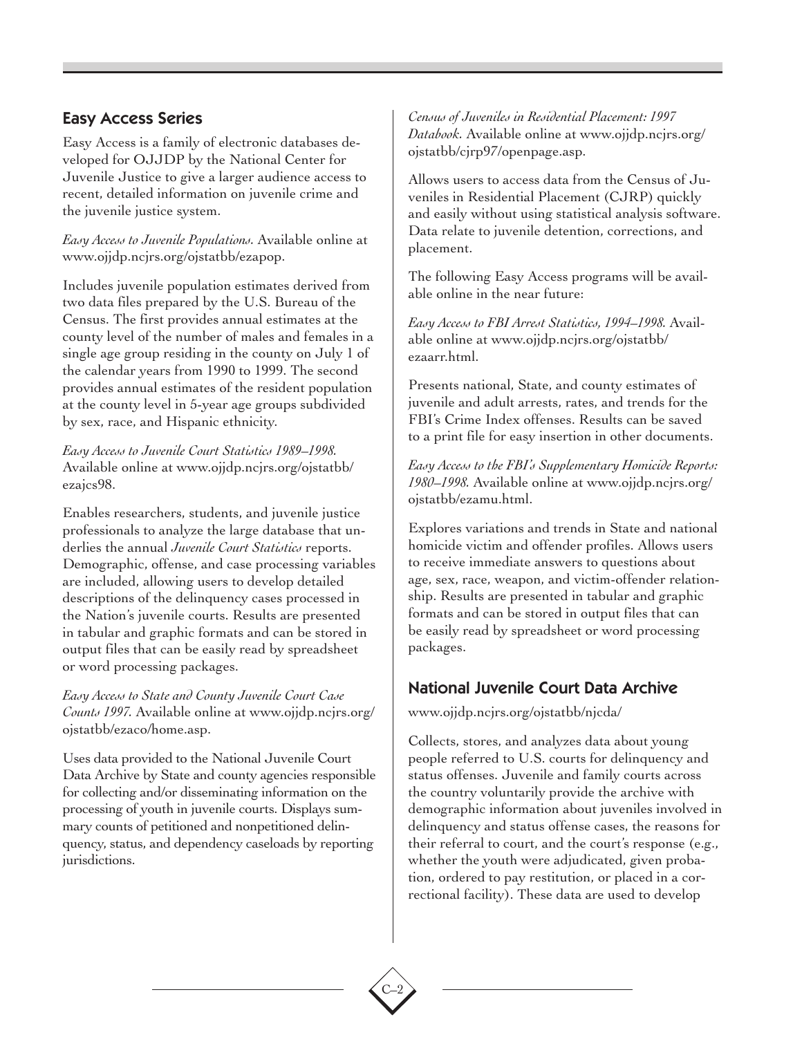## Easy Access Series

Easy Access is a family of electronic databases developed for OJJDP by the National Center for Juvenile Justice to give a larger audience access to recent, detailed information on juvenile crime and the juvenile justice system.

*Easy Access to Juvenile Populations.* Available online at www.ojjdp.ncjrs.org/ojstatbb/ezapop.

Includes juvenile population estimates derived from two data files prepared by the U.S. Bureau of the Census. The first provides annual estimates at the county level of the number of males and females in a single age group residing in the county on July 1 of the calendar years from 1990 to 1999. The second provides annual estimates of the resident population at the county level in 5-year age groups subdivided by sex, race, and Hispanic ethnicity.

*Easy Access to Juvenile Court Statistics 1989–1998.* Available online at www.ojjdp.ncjrs.org/ojstatbb/ezajcs98.

Enables researchers, students, and juvenile justice professionals to analyze the large database that underlies the annual *Juvenile Court Statistics* reports. Demographic, offense, and case processing variables are included, allowing users to develop detailed descriptions of the delinquency cases processed in the Nation's juvenile courts. Results are presented in tabular and graphic formats and can be stored in output files that can be easily read by spreadsheet or word processing packages.

*Easy Access to State and County Juvenile Court Case Counts 1997.* Available online at www.ojjdp.ncjrs.org/ojstatbb/ezaco/home.asp.

Uses data provided to the National Juvenile Court Data Archive by State and county agencies responsible for collecting and/or disseminating information on the processing of youth in juvenile courts. Displays summary counts of petitioned and nonpetitioned delinquency, status, and dependency caseloads by reporting jurisdictions.

*Census of Juveniles in Residential Placement: 1997 Databook.* Available online at www.ojjdp.ncjrs.org/ojstatbb/cjrp97/openpage.asp.

Allows users to access data from the Census of Juveniles in Residential Placement (CJRP) quickly and easily without using statistical analysis software. Data relate to juvenile detention, corrections, and placement.

The following Easy Access programs will be available online in the near future:

*Easy Access to FBI Arrest Statistics, 1994–1998.* Available online at www.ojjdp.ncjrs.org/ojstatbb/ezaarr.html.

Presents national, State, and county estimates of juvenile and adult arrests, rates, and trends for the FBI's Crime Index offenses. Results can be saved to a print file for easy insertion in other documents.

*Easy Access to the FBI's Supplementary Homicide Reports: 1980–1998.* Available online at www.ojjdp.ncjrs.org/ojstatbb/ezamu.html.

Explores variations and trends in State and national homicide victim and offender profiles. Allows users to receive immediate answers to questions about age, sex, race, weapon, and victim-offender relationship. Results are presented in tabular and graphic formats and can be stored in output files that can be easily read by spreadsheet or word processing packages.

## National Juvenile Court Data Archive

www.ojjdp.ncjrs.org/ojstatbb/njcda/

Collects, stores, and analyzes data about young people referred to U.S. courts for delinquency and status offenses. Juvenile and family courts across the country voluntarily provide the archive with demographic information about juveniles involved in delinquency and status offense cases, the reasons for their referral to court, and the court's response (e.g., whether the youth were adjudicated, given probation, ordered to pay restitution, or placed in a correctional facility). These data are used to develop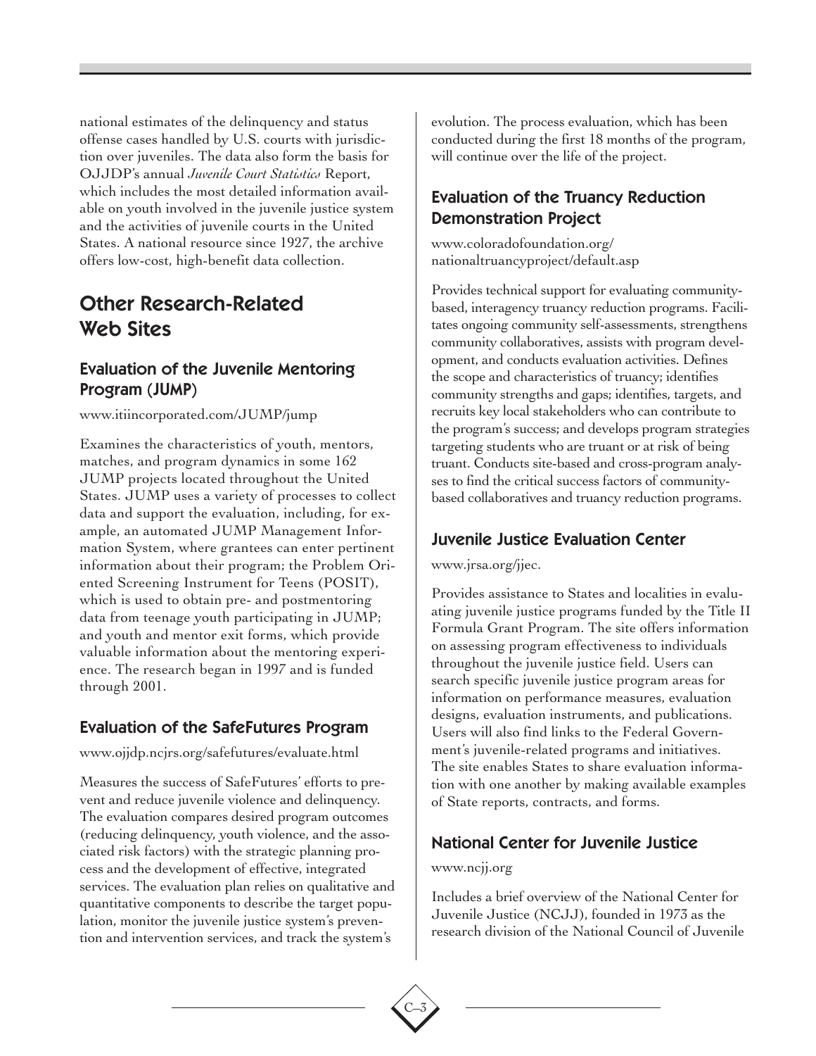national estimates of the delinquency and status offense cases handled by U.S. courts with jurisdiction over juveniles. The data also form the basis for OJJDP's annual *Juvenile Court Statistics* Report, which includes the most detailed information available on youth involved in the juvenile justice system and the activities of juvenile courts in the United States. A national resource since 1927, the archive offers low-cost, high-benefit data collection.

## Other Research-Related Web Sites

### Evaluation of the Juvenile Mentoring Program (JUMP)

www.itiincorporated.com/JUMP/jump

Examines the characteristics of youth, mentors, matches, and program dynamics in some 162 JUMP projects located throughout the United States. JUMP uses a variety of processes to collect data and support the evaluation, including, for example, an automated JUMP Management Information System, where grantees can enter pertinent information about their program; the Problem Oriented Screening Instrument for Teens (POSIT), which is used to obtain pre- and postmentoring data from teenage youth participating in JUMP; and youth and mentor exit forms, which provide valuable information about the mentoring experience. The research began in 1997 and is funded through 2001.

### Evaluation of the SafeFutures Program

www.ojjdp.ncjrs.org/safefutures/evaluate.html

Measures the success of SafeFutures' efforts to prevent and reduce juvenile violence and delinquency. The evaluation compares desired program outcomes (reducing delinquency, youth violence, and the associated risk factors) with the strategic planning process and the development of effective, integrated services. The evaluation plan relies on qualitative and quantitative components to describe the target population, monitor the juvenile justice system's prevention and intervention services, and track the system's evolution. The process evaluation, which has been conducted during the first 18 months of the program, will continue over the life of the project.

### Evaluation of the Truancy Reduction Demonstration Project

www.coloradofoundation.org/nationaltruancyproject/default.asp

Provides technical support for evaluating community-based, interagency truancy reduction programs. Facilitates ongoing community self-assessments, strengthens community collaboratives, assists with program development, and conducts evaluation activities. Defines the scope and characteristics of truancy; identifies community strengths and gaps; identifies, targets, and recruits key local stakeholders who can contribute to the program's success; and develops program strategies targeting students who are truant or at risk of being truant. Conducts site-based and cross-program analyses to find the critical success factors of community-based collaboratives and truancy reduction programs.

### Juvenile Justice Evaluation Center

www.jrsa.org/jjec.

Provides assistance to States and localities in evaluating juvenile justice programs funded by the Title II Formula Grant Program. The site offers information on assessing program effectiveness to individuals throughout the juvenile justice field. Users can search specific juvenile justice program areas for information on performance measures, evaluation designs, evaluation instruments, and publications. Users will also find links to the Federal Government's juvenile-related programs and initiatives. The site enables States to share evaluation information with one another by making available examples of State reports, contracts, and forms.

### National Center for Juvenile Justice

www.ncjj.org

Includes a brief overview of the National Center for Juvenile Justice (NCJJ), founded in 1973 as the research division of the National Council of Juvenile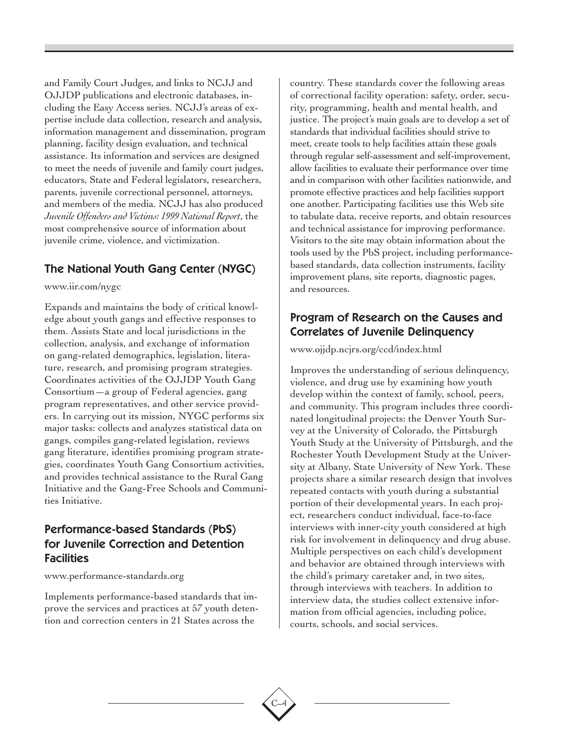and Family Court Judges, and links to NCJJ and OJJDP publications and electronic databases, including the Easy Access series. NCJJ's areas of expertise include data collection, research and analysis, information management and dissemination, program planning, facility design evaluation, and technical assistance. Its information and services are designed to meet the needs of juvenile and family court judges, educators, State and Federal legislators, researchers, parents, juvenile correctional personnel, attorneys, and members of the media. NCJJ has also produced *Juvenile Offenders and Victims: 1999 National Report*, the most comprehensive source of information about juvenile crime, violence, and victimization.

## The National Youth Gang Center (NYGC)

www.iir.com/nygc

Expands and maintains the body of critical knowledge about youth gangs and effective responses to them. Assists State and local jurisdictions in the collection, analysis, and exchange of information on gang-related demographics, legislation, literature, research, and promising program strategies. Coordinates activities of the OJJDP Youth Gang Consortium—a group of Federal agencies, gang program representatives, and other service providers. In carrying out its mission, NYGC performs six major tasks: collects and analyzes statistical data on gangs, compiles gang-related legislation, reviews gang literature, identifies promising program strategies, coordinates Youth Gang Consortium activities, and provides technical assistance to the Rural Gang Initiative and the Gang-Free Schools and Communities Initiative.

## Performance-based Standards (PbS) for Juvenile Correction and Detention Facilities

www.performance-standards.org

Implements performance-based standards that improve the services and practices at 57 youth detention and correction centers in 21 States across the country. These standards cover the following areas of correctional facility operation: safety, order, security, programming, health and mental health, and justice. The project's main goals are to develop a set of standards that individual facilities should strive to meet, create tools to help facilities attain these goals through regular self-assessment and self-improvement, allow facilities to evaluate their performance over time and in comparison with other facilities nationwide, and promote effective practices and help facilities support one another. Participating facilities use this Web site to tabulate data, receive reports, and obtain resources and technical assistance for improving performance. Visitors to the site may obtain information about the tools used by the PbS project, including performance-based standards, data collection instruments, facility improvement plans, site reports, diagnostic pages, and resources.

## Program of Research on the Causes and Correlates of Juvenile Delinquency

www.ojjdp.ncjrs.org/ccd/index.html

Improves the understanding of serious delinquency, violence, and drug use by examining how youth develop within the context of family, school, peers, and community. This program includes three coordinated longitudinal projects: the Denver Youth Survey at the University of Colorado, the Pittsburgh Youth Study at the University of Pittsburgh, and the Rochester Youth Development Study at the University at Albany, State University of New York. These projects share a similar research design that involves repeated contacts with youth during a substantial portion of their developmental years. In each project, researchers conduct individual, face-to-face interviews with inner-city youth considered at high risk for involvement in delinquency and drug abuse. Multiple perspectives on each child's development and behavior are obtained through interviews with the child's primary caretaker and, in two sites, through interviews with teachers. In addition to interview data, the studies collect extensive information from official agencies, including police, courts, schools, and social services.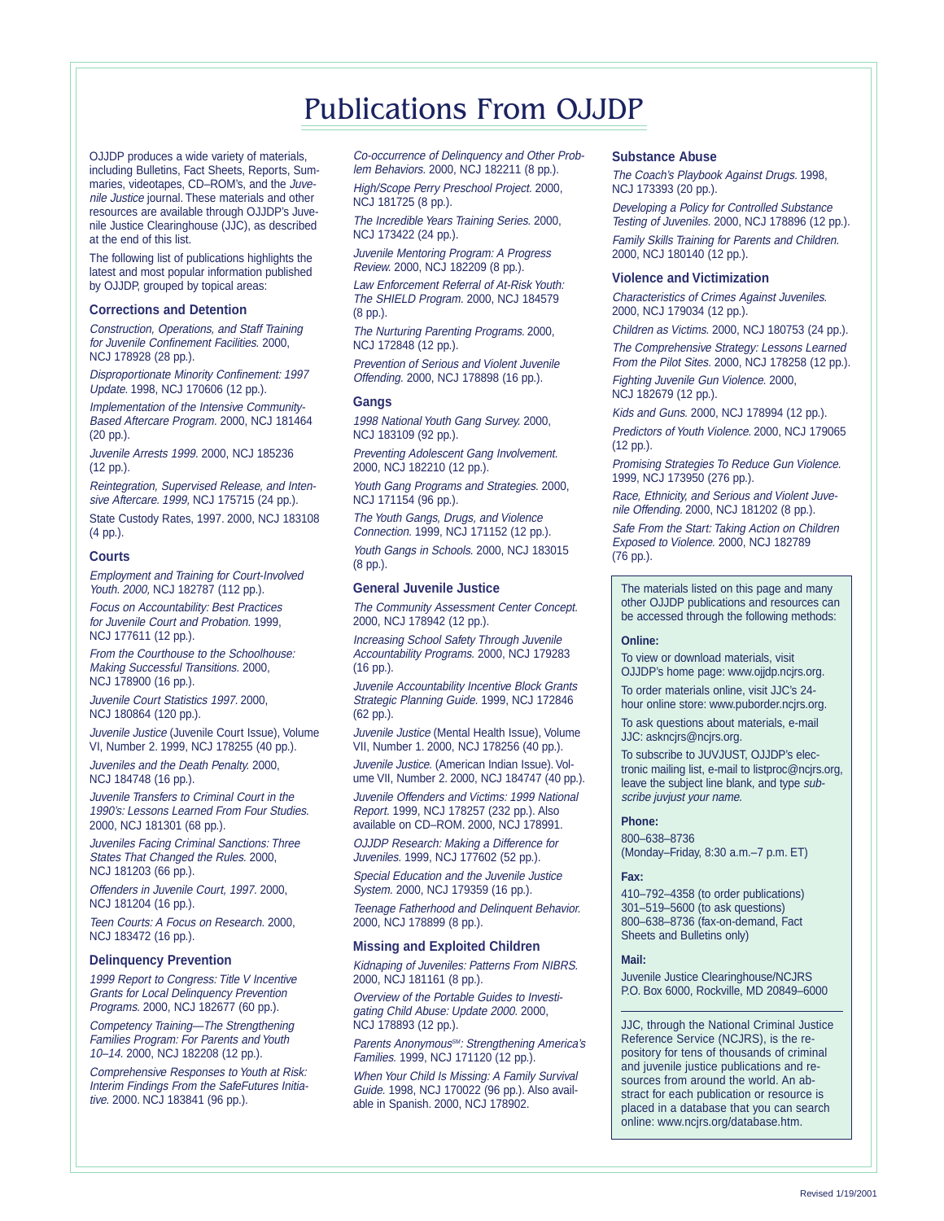# Publications From OJJDP

OJJDP produces a wide variety of materials, including Bulletins, Fact Sheets, Reports, Summaries, videotapes, CD–ROM's, and the *Juvenile Justice* journal. These materials and other resources are available through OJJDP's Juvenile Justice Clearinghouse (JJC), as described at the end of this list.

The following list of publications highlights the latest and most popular information published by OJJDP, grouped by topical areas:

### Corrections and Detention

*Construction, Operations, and Staff Training for Juvenile Confinement Facilities.* 2000, NCJ 178928 (28 pp.).

*Disproportionate Minority Confinement: 1997 Update.* 1998, NCJ 170606 (12 pp.).

*Implementation of the Intensive Community-Based Aftercare Program.* 2000, NCJ 181464 (20 pp.).

*Juvenile Arrests 1999.* 2000, NCJ 185236 (12 pp.).

*Reintegration, Supervised Release, and Intensive Aftercare. 1999,* NCJ 175715 (24 pp.).

State Custody Rates, 1997. 2000, NCJ 183108 (4 pp.).

### Courts

*Employment and Training for Court-Involved Youth. 2000,* NCJ 182787 (112 pp.).

*Focus on Accountability: Best Practices for Juvenile Court and Probation.* 1999, NCJ 177611 (12 pp.).

*From the Courthouse to the Schoolhouse: Making Successful Transitions.* 2000, NCJ 178900 (16 pp.).

*Juvenile Court Statistics 1997.* 2000, NCJ 180864 (120 pp.).

*Juvenile Justice* (Juvenile Court Issue), Volume VI, Number 2. 1999, NCJ 178255 (40 pp.).

*Juveniles and the Death Penalty.* 2000, NCJ 184748 (16 pp.).

*Juvenile Transfers to Criminal Court in the 1990's: Lessons Learned From Four Studies.* 2000, NCJ 181301 (68 pp.).

*Juveniles Facing Criminal Sanctions: Three States That Changed the Rules.* 2000, NCJ 181203 (66 pp.).

*Offenders in Juvenile Court, 1997.* 2000, NCJ 181204 (16 pp.).

*Teen Courts: A Focus on Research.* 2000, NCJ 183472 (16 pp.).

### Delinquency Prevention

*1999 Report to Congress: Title V Incentive Grants for Local Delinquency Prevention Programs.* 2000, NCJ 182677 (60 pp.).

*Competency Training—The Strengthening Families Program: For Parents and Youth 10–14.* 2000, NCJ 182208 (12 pp.).

*Comprehensive Responses to Youth at Risk: Interim Findings From the SafeFutures Initiative.* 2000. NCJ 183841 (96 pp.).

*Co-occurrence of Delinquency and Other Problem Behaviors.* 2000, NCJ 182211 (8 pp.).

*High/Scope Perry Preschool Project.* 2000, NCJ 181725 (8 pp.).

*The Incredible Years Training Series.* 2000, NCJ 173422 (24 pp.).

*Juvenile Mentoring Program: A Progress Review.* 2000, NCJ 182209 (8 pp.).

*Law Enforcement Referral of At-Risk Youth: The SHIELD Program.* 2000, NCJ 184579 (8 pp.).

*The Nurturing Parenting Programs.* 2000, NCJ 172848 (12 pp.).

*Prevention of Serious and Violent Juvenile Offending.* 2000, NCJ 178898 (16 pp.).

### Gangs

*1998 National Youth Gang Survey.* 2000, NCJ 183109 (92 pp.).

*Preventing Adolescent Gang Involvement.* 2000, NCJ 182210 (12 pp.).

*Youth Gang Programs and Strategies.* 2000, NCJ 171154 (96 pp.).

*The Youth Gangs, Drugs, and Violence Connection.* 1999, NCJ 171152 (12 pp.).

*Youth Gangs in Schools.* 2000, NCJ 183015 (8 pp.).

### General Juvenile Justice

*The Community Assessment Center Concept.* 2000, NCJ 178942 (12 pp.).

*Increasing School Safety Through Juvenile Accountability Programs.* 2000, NCJ 179283 (16 pp.).

*Juvenile Accountability Incentive Block Grants Strategic Planning Guide.* 1999, NCJ 172846 (62 pp.).

*Juvenile Justice* (Mental Health Issue), Volume VII, Number 1. 2000, NCJ 178256 (40 pp.).

*Juvenile Justice.* (American Indian Issue). Volume VII, Number 2. 2000, NCJ 184747 (40 pp.).

*Juvenile Offenders and Victims: 1999 National Report.* 1999, NCJ 178257 (232 pp.). Also available on CD–ROM. 2000, NCJ 178991.

*OJJDP Research: Making a Difference for Juveniles.* 1999, NCJ 177602 (52 pp.).

*Special Education and the Juvenile Justice System.* 2000, NCJ 179359 (16 pp.).

*Teenage Fatherhood and Delinquent Behavior.* 2000, NCJ 178899 (8 pp.).

### Missing and Exploited Children

*Kidnaping of Juveniles: Patterns From NIBRS.* 2000, NCJ 181161 (8 pp.).

*Overview of the Portable Guides to Investigating Child Abuse: Update 2000.* 2000, NCJ 178893 (12 pp.).

*Parents Anonymous[SM]: Strengthening America's Families.* 1999, NCJ 171120 (12 pp.).

*When Your Child Is Missing: A Family Survival Guide.* 1998, NCJ 170022 (96 pp.). Also available in Spanish. 2000, NCJ 178902.

### Substance Abuse

*The Coach's Playbook Against Drugs.* 1998, NCJ 173393 (20 pp.).

*Developing a Policy for Controlled Substance Testing of Juveniles.* 2000, NCJ 178896 (12 pp.).

*Family Skills Training for Parents and Children.* 2000, NCJ 180140 (12 pp.).

### Violence and Victimization

*Characteristics of Crimes Against Juveniles.* 2000, NCJ 179034 (12 pp.).

*Children as Victims.* 2000, NCJ 180753 (24 pp.).

*The Comprehensive Strategy: Lessons Learned From the Pilot Sites.* 2000, NCJ 178258 (12 pp.).

*Fighting Juvenile Gun Violence.* 2000, NCJ 182679 (12 pp.).

*Kids and Guns.* 2000, NCJ 178994 (12 pp.).

*Predictors of Youth Violence.* 2000, NCJ 179065 (12 pp.).

*Promising Strategies To Reduce Gun Violence.* 1999, NCJ 173950 (276 pp.).

*Race, Ethnicity, and Serious and Violent Juvenile Offending.* 2000, NCJ 181202 (8 pp.).

*Safe From the Start: Taking Action on Children Exposed to Violence.* 2000, NCJ 182789 (76 pp.).

---

The materials listed on this page and many other OJJDP publications and resources can be accessed through the following methods:

**Online:**

To view or download materials, visit OJJDP's home page: www.ojjdp.ncjrs.org.

To order materials online, visit JJC's 24-hour online store: www.puborder.ncjrs.org.

To ask questions about materials, e-mail JJC: askncjrs@ncjrs.org.

To subscribe to JUVJUST, OJJDP's electronic mailing list, e-mail to listproc@ncjrs.org, leave the subject line blank, and type *subscribe juvjust your name.*

**Phone:**

800–638–8736
(Monday–Friday, 8:30 a.m.–7 p.m. ET)

**Fax:**

410–792–4358 (to order publications)
301–519–5600 (to ask questions)
800–638–8736 (fax-on-demand, Fact Sheets and Bulletins only)

**Mail:**

Juvenile Justice Clearinghouse/NCJRS
P.O. Box 6000, Rockville, MD 20849–6000

JJC, through the National Criminal Justice Reference Service (NCJRS), is the repository for tens of thousands of criminal and juvenile justice publications and resources from around the world. An abstract for each publication or resource is placed in a database that you can search online: www.ncjrs.org/database.htm.

---

Revised 1/19/2001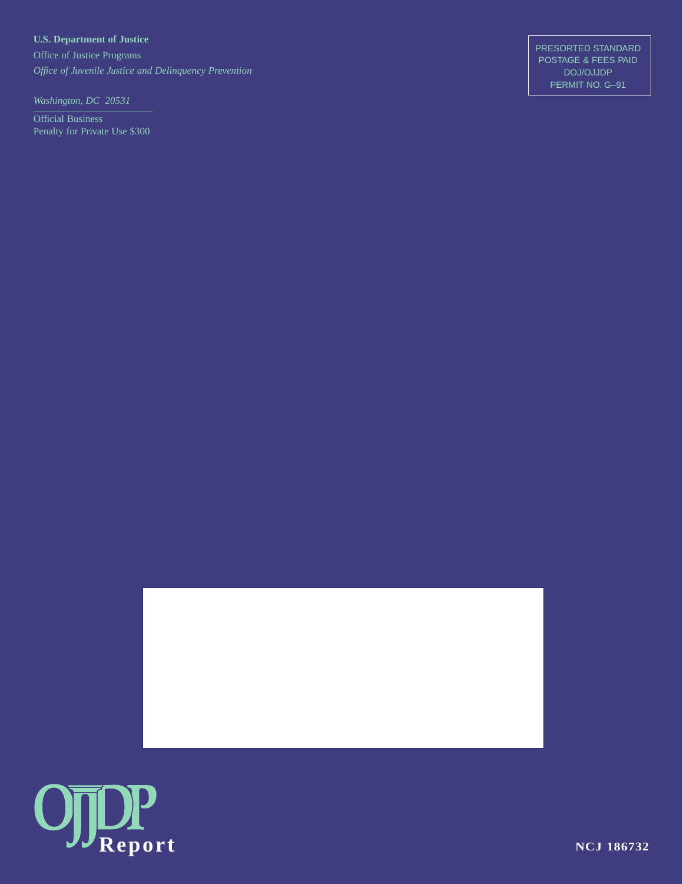**U.S. Department of Justice**

Office of Justice Programs

*Office of Juvenile Justice and Delinquency Prevention*

*Washington, DC 20531*

Official Business
Penalty for Private Use $300

PRESORTED STANDARD
POSTAGE & FEES PAID
DOJ/OJJDP
PERMIT NO. G–91

OJJDP **Report**

**NCJ 186732**